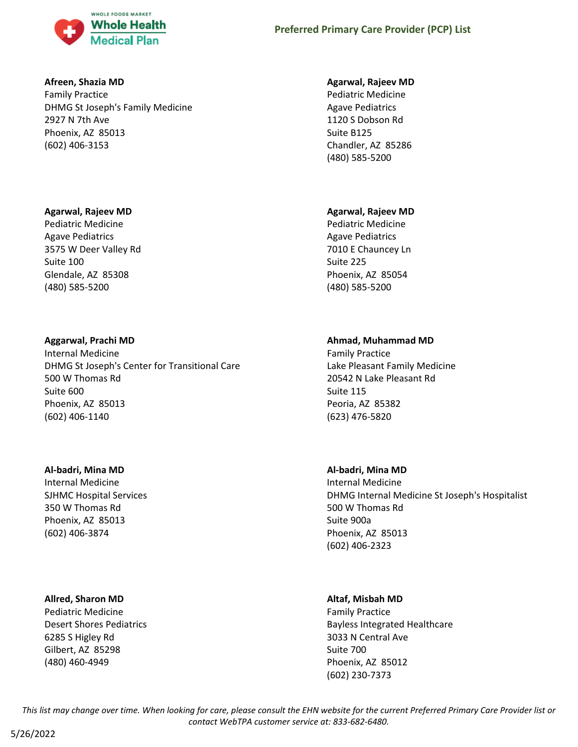# Preferred Primary Care Provider (PCP) List

**Afreen, Shazia MD**
Family Practice
DHMG St Joseph's Family Medicine
2927 N 7th Ave
Phoenix, AZ 85013
(602) 406-3153

**Agarwal, Rajeev MD**
Pediatric Medicine
Agave Pediatrics
1120 S Dobson Rd
Suite B125
Chandler, AZ 85286
(480) 585-5200

**Agarwal, Rajeev MD**
Pediatric Medicine
Agave Pediatrics
3575 W Deer Valley Rd
Suite 100
Glendale, AZ 85308
(480) 585-5200

**Agarwal, Rajeev MD**
Pediatric Medicine
Agave Pediatrics
7010 E Chauncey Ln
Suite 225
Phoenix, AZ 85054
(480) 585-5200

**Aggarwal, Prachi MD**
Internal Medicine
DHMG St Joseph's Center for Transitional Care
500 W Thomas Rd
Suite 600
Phoenix, AZ 85013
(602) 406-1140

**Ahmad, Muhammad MD**
Family Practice
Lake Pleasant Family Medicine
20542 N Lake Pleasant Rd
Suite 115
Peoria, AZ 85382
(623) 476-5820

**Al-badri, Mina MD**
Internal Medicine
SJHMC Hospital Services
350 W Thomas Rd
Phoenix, AZ 85013
(602) 406-3874

**Al-badri, Mina MD**
Internal Medicine
DHMG Internal Medicine St Joseph's Hospitalist
500 W Thomas Rd
Suite 900a
Phoenix, AZ 85013
(602) 406-2323

**Allred, Sharon MD**
Pediatric Medicine
Desert Shores Pediatrics
6285 S Higley Rd
Gilbert, AZ 85298
(480) 460-4949

**Altaf, Misbah MD**
Family Practice
Bayless Integrated Healthcare
3033 N Central Ave
Suite 700
Phoenix, AZ 85012
(602) 230-7373

*This list may change over time. When looking for care, please consult the EHN website for the current Preferred Primary Care Provider list or contact WebTPA customer service at: 833-682-6480.*

5/26/2022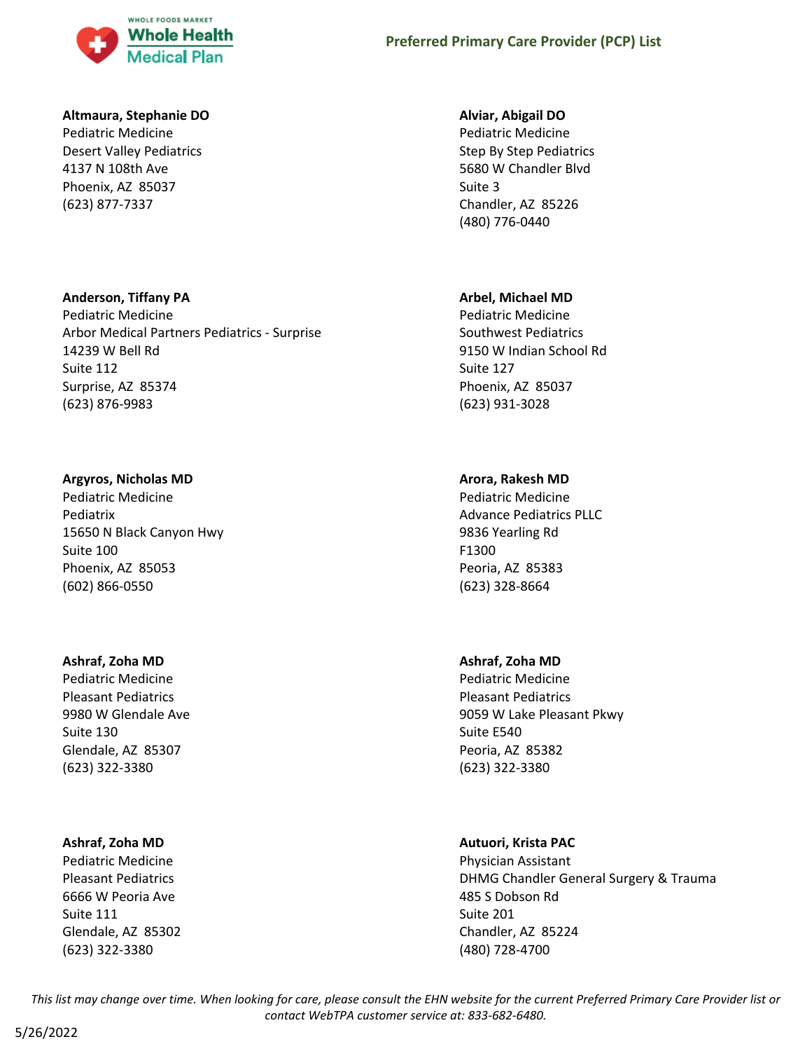**Altmaura, Stephanie DO**
Pediatric Medicine
Desert Valley Pediatrics
4137 N 108th Ave
Phoenix, AZ 85037
(623) 877-7337

**Alviar, Abigail DO**
Pediatric Medicine
Step By Step Pediatrics
5680 W Chandler Blvd
Suite 3
Chandler, AZ 85226
(480) 776-0440

**Anderson, Tiffany PA**
Pediatric Medicine
Arbor Medical Partners Pediatrics - Surprise
14239 W Bell Rd
Suite 112
Surprise, AZ 85374
(623) 876-9983

**Arbel, Michael MD**
Pediatric Medicine
Southwest Pediatrics
9150 W Indian School Rd
Suite 127
Phoenix, AZ 85037
(623) 931-3028

**Argyros, Nicholas MD**
Pediatric Medicine
Pediatrix
15650 N Black Canyon Hwy
Suite 100
Phoenix, AZ 85053
(602) 866-0550

**Arora, Rakesh MD**
Pediatric Medicine
Advance Pediatrics PLLC
9836 Yearling Rd
F1300
Peoria, AZ 85383
(623) 328-8664

**Ashraf, Zoha MD**
Pediatric Medicine
Pleasant Pediatrics
9980 W Glendale Ave
Suite 130
Glendale, AZ 85307
(623) 322-3380

**Ashraf, Zoha MD**
Pediatric Medicine
Pleasant Pediatrics
9059 W Lake Pleasant Pkwy
Suite E540
Peoria, AZ 85382
(623) 322-3380

**Ashraf, Zoha MD**
Pediatric Medicine
Pleasant Pediatrics
6666 W Peoria Ave
Suite 111
Glendale, AZ 85302
(623) 322-3380

**Autuori, Krista PAC**
Physician Assistant
DHMG Chandler General Surgery & Trauma
485 S Dobson Rd
Suite 201
Chandler, AZ 85224
(480) 728-4700

*This list may change over time. When looking for care, please consult the EHN website for the current Preferred Primary Care Provider list or contact WebTPA customer service at: 833-682-6480.*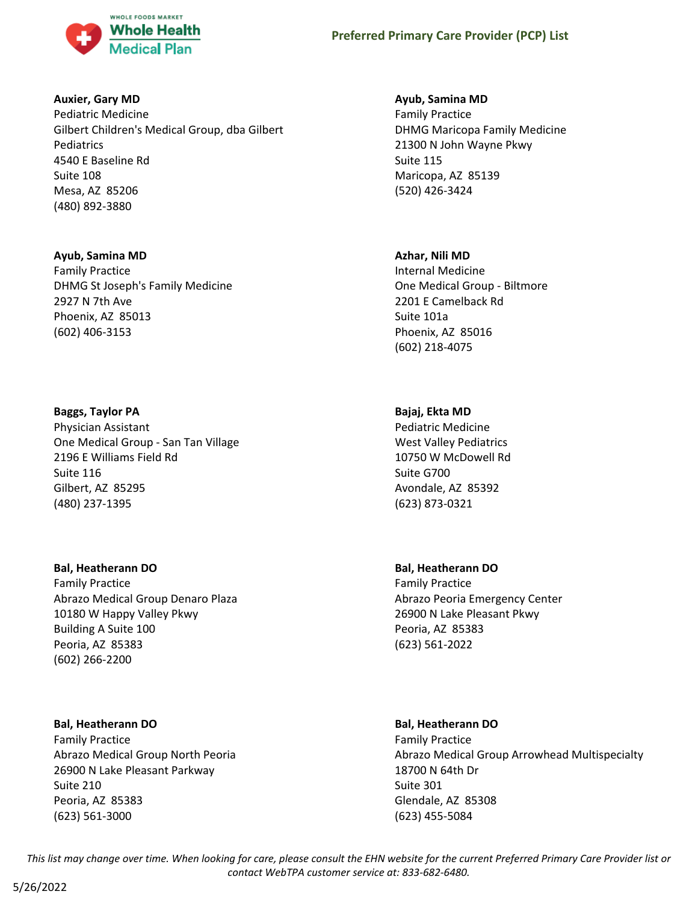**Auxier, Gary MD**
Pediatric Medicine
Gilbert Children's Medical Group, dba Gilbert Pediatrics
4540 E Baseline Rd
Suite 108
Mesa, AZ 85206
(480) 892-3880

**Ayub, Samina MD**
Family Practice
DHMG St Joseph's Family Medicine
2927 N 7th Ave
Phoenix, AZ 85013
(602) 406-3153

**Baggs, Taylor PA**
Physician Assistant
One Medical Group - San Tan Village
2196 E Williams Field Rd
Suite 116
Gilbert, AZ 85295
(480) 237-1395

**Bal, Heatherann DO**
Family Practice
Abrazo Medical Group Denaro Plaza
10180 W Happy Valley Pkwy
Building A Suite 100
Peoria, AZ 85383
(602) 266-2200

**Bal, Heatherann DO**
Family Practice
Abrazo Medical Group North Peoria
26900 N Lake Pleasant Parkway
Suite 210
Peoria, AZ 85383
(623) 561-3000

**Ayub, Samina MD**
Family Practice
DHMG Maricopa Family Medicine
21300 N John Wayne Pkwy
Suite 115
Maricopa, AZ 85139
(520) 426-3424

**Azhar, Nili MD**
Internal Medicine
One Medical Group - Biltmore
2201 E Camelback Rd
Suite 101a
Phoenix, AZ 85016
(602) 218-4075

**Bajaj, Ekta MD**
Pediatric Medicine
West Valley Pediatrics
10750 W McDowell Rd
Suite G700
Avondale, AZ 85392
(623) 873-0321

**Bal, Heatherann DO**
Family Practice
Abrazo Peoria Emergency Center
26900 N Lake Pleasant Pkwy
Peoria, AZ 85383
(623) 561-2022

**Bal, Heatherann DO**
Family Practice
Abrazo Medical Group Arrowhead Multispecialty
18700 N 64th Dr
Suite 301
Glendale, AZ 85308
(623) 455-5084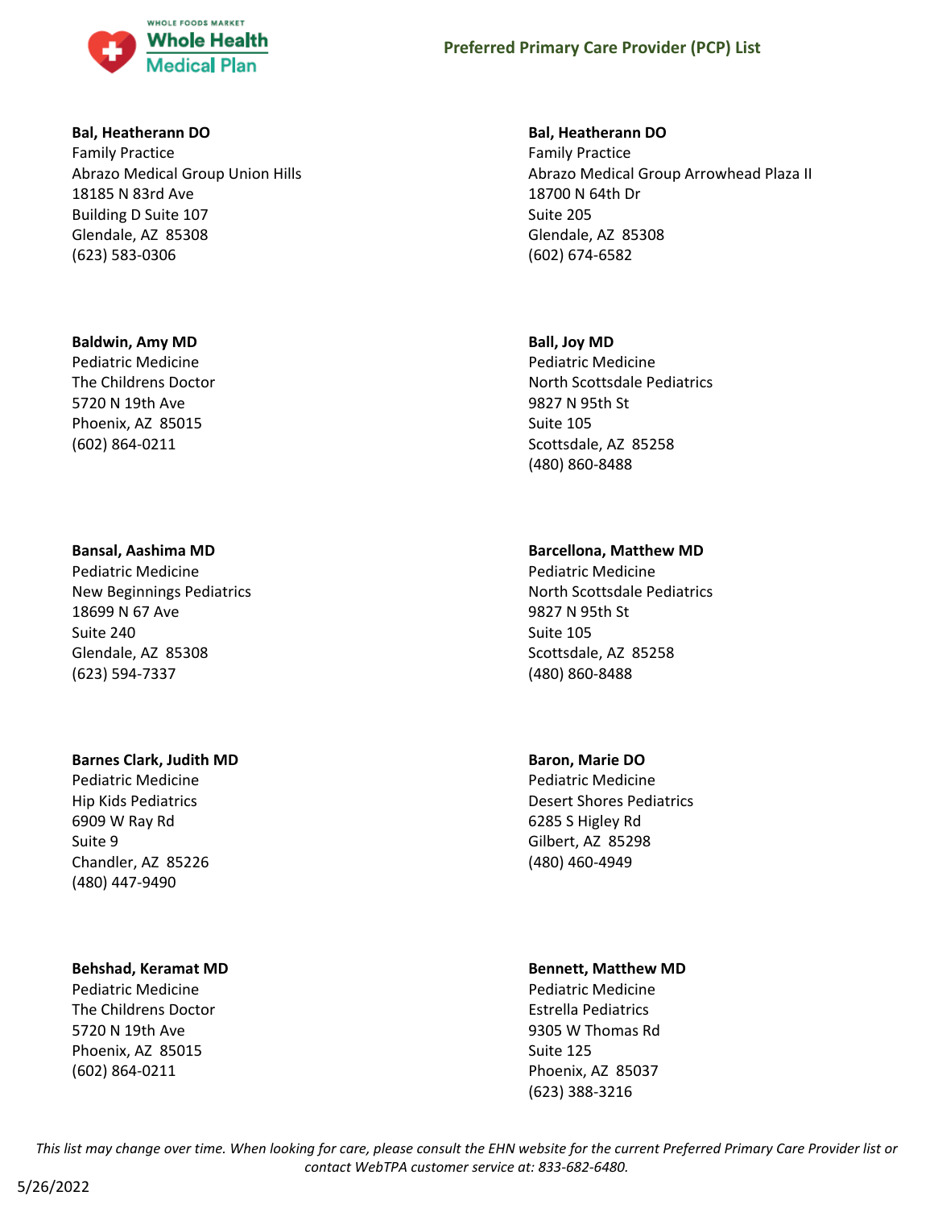**Bal, Heatherann DO**
Family Practice
Abrazo Medical Group Union Hills
18185 N 83rd Ave
Building D Suite 107
Glendale, AZ 85308
(623) 583-0306

**Bal, Heatherann DO**
Family Practice
Abrazo Medical Group Arrowhead Plaza II
18700 N 64th Dr
Suite 205
Glendale, AZ 85308
(602) 674-6582

**Baldwin, Amy MD**
Pediatric Medicine
The Childrens Doctor
5720 N 19th Ave
Phoenix, AZ 85015
(602) 864-0211

**Ball, Joy MD**
Pediatric Medicine
North Scottsdale Pediatrics
9827 N 95th St
Suite 105
Scottsdale, AZ 85258
(480) 860-8488

**Bansal, Aashima MD**
Pediatric Medicine
New Beginnings Pediatrics
18699 N 67 Ave
Suite 240
Glendale, AZ 85308
(623) 594-7337

**Barcellona, Matthew MD**
Pediatric Medicine
North Scottsdale Pediatrics
9827 N 95th St
Suite 105
Scottsdale, AZ 85258
(480) 860-8488

**Barnes Clark, Judith MD**
Pediatric Medicine
Hip Kids Pediatrics
6909 W Ray Rd
Suite 9
Chandler, AZ 85226
(480) 447-9490

**Baron, Marie DO**
Pediatric Medicine
Desert Shores Pediatrics
6285 S Higley Rd
Gilbert, AZ 85298
(480) 460-4949

**Behshad, Keramat MD**
Pediatric Medicine
The Childrens Doctor
5720 N 19th Ave
Phoenix, AZ 85015
(602) 864-0211

**Bennett, Matthew MD**
Pediatric Medicine
Estrella Pediatrics
9305 W Thomas Rd
Suite 125
Phoenix, AZ 85037
(623) 388-3216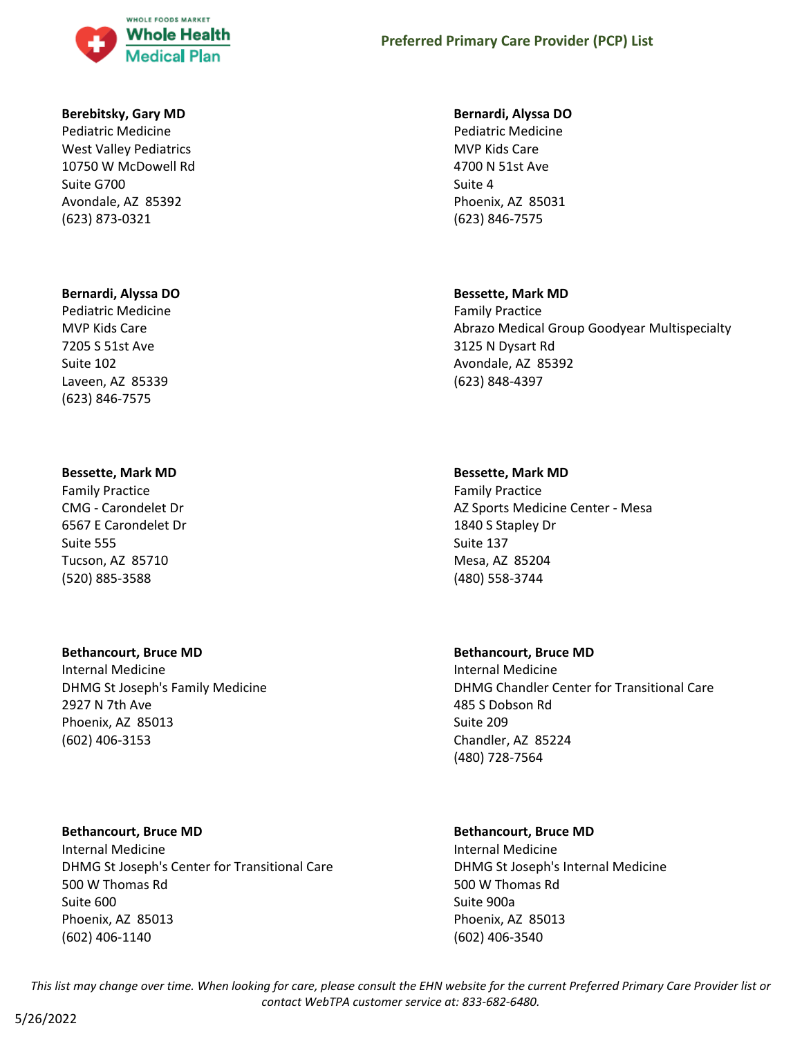**Berebitsky, Gary MD**
Pediatric Medicine
West Valley Pediatrics
10750 W McDowell Rd
Suite G700
Avondale, AZ 85392
(623) 873-0321

**Bernardi, Alyssa DO**
Pediatric Medicine
MVP Kids Care
4700 N 51st Ave
Suite 4
Phoenix, AZ 85031
(623) 846-7575

**Bernardi, Alyssa DO**
Pediatric Medicine
MVP Kids Care
7205 S 51st Ave
Suite 102
Laveen, AZ 85339
(623) 846-7575

**Bessette, Mark MD**
Family Practice
Abrazo Medical Group Goodyear Multispecialty
3125 N Dysart Rd
Avondale, AZ 85392
(623) 848-4397

**Bessette, Mark MD**
Family Practice
CMG - Carondelet Dr
6567 E Carondelet Dr
Suite 555
Tucson, AZ 85710
(520) 885-3588

**Bessette, Mark MD**
Family Practice
AZ Sports Medicine Center - Mesa
1840 S Stapley Dr
Suite 137
Mesa, AZ 85204
(480) 558-3744

**Bethancourt, Bruce MD**
Internal Medicine
DHMG St Joseph's Family Medicine
2927 N 7th Ave
Phoenix, AZ 85013
(602) 406-3153

**Bethancourt, Bruce MD**
Internal Medicine
DHMG Chandler Center for Transitional Care
485 S Dobson Rd
Suite 209
Chandler, AZ 85224
(480) 728-7564

**Bethancourt, Bruce MD**
Internal Medicine
DHMG St Joseph's Center for Transitional Care
500 W Thomas Rd
Suite 600
Phoenix, AZ 85013
(602) 406-1140

**Bethancourt, Bruce MD**
Internal Medicine
DHMG St Joseph's Internal Medicine
500 W Thomas Rd
Suite 900a
Phoenix, AZ 85013
(602) 406-3540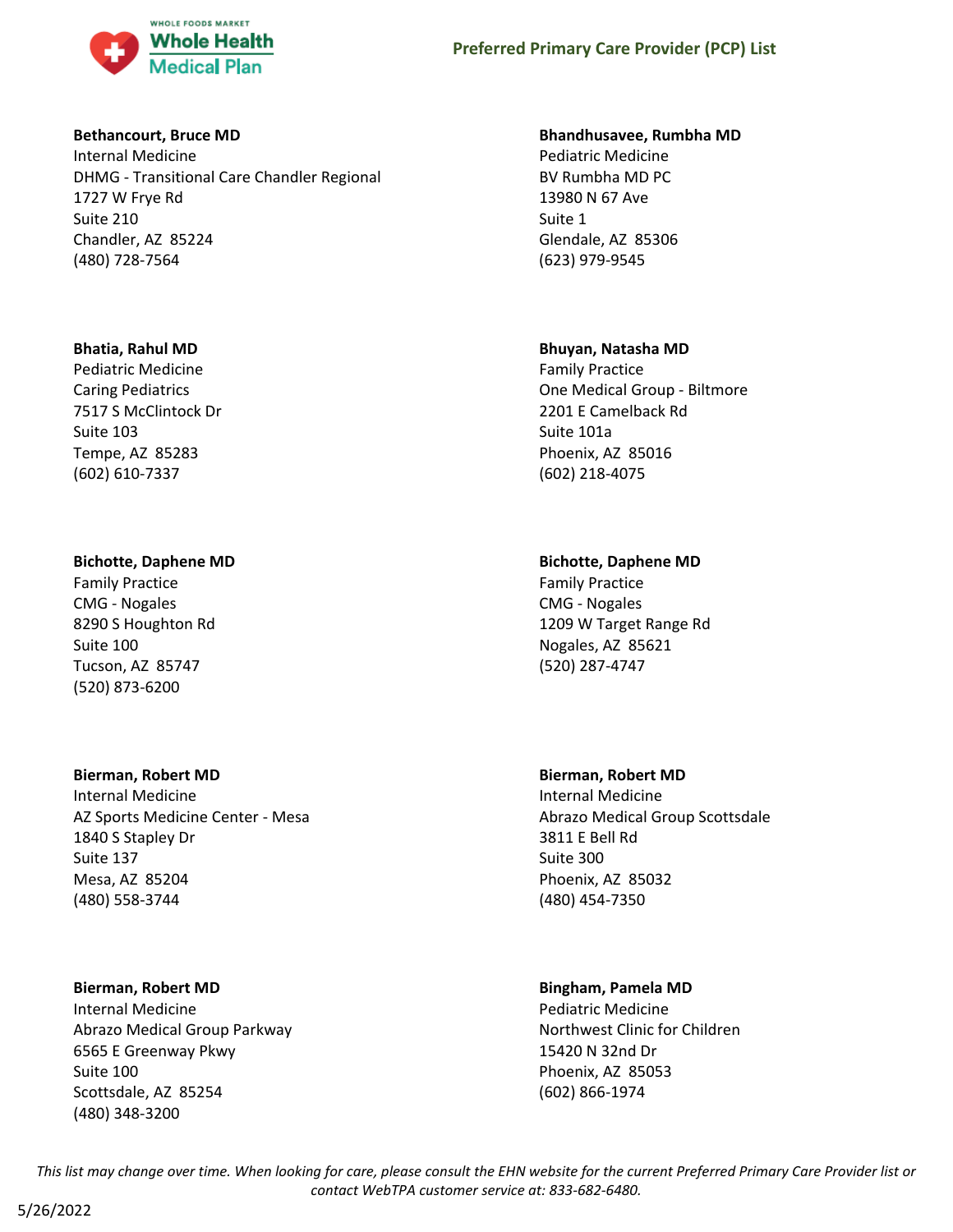**Bethancourt, Bruce MD**
Internal Medicine
DHMG - Transitional Care Chandler Regional
1727 W Frye Rd
Suite 210
Chandler, AZ 85224
(480) 728-7564

**Bhandhusavee, Rumbha MD**
Pediatric Medicine
BV Rumbha MD PC
13980 N 67 Ave
Suite 1
Glendale, AZ 85306
(623) 979-9545

**Bhatia, Rahul MD**
Pediatric Medicine
Caring Pediatrics
7517 S McClintock Dr
Suite 103
Tempe, AZ 85283
(602) 610-7337

**Bhuyan, Natasha MD**
Family Practice
One Medical Group - Biltmore
2201 E Camelback Rd
Suite 101a
Phoenix, AZ 85016
(602) 218-4075

**Bichotte, Daphene MD**
Family Practice
CMG - Nogales
8290 S Houghton Rd
Suite 100
Tucson, AZ 85747
(520) 873-6200

**Bichotte, Daphene MD**
Family Practice
CMG - Nogales
1209 W Target Range Rd
Nogales, AZ 85621
(520) 287-4747

**Bierman, Robert MD**
Internal Medicine
AZ Sports Medicine Center - Mesa
1840 S Stapley Dr
Suite 137
Mesa, AZ 85204
(480) 558-3744

**Bierman, Robert MD**
Internal Medicine
Abrazo Medical Group Scottsdale
3811 E Bell Rd
Suite 300
Phoenix, AZ 85032
(480) 454-7350

**Bierman, Robert MD**
Internal Medicine
Abrazo Medical Group Parkway
6565 E Greenway Pkwy
Suite 100
Scottsdale, AZ 85254
(480) 348-3200

**Bingham, Pamela MD**
Pediatric Medicine
Northwest Clinic for Children
15420 N 32nd Dr
Phoenix, AZ 85053
(602) 866-1974

*This list may change over time. When looking for care, please consult the EHN website for the current Preferred Primary Care Provider list or contact WebTPA customer service at: 833-682-6480.*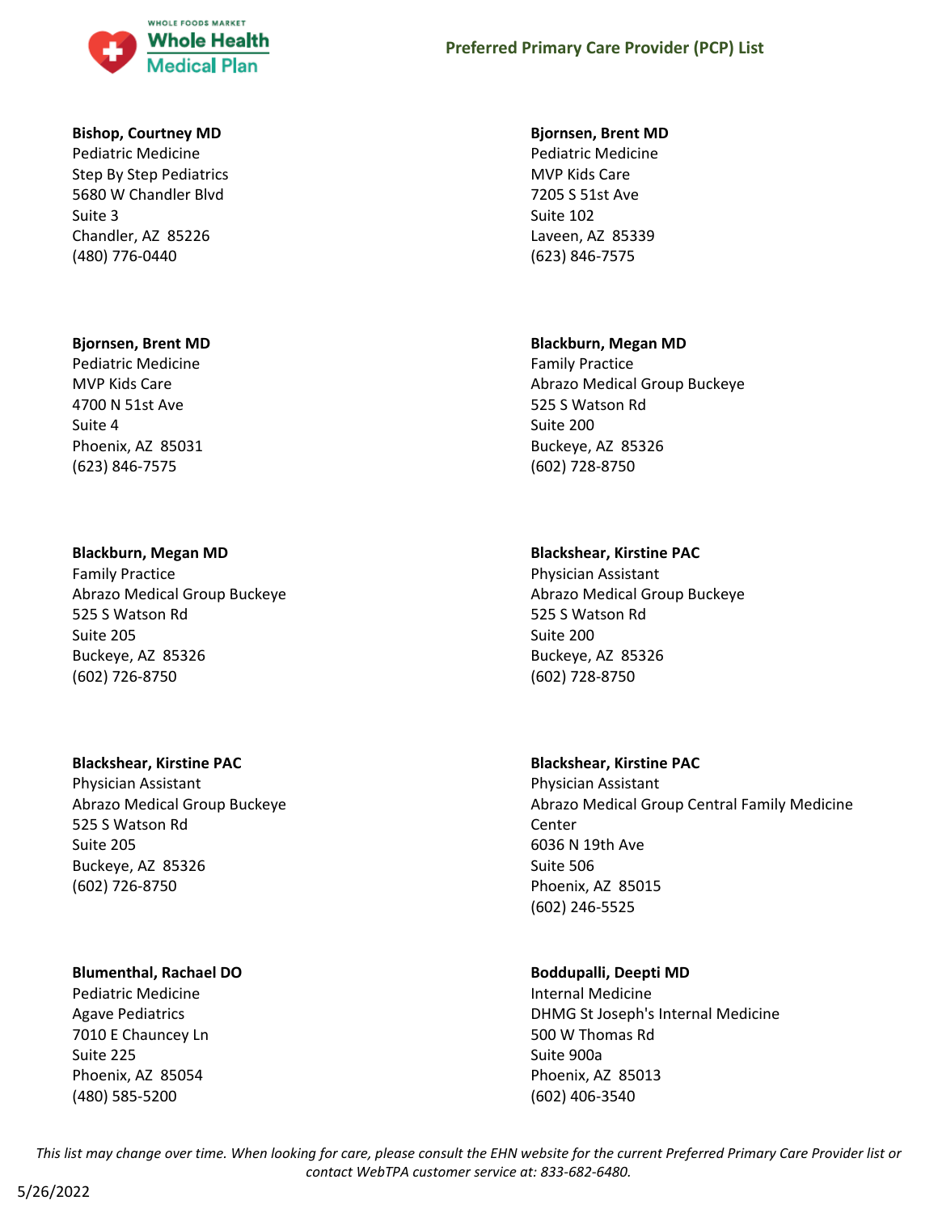**Bishop, Courtney MD**
Pediatric Medicine
Step By Step Pediatrics
5680 W Chandler Blvd
Suite 3
Chandler, AZ 85226
(480) 776-0440

**Bjornsen, Brent MD**
Pediatric Medicine
MVP Kids Care
4700 N 51st Ave
Suite 4
Phoenix, AZ 85031
(623) 846-7575

**Blackburn, Megan MD**
Family Practice
Abrazo Medical Group Buckeye
525 S Watson Rd
Suite 205
Buckeye, AZ 85326
(602) 726-8750

**Blackshear, Kirstine PAC**
Physician Assistant
Abrazo Medical Group Buckeye
525 S Watson Rd
Suite 205
Buckeye, AZ 85326
(602) 726-8750

**Blumenthal, Rachael DO**
Pediatric Medicine
Agave Pediatrics
7010 E Chauncey Ln
Suite 225
Phoenix, AZ 85054
(480) 585-5200

**Bjornsen, Brent MD**
Pediatric Medicine
MVP Kids Care
7205 S 51st Ave
Suite 102
Laveen, AZ 85339
(623) 846-7575

**Blackburn, Megan MD**
Family Practice
Abrazo Medical Group Buckeye
525 S Watson Rd
Suite 200
Buckeye, AZ 85326
(602) 728-8750

**Blackshear, Kirstine PAC**
Physician Assistant
Abrazo Medical Group Buckeye
525 S Watson Rd
Suite 200
Buckeye, AZ 85326
(602) 728-8750

**Blackshear, Kirstine PAC**
Physician Assistant
Abrazo Medical Group Central Family Medicine Center
6036 N 19th Ave
Suite 506
Phoenix, AZ 85015
(602) 246-5525

**Boddupalli, Deepti MD**
Internal Medicine
DHMG St Joseph's Internal Medicine
500 W Thomas Rd
Suite 900a
Phoenix, AZ 85013
(602) 406-3540

*This list may change over time. When looking for care, please consult the EHN website for the current Preferred Primary Care Provider list or contact WebTPA customer service at: 833-682-6480.*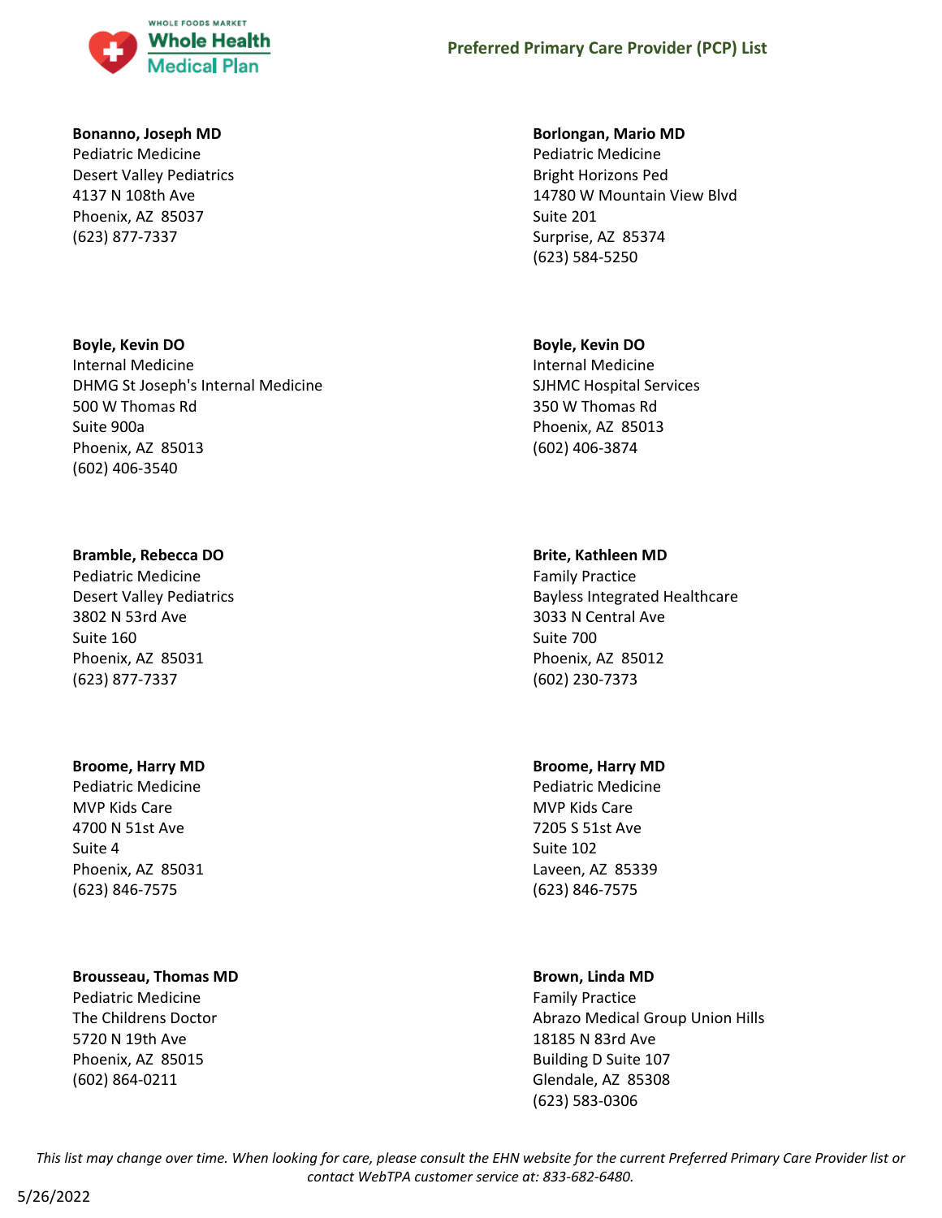**Bonanno, Joseph MD**
Pediatric Medicine
Desert Valley Pediatrics
4137 N 108th Ave
Phoenix, AZ 85037
(623) 877-7337

**Borlongan, Mario MD**
Pediatric Medicine
Bright Horizons Ped
14780 W Mountain View Blvd
Suite 201
Surprise, AZ 85374
(623) 584-5250

**Boyle, Kevin DO**
Internal Medicine
DHMG St Joseph's Internal Medicine
500 W Thomas Rd
Suite 900a
Phoenix, AZ 85013
(602) 406-3540

**Boyle, Kevin DO**
Internal Medicine
SJHMC Hospital Services
350 W Thomas Rd
Phoenix, AZ 85013
(602) 406-3874

**Bramble, Rebecca DO**
Pediatric Medicine
Desert Valley Pediatrics
3802 N 53rd Ave
Suite 160
Phoenix, AZ 85031
(623) 877-7337

**Brite, Kathleen MD**
Family Practice
Bayless Integrated Healthcare
3033 N Central Ave
Suite 700
Phoenix, AZ 85012
(602) 230-7373

**Broome, Harry MD**
Pediatric Medicine
MVP Kids Care
4700 N 51st Ave
Suite 4
Phoenix, AZ 85031
(623) 846-7575

**Broome, Harry MD**
Pediatric Medicine
MVP Kids Care
7205 S 51st Ave
Suite 102
Laveen, AZ 85339
(623) 846-7575

**Brousseau, Thomas MD**
Pediatric Medicine
The Childrens Doctor
5720 N 19th Ave
Phoenix, AZ 85015
(602) 864-0211

**Brown, Linda MD**
Family Practice
Abrazo Medical Group Union Hills
18185 N 83rd Ave
Building D Suite 107
Glendale, AZ 85308
(623) 583-0306

*This list may change over time. When looking for care, please consult the EHN website for the current Preferred Primary Care Provider list or contact WebTPA customer service at: 833-682-6480.*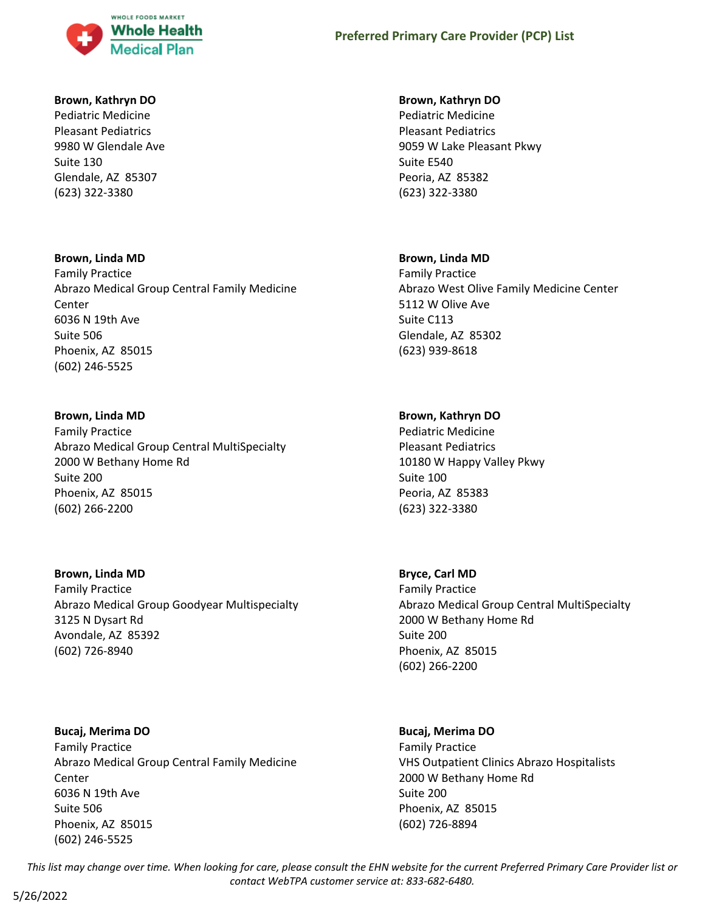**Brown, Kathryn DO**
Pediatric Medicine
Pleasant Pediatrics
9980 W Glendale Ave
Suite 130
Glendale, AZ 85307
(623) 322-3380

**Brown, Linda MD**
Family Practice
Abrazo Medical Group Central Family Medicine Center
6036 N 19th Ave
Suite 506
Phoenix, AZ 85015
(602) 246-5525

**Brown, Linda MD**
Family Practice
Abrazo Medical Group Central MultiSpecialty
2000 W Bethany Home Rd
Suite 200
Phoenix, AZ 85015
(602) 266-2200

**Brown, Linda MD**
Family Practice
Abrazo Medical Group Goodyear Multispecialty
3125 N Dysart Rd
Avondale, AZ 85392
(602) 726-8940

**Bucaj, Merima DO**
Family Practice
Abrazo Medical Group Central Family Medicine Center
6036 N 19th Ave
Suite 506
Phoenix, AZ 85015
(602) 246-5525

**Brown, Kathryn DO**
Pediatric Medicine
Pleasant Pediatrics
9059 W Lake Pleasant Pkwy
Suite E540
Peoria, AZ 85382
(623) 322-3380

**Brown, Linda MD**
Family Practice
Abrazo West Olive Family Medicine Center
5112 W Olive Ave
Suite C113
Glendale, AZ 85302
(623) 939-8618

**Brown, Kathryn DO**
Pediatric Medicine
Pleasant Pediatrics
10180 W Happy Valley Pkwy
Suite 100
Peoria, AZ 85383
(623) 322-3380

**Bryce, Carl MD**
Family Practice
Abrazo Medical Group Central MultiSpecialty
2000 W Bethany Home Rd
Suite 200
Phoenix, AZ 85015
(602) 266-2200

**Bucaj, Merima DO**
Family Practice
VHS Outpatient Clinics Abrazo Hospitalists
2000 W Bethany Home Rd
Suite 200
Phoenix, AZ 85015
(602) 726-8894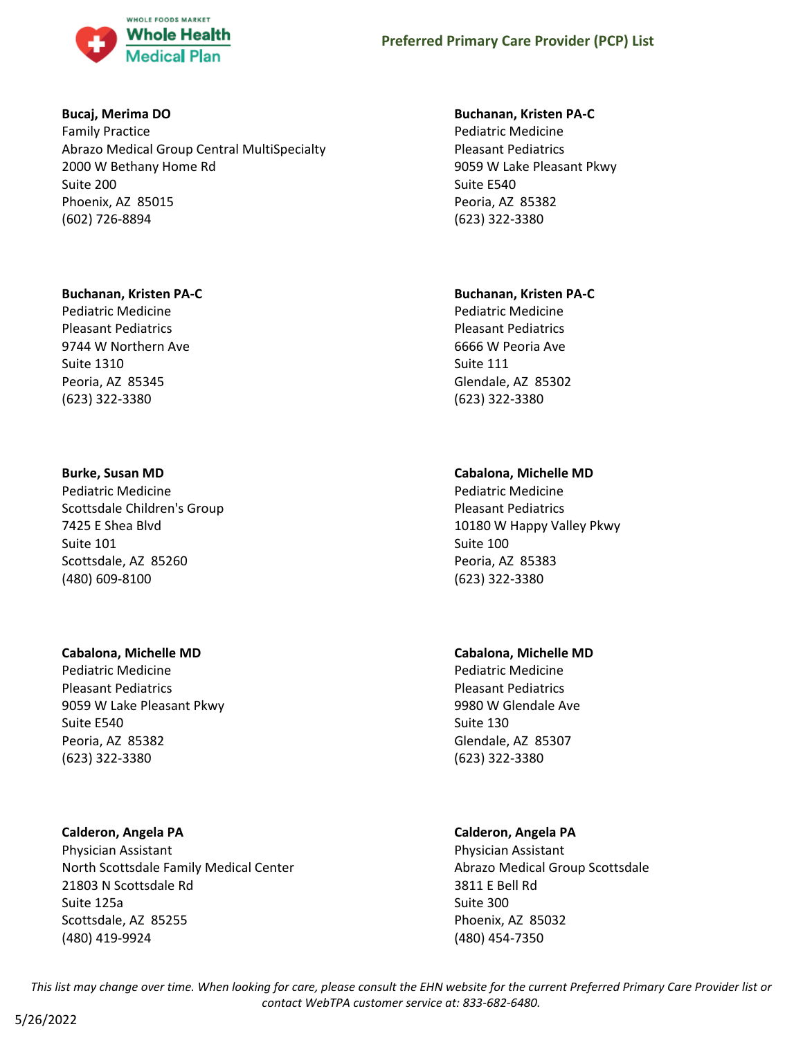**Bucaj, Merima DO**
Family Practice
Abrazo Medical Group Central MultiSpecialty
2000 W Bethany Home Rd
Suite 200
Phoenix, AZ 85015
(602) 726-8894

**Buchanan, Kristen PA-C**
Pediatric Medicine
Pleasant Pediatrics
9059 W Lake Pleasant Pkwy
Suite E540
Peoria, AZ 85382
(623) 322-3380

**Buchanan, Kristen PA-C**
Pediatric Medicine
Pleasant Pediatrics
9744 W Northern Ave
Suite 1310
Peoria, AZ 85345
(623) 322-3380

**Buchanan, Kristen PA-C**
Pediatric Medicine
Pleasant Pediatrics
6666 W Peoria Ave
Suite 111
Glendale, AZ 85302
(623) 322-3380

**Burke, Susan MD**
Pediatric Medicine
Scottsdale Children's Group
7425 E Shea Blvd
Suite 101
Scottsdale, AZ 85260
(480) 609-8100

**Cabalona, Michelle MD**
Pediatric Medicine
Pleasant Pediatrics
10180 W Happy Valley Pkwy
Suite 100
Peoria, AZ 85383
(623) 322-3380

**Cabalona, Michelle MD**
Pediatric Medicine
Pleasant Pediatrics
9059 W Lake Pleasant Pkwy
Suite E540
Peoria, AZ 85382
(623) 322-3380

**Cabalona, Michelle MD**
Pediatric Medicine
Pleasant Pediatrics
9980 W Glendale Ave
Suite 130
Glendale, AZ 85307
(623) 322-3380

**Calderon, Angela PA**
Physician Assistant
North Scottsdale Family Medical Center
21803 N Scottsdale Rd
Suite 125a
Scottsdale, AZ 85255
(480) 419-9924

**Calderon, Angela PA**
Physician Assistant
Abrazo Medical Group Scottsdale
3811 E Bell Rd
Suite 300
Phoenix, AZ 85032
(480) 454-7350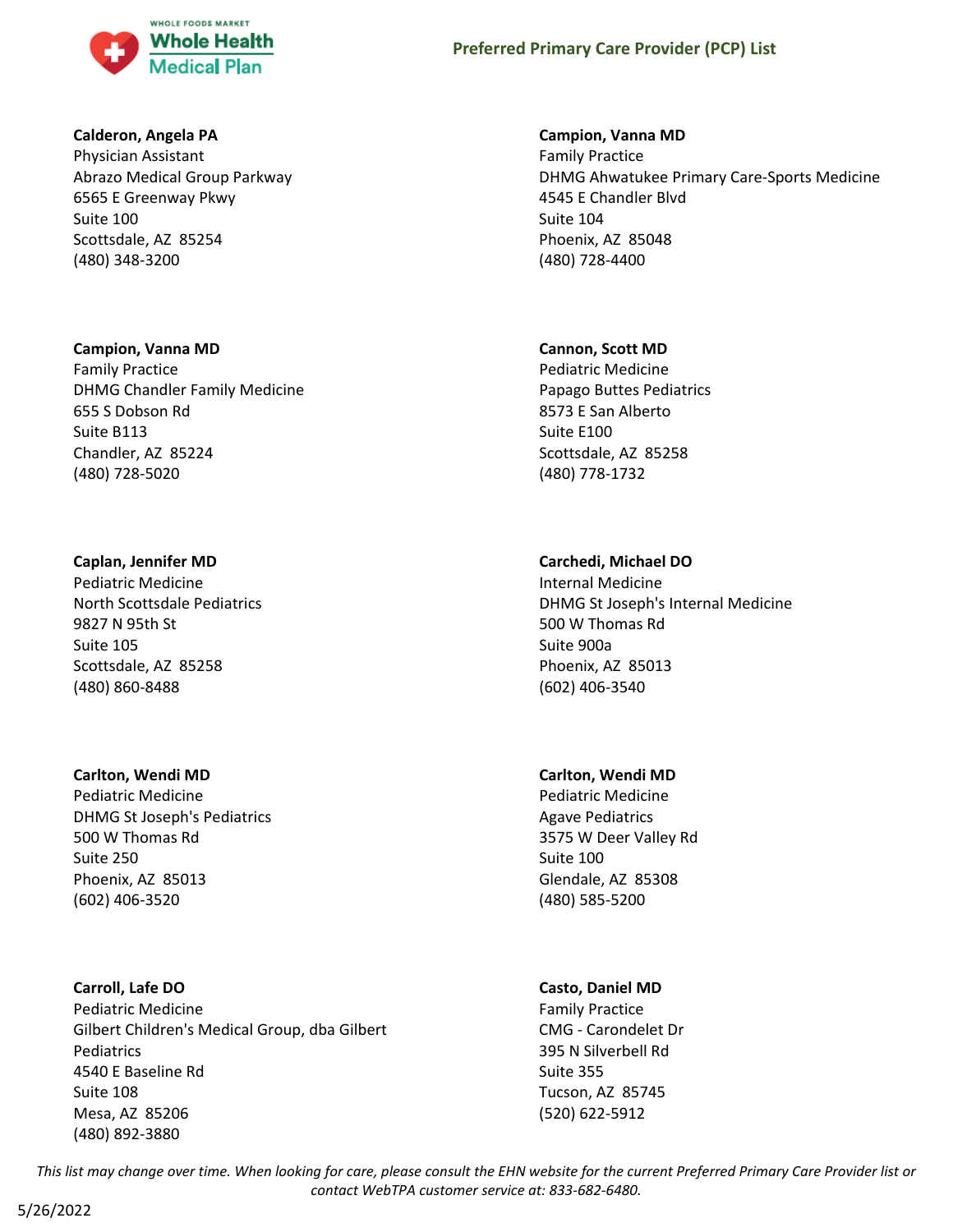**Calderon, Angela PA**
Physician Assistant
Abrazo Medical Group Parkway
6565 E Greenway Pkwy
Suite 100
Scottsdale, AZ 85254
(480) 348-3200

**Campion, Vanna MD**
Family Practice
DHMG Chandler Family Medicine
655 S Dobson Rd
Suite B113
Chandler, AZ 85224
(480) 728-5020

**Caplan, Jennifer MD**
Pediatric Medicine
North Scottsdale Pediatrics
9827 N 95th St
Suite 105
Scottsdale, AZ 85258
(480) 860-8488

**Carlton, Wendi MD**
Pediatric Medicine
DHMG St Joseph's Pediatrics
500 W Thomas Rd
Suite 250
Phoenix, AZ 85013
(602) 406-3520

**Carroll, Lafe DO**
Pediatric Medicine
Gilbert Children's Medical Group, dba Gilbert Pediatrics
4540 E Baseline Rd
Suite 108
Mesa, AZ 85206
(480) 892-3880

**Campion, Vanna MD**
Family Practice
DHMG Ahwatukee Primary Care-Sports Medicine
4545 E Chandler Blvd
Suite 104
Phoenix, AZ 85048
(480) 728-4400

**Cannon, Scott MD**
Pediatric Medicine
Papago Buttes Pediatrics
8573 E San Alberto
Suite E100
Scottsdale, AZ 85258
(480) 778-1732

**Carchedi, Michael DO**
Internal Medicine
DHMG St Joseph's Internal Medicine
500 W Thomas Rd
Suite 900a
Phoenix, AZ 85013
(602) 406-3540

**Carlton, Wendi MD**
Pediatric Medicine
Agave Pediatrics
3575 W Deer Valley Rd
Suite 100
Glendale, AZ 85308
(480) 585-5200

**Casto, Daniel MD**
Family Practice
CMG - Carondelet Dr
395 N Silverbell Rd
Suite 355
Tucson, AZ 85745
(520) 622-5912

*This list may change over time. When looking for care, please consult the EHN website for the current Preferred Primary Care Provider list or contact WebTPA customer service at: 833-682-6480.*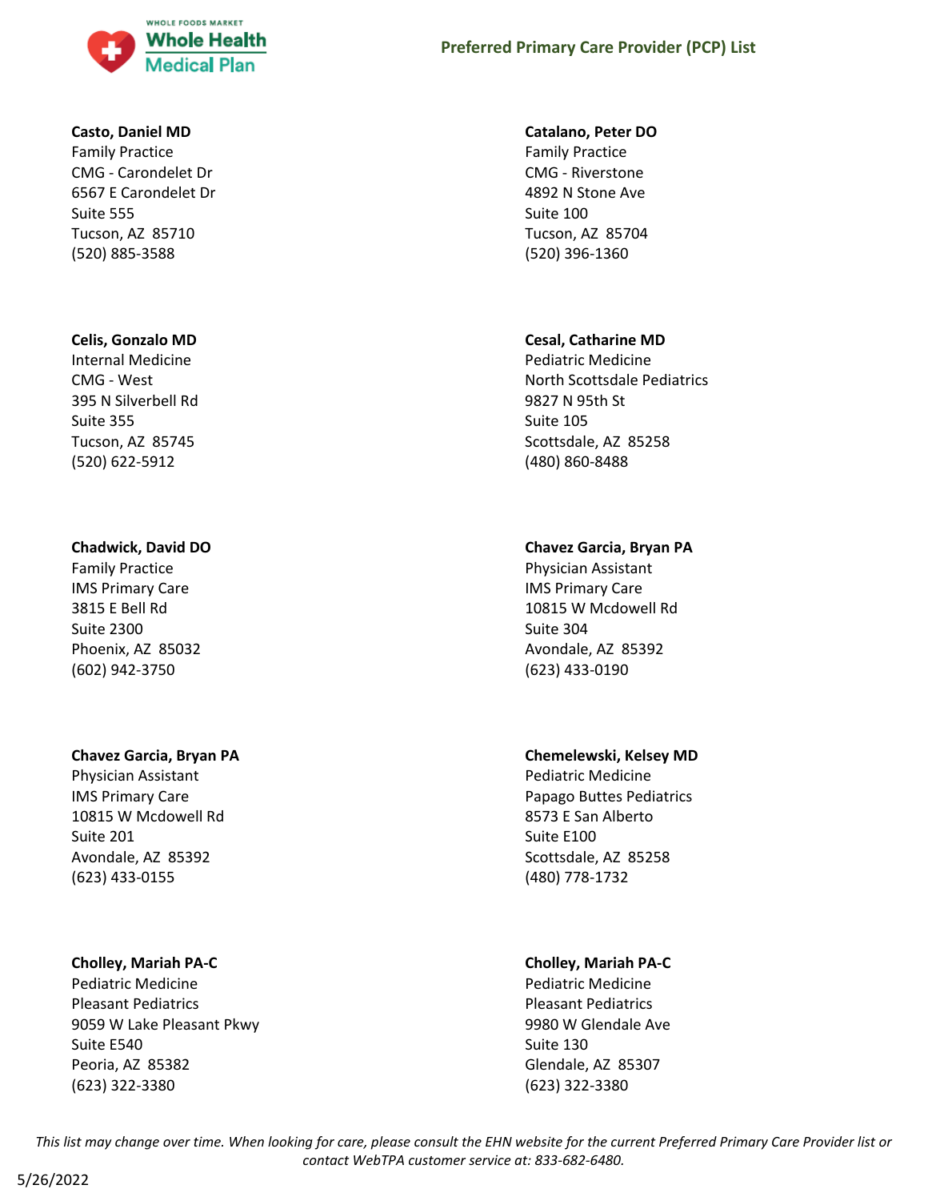**Casto, Daniel MD**
Family Practice
CMG - Carondelet Dr
6567 E Carondelet Dr
Suite 555
Tucson, AZ 85710
(520) 885-3588

**Catalano, Peter DO**
Family Practice
CMG - Riverstone
4892 N Stone Ave
Suite 100
Tucson, AZ 85704
(520) 396-1360

**Celis, Gonzalo MD**
Internal Medicine
CMG - West
395 N Silverbell Rd
Suite 355
Tucson, AZ 85745
(520) 622-5912

**Cesal, Catharine MD**
Pediatric Medicine
North Scottsdale Pediatrics
9827 N 95th St
Suite 105
Scottsdale, AZ 85258
(480) 860-8488

**Chadwick, David DO**
Family Practice
IMS Primary Care
3815 E Bell Rd
Suite 2300
Phoenix, AZ 85032
(602) 942-3750

**Chavez Garcia, Bryan PA**
Physician Assistant
IMS Primary Care
10815 W Mcdowell Rd
Suite 304
Avondale, AZ 85392
(623) 433-0190

**Chavez Garcia, Bryan PA**
Physician Assistant
IMS Primary Care
10815 W Mcdowell Rd
Suite 201
Avondale, AZ 85392
(623) 433-0155

**Chemelewski, Kelsey MD**
Pediatric Medicine
Papago Buttes Pediatrics
8573 E San Alberto
Suite E100
Scottsdale, AZ 85258
(480) 778-1732

**Cholley, Mariah PA-C**
Pediatric Medicine
Pleasant Pediatrics
9059 W Lake Pleasant Pkwy
Suite E540
Peoria, AZ 85382
(623) 322-3380

**Cholley, Mariah PA-C**
Pediatric Medicine
Pleasant Pediatrics
9980 W Glendale Ave
Suite 130
Glendale, AZ 85307
(623) 322-3380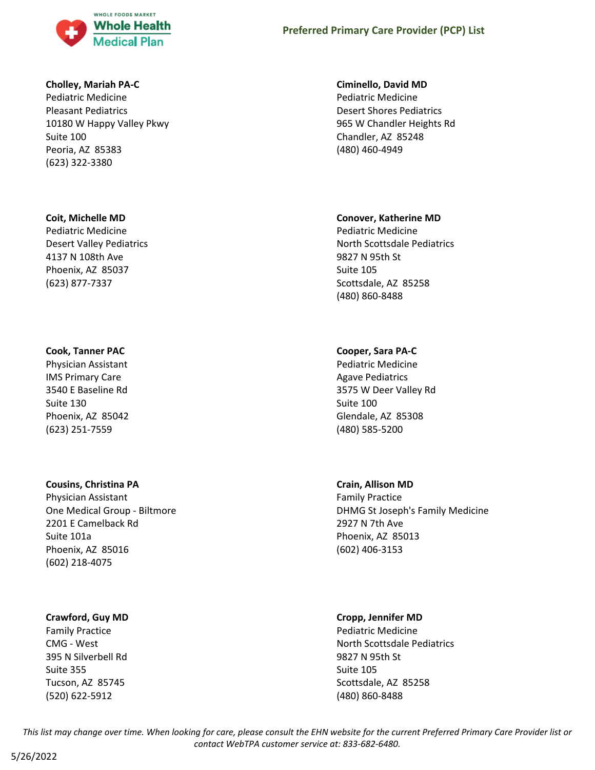**Cholley, Mariah PA-C**
Pediatric Medicine
Pleasant Pediatrics
10180 W Happy Valley Pkwy
Suite 100
Peoria, AZ 85383
(623) 322-3380

**Ciminello, David MD**
Pediatric Medicine
Desert Shores Pediatrics
965 W Chandler Heights Rd
Chandler, AZ 85248
(480) 460-4949

**Coit, Michelle MD**
Pediatric Medicine
Desert Valley Pediatrics
4137 N 108th Ave
Phoenix, AZ 85037
(623) 877-7337

**Conover, Katherine MD**
Pediatric Medicine
North Scottsdale Pediatrics
9827 N 95th St
Suite 105
Scottsdale, AZ 85258
(480) 860-8488

**Cook, Tanner PAC**
Physician Assistant
IMS Primary Care
3540 E Baseline Rd
Suite 130
Phoenix, AZ 85042
(623) 251-7559

**Cooper, Sara PA-C**
Pediatric Medicine
Agave Pediatrics
3575 W Deer Valley Rd
Suite 100
Glendale, AZ 85308
(480) 585-5200

**Cousins, Christina PA**
Physician Assistant
One Medical Group - Biltmore
2201 E Camelback Rd
Suite 101a
Phoenix, AZ 85016
(602) 218-4075

**Crain, Allison MD**
Family Practice
DHMG St Joseph's Family Medicine
2927 N 7th Ave
Phoenix, AZ 85013
(602) 406-3153

**Crawford, Guy MD**
Family Practice
CMG - West
395 N Silverbell Rd
Suite 355
Tucson, AZ 85745
(520) 622-5912

**Cropp, Jennifer MD**
Pediatric Medicine
North Scottsdale Pediatrics
9827 N 95th St
Suite 105
Scottsdale, AZ 85258
(480) 860-8488

*This list may change over time. When looking for care, please consult the EHN website for the current Preferred Primary Care Provider list or contact WebTPA customer service at: 833-682-6480.*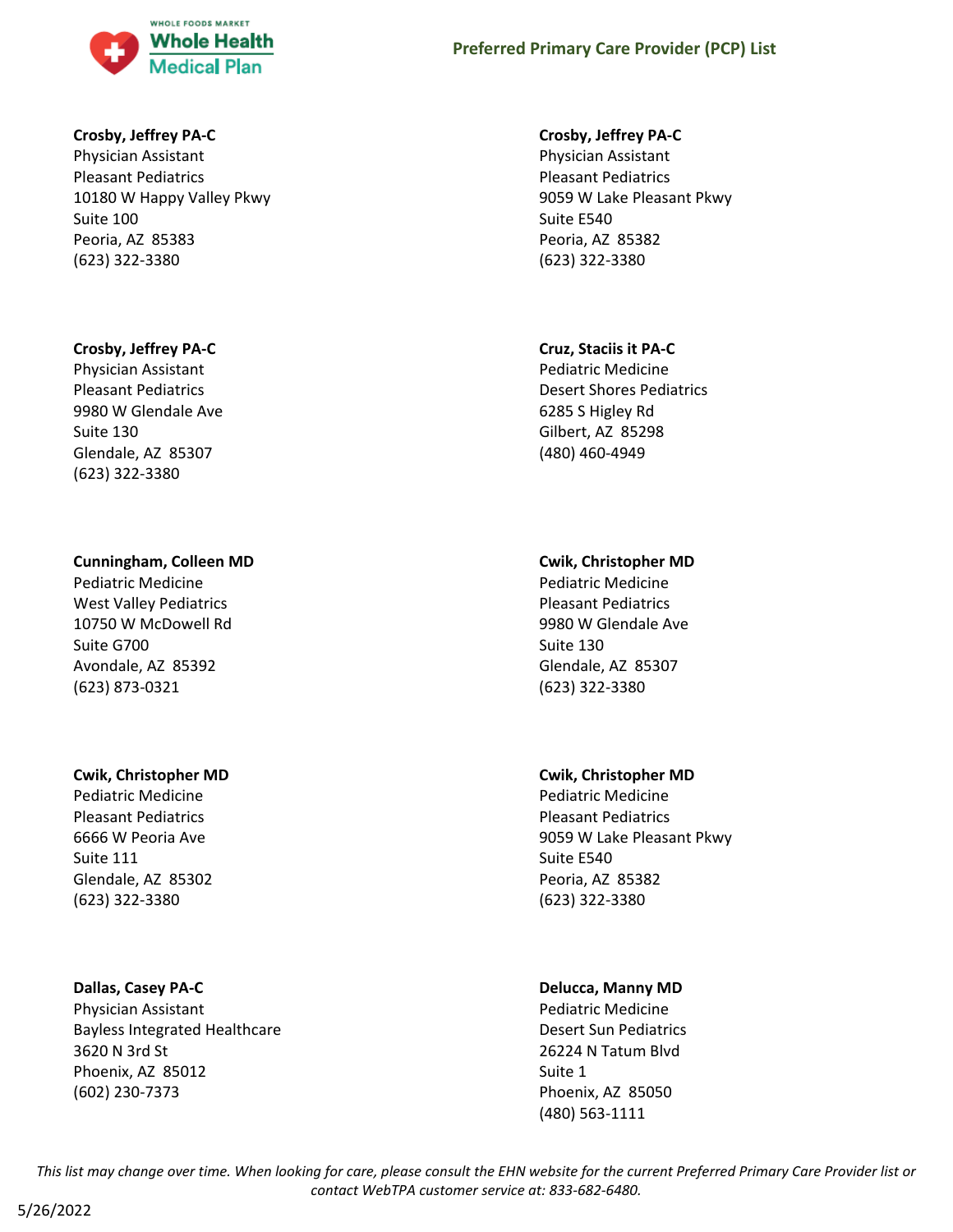**Crosby, Jeffrey PA-C**
Physician Assistant
Pleasant Pediatrics
10180 W Happy Valley Pkwy
Suite 100
Peoria, AZ 85383
(623) 322-3380

**Crosby, Jeffrey PA-C**
Physician Assistant
Pleasant Pediatrics
9980 W Glendale Ave
Suite 130
Glendale, AZ 85307
(623) 322-3380

**Cunningham, Colleen MD**
Pediatric Medicine
West Valley Pediatrics
10750 W McDowell Rd
Suite G700
Avondale, AZ 85392
(623) 873-0321

**Cwik, Christopher MD**
Pediatric Medicine
Pleasant Pediatrics
6666 W Peoria Ave
Suite 111
Glendale, AZ 85302
(623) 322-3380

**Dallas, Casey PA-C**
Physician Assistant
Bayless Integrated Healthcare
3620 N 3rd St
Phoenix, AZ 85012
(602) 230-7373

**Crosby, Jeffrey PA-C**
Physician Assistant
Pleasant Pediatrics
9059 W Lake Pleasant Pkwy
Suite E540
Peoria, AZ 85382
(623) 322-3380

**Cruz, Staciis it PA-C**
Pediatric Medicine
Desert Shores Pediatrics
6285 S Higley Rd
Gilbert, AZ 85298
(480) 460-4949

**Cwik, Christopher MD**
Pediatric Medicine
Pleasant Pediatrics
9980 W Glendale Ave
Suite 130
Glendale, AZ 85307
(623) 322-3380

**Cwik, Christopher MD**
Pediatric Medicine
Pleasant Pediatrics
9059 W Lake Pleasant Pkwy
Suite E540
Peoria, AZ 85382
(623) 322-3380

**Delucca, Manny MD**
Pediatric Medicine
Desert Sun Pediatrics
26224 N Tatum Blvd
Suite 1
Phoenix, AZ 85050
(480) 563-1111

*This list may change over time. When looking for care, please consult the EHN website for the current Preferred Primary Care Provider list or contact WebTPA customer service at: 833-682-6480.*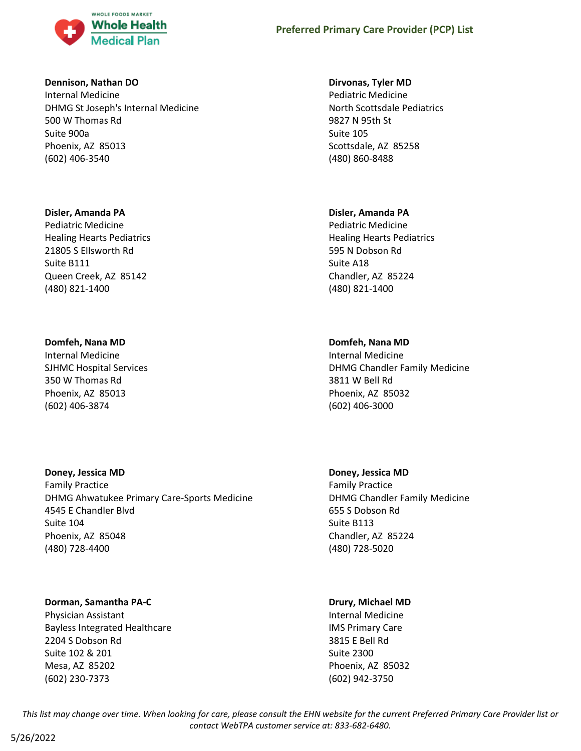**Dennison, Nathan DO**
Internal Medicine
DHMG St Joseph's Internal Medicine
500 W Thomas Rd
Suite 900a
Phoenix, AZ 85013
(602) 406-3540

**Dirvonas, Tyler MD**
Pediatric Medicine
North Scottsdale Pediatrics
9827 N 95th St
Suite 105
Scottsdale, AZ 85258
(480) 860-8488

**Disler, Amanda PA**
Pediatric Medicine
Healing Hearts Pediatrics
21805 S Ellsworth Rd
Suite B111
Queen Creek, AZ 85142
(480) 821-1400

**Disler, Amanda PA**
Pediatric Medicine
Healing Hearts Pediatrics
595 N Dobson Rd
Suite A18
Chandler, AZ 85224
(480) 821-1400

**Domfeh, Nana MD**
Internal Medicine
SJHMC Hospital Services
350 W Thomas Rd
Phoenix, AZ 85013
(602) 406-3874

**Domfeh, Nana MD**
Internal Medicine
DHMG Chandler Family Medicine
3811 W Bell Rd
Phoenix, AZ 85032
(602) 406-3000

**Doney, Jessica MD**
Family Practice
DHMG Ahwatukee Primary Care-Sports Medicine
4545 E Chandler Blvd
Suite 104
Phoenix, AZ 85048
(480) 728-4400

**Doney, Jessica MD**
Family Practice
DHMG Chandler Family Medicine
655 S Dobson Rd
Suite B113
Chandler, AZ 85224
(480) 728-5020

**Dorman, Samantha PA-C**
Physician Assistant
Bayless Integrated Healthcare
2204 S Dobson Rd
Suite 102 & 201
Mesa, AZ 85202
(602) 230-7373

**Drury, Michael MD**
Internal Medicine
IMS Primary Care
3815 E Bell Rd
Suite 2300
Phoenix, AZ 85032
(602) 942-3750

*This list may change over time. When looking for care, please consult the EHN website for the current Preferred Primary Care Provider list or contact WebTPA customer service at: 833-682-6480.*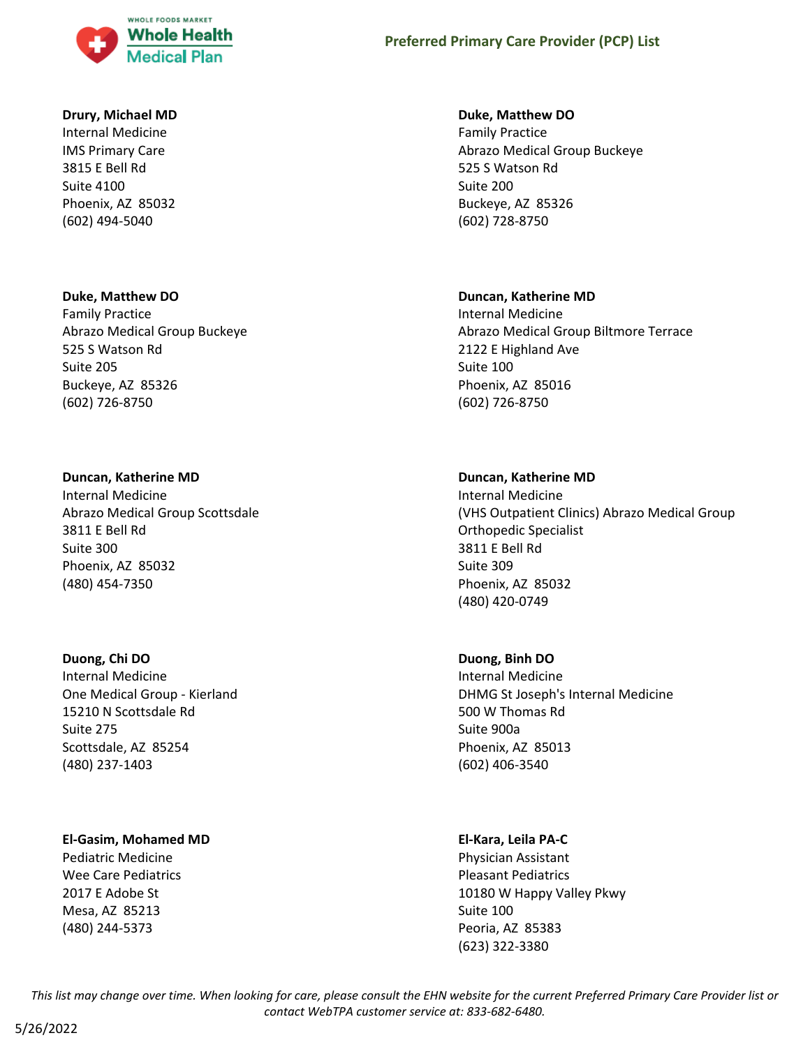**Drury, Michael MD**
Internal Medicine
IMS Primary Care
3815 E Bell Rd
Suite 4100
Phoenix, AZ 85032
(602) 494-5040

**Duke, Matthew DO**
Family Practice
Abrazo Medical Group Buckeye
525 S Watson Rd
Suite 205
Buckeye, AZ 85326
(602) 726-8750

**Duncan, Katherine MD**
Internal Medicine
Abrazo Medical Group Scottsdale
3811 E Bell Rd
Suite 300
Phoenix, AZ 85032
(480) 454-7350

**Duong, Chi DO**
Internal Medicine
One Medical Group - Kierland
15210 N Scottsdale Rd
Suite 275
Scottsdale, AZ 85254
(480) 237-1403

**El-Gasim, Mohamed MD**
Pediatric Medicine
Wee Care Pediatrics
2017 E Adobe St
Mesa, AZ 85213
(480) 244-5373

**Duke, Matthew DO**
Family Practice
Abrazo Medical Group Buckeye
525 S Watson Rd
Suite 200
Buckeye, AZ 85326
(602) 728-8750

**Duncan, Katherine MD**
Internal Medicine
Abrazo Medical Group Biltmore Terrace
2122 E Highland Ave
Suite 100
Phoenix, AZ 85016
(602) 726-8750

**Duncan, Katherine MD**
Internal Medicine
(VHS Outpatient Clinics) Abrazo Medical Group Orthopedic Specialist
3811 E Bell Rd
Suite 309
Phoenix, AZ 85032
(480) 420-0749

**Duong, Binh DO**
Internal Medicine
DHMG St Joseph's Internal Medicine
500 W Thomas Rd
Suite 900a
Phoenix, AZ 85013
(602) 406-3540

**El-Kara, Leila PA-C**
Physician Assistant
Pleasant Pediatrics
10180 W Happy Valley Pkwy
Suite 100
Peoria, AZ 85383
(623) 322-3380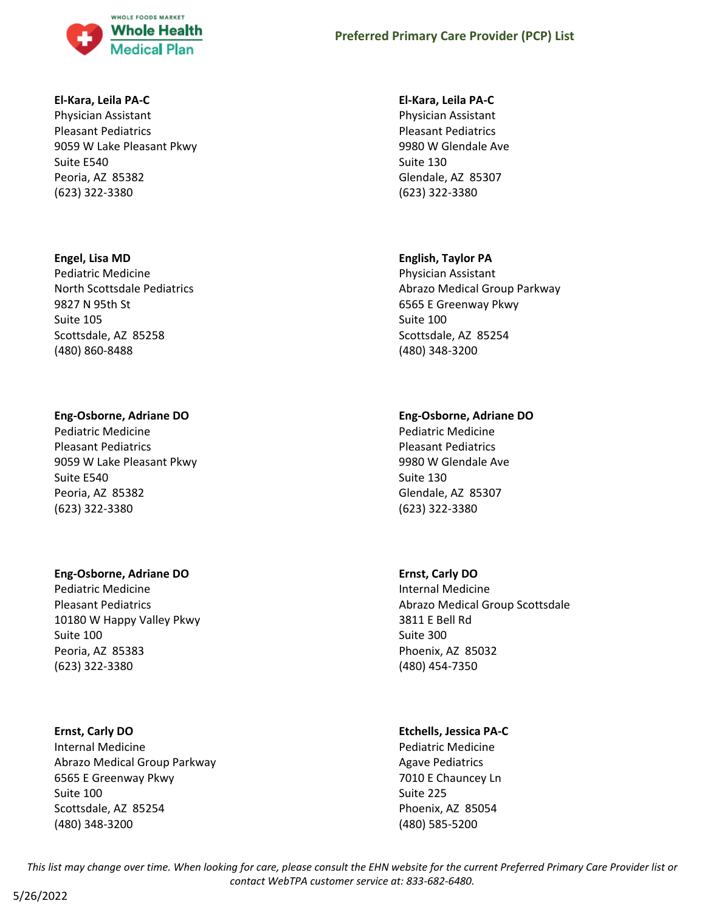**El-Kara, Leila PA-C**
Physician Assistant
Pleasant Pediatrics
9059 W Lake Pleasant Pkwy
Suite E540
Peoria, AZ 85382
(623) 322-3380

**El-Kara, Leila PA-C**
Physician Assistant
Pleasant Pediatrics
9980 W Glendale Ave
Suite 130
Glendale, AZ 85307
(623) 322-3380

**Engel, Lisa MD**
Pediatric Medicine
North Scottsdale Pediatrics
9827 N 95th St
Suite 105
Scottsdale, AZ 85258
(480) 860-8488

**English, Taylor PA**
Physician Assistant
Abrazo Medical Group Parkway
6565 E Greenway Pkwy
Suite 100
Scottsdale, AZ 85254
(480) 348-3200

**Eng-Osborne, Adriane DO**
Pediatric Medicine
Pleasant Pediatrics
9059 W Lake Pleasant Pkwy
Suite E540
Peoria, AZ 85382
(623) 322-3380

**Eng-Osborne, Adriane DO**
Pediatric Medicine
Pleasant Pediatrics
9980 W Glendale Ave
Suite 130
Glendale, AZ 85307
(623) 322-3380

**Eng-Osborne, Adriane DO**
Pediatric Medicine
Pleasant Pediatrics
10180 W Happy Valley Pkwy
Suite 100
Peoria, AZ 85383
(623) 322-3380

**Ernst, Carly DO**
Internal Medicine
Abrazo Medical Group Scottsdale
3811 E Bell Rd
Suite 300
Phoenix, AZ 85032
(480) 454-7350

**Ernst, Carly DO**
Internal Medicine
Abrazo Medical Group Parkway
6565 E Greenway Pkwy
Suite 100
Scottsdale, AZ 85254
(480) 348-3200

**Etchells, Jessica PA-C**
Pediatric Medicine
Agave Pediatrics
7010 E Chauncey Ln
Suite 225
Phoenix, AZ 85054
(480) 585-5200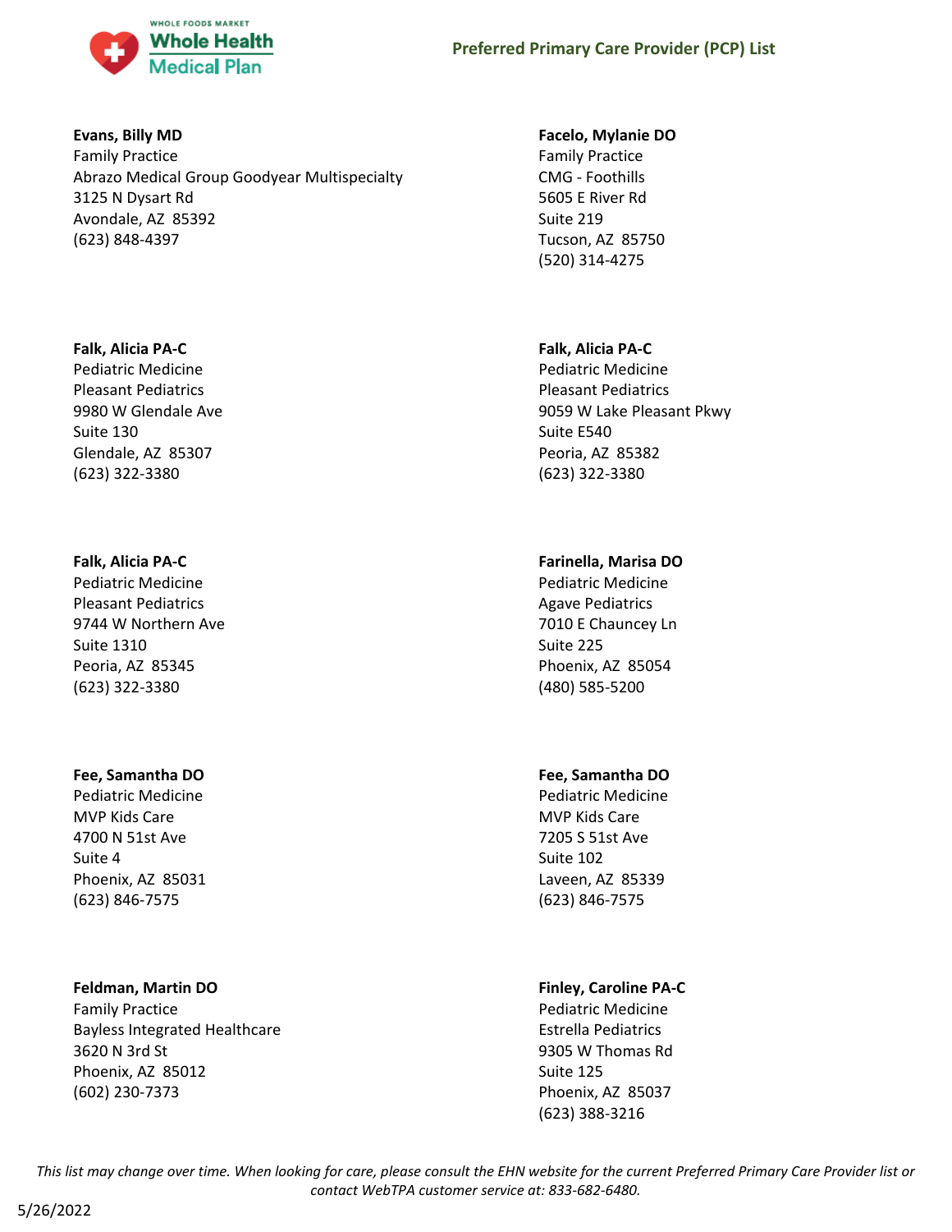**Evans, Billy MD**
Family Practice
Abrazo Medical Group Goodyear Multispecialty
3125 N Dysart Rd
Avondale, AZ 85392
(623) 848-4397

**Facelo, Mylanie DO**
Family Practice
CMG - Foothills
5605 E River Rd
Suite 219
Tucson, AZ 85750
(520) 314-4275

**Falk, Alicia PA-C**
Pediatric Medicine
Pleasant Pediatrics
9980 W Glendale Ave
Suite 130
Glendale, AZ 85307
(623) 322-3380

**Falk, Alicia PA-C**
Pediatric Medicine
Pleasant Pediatrics
9059 W Lake Pleasant Pkwy
Suite E540
Peoria, AZ 85382
(623) 322-3380

**Falk, Alicia PA-C**
Pediatric Medicine
Pleasant Pediatrics
9744 W Northern Ave
Suite 1310
Peoria, AZ 85345
(623) 322-3380

**Farinella, Marisa DO**
Pediatric Medicine
Agave Pediatrics
7010 E Chauncey Ln
Suite 225
Phoenix, AZ 85054
(480) 585-5200

**Fee, Samantha DO**
Pediatric Medicine
MVP Kids Care
4700 N 51st Ave
Suite 4
Phoenix, AZ 85031
(623) 846-7575

**Fee, Samantha DO**
Pediatric Medicine
MVP Kids Care
7205 S 51st Ave
Suite 102
Laveen, AZ 85339
(623) 846-7575

**Feldman, Martin DO**
Family Practice
Bayless Integrated Healthcare
3620 N 3rd St
Phoenix, AZ 85012
(602) 230-7373

**Finley, Caroline PA-C**
Pediatric Medicine
Estrella Pediatrics
9305 W Thomas Rd
Suite 125
Phoenix, AZ 85037
(623) 388-3216

*This list may change over time. When looking for care, please consult the EHN website for the current Preferred Primary Care Provider list or contact WebTPA customer service at: 833-682-6480.*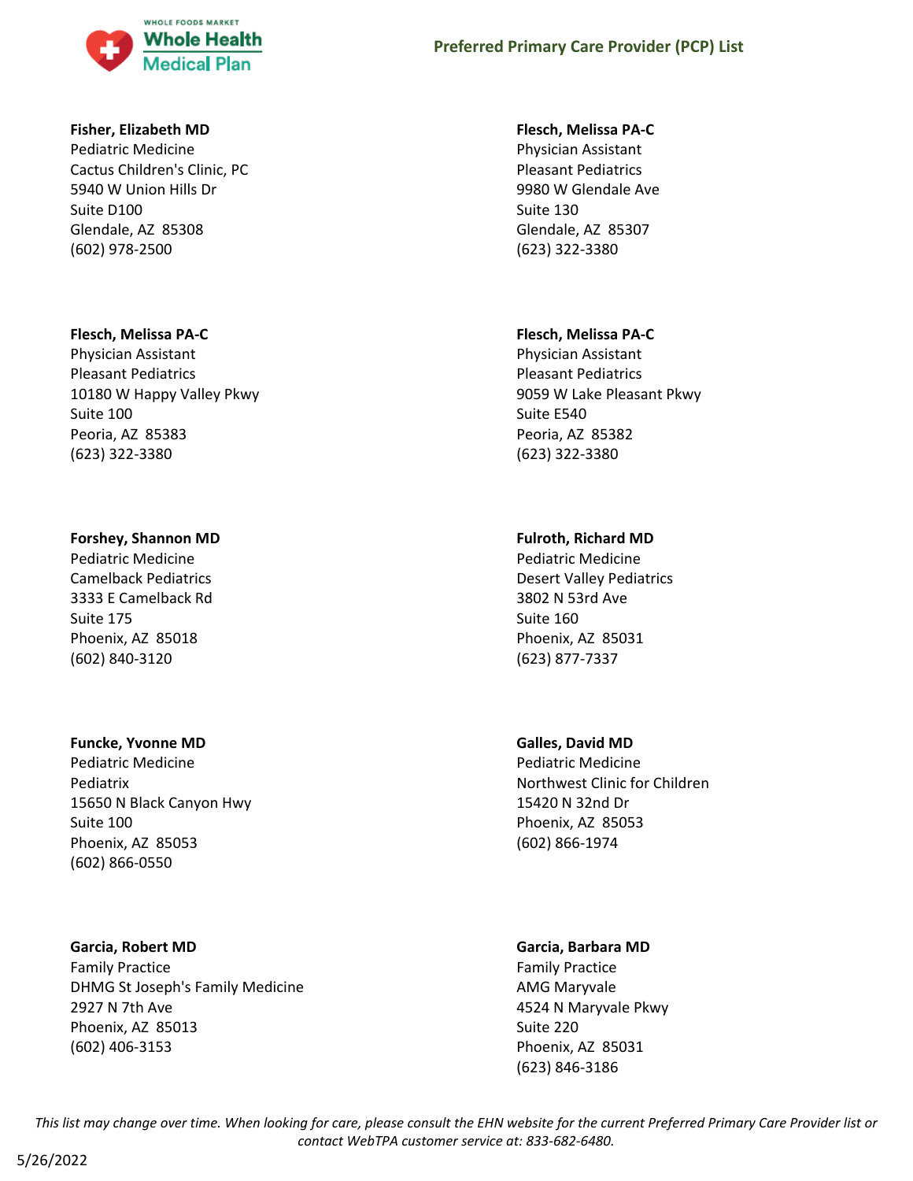**Fisher, Elizabeth MD**
Pediatric Medicine
Cactus Children's Clinic, PC
5940 W Union Hills Dr
Suite D100
Glendale, AZ 85308
(602) 978-2500

**Flesch, Melissa PA-C**
Physician Assistant
Pleasant Pediatrics
10180 W Happy Valley Pkwy
Suite 100
Peoria, AZ 85383
(623) 322-3380

**Forshey, Shannon MD**
Pediatric Medicine
Camelback Pediatrics
3333 E Camelback Rd
Suite 175
Phoenix, AZ 85018
(602) 840-3120

**Funcke, Yvonne MD**
Pediatric Medicine
Pediatrix
15650 N Black Canyon Hwy
Suite 100
Phoenix, AZ 85053
(602) 866-0550

**Garcia, Robert MD**
Family Practice
DHMG St Joseph's Family Medicine
2927 N 7th Ave
Phoenix, AZ 85013
(602) 406-3153

**Flesch, Melissa PA-C**
Physician Assistant
Pleasant Pediatrics
9980 W Glendale Ave
Suite 130
Glendale, AZ 85307
(623) 322-3380

**Flesch, Melissa PA-C**
Physician Assistant
Pleasant Pediatrics
9059 W Lake Pleasant Pkwy
Suite E540
Peoria, AZ 85382
(623) 322-3380

**Fulroth, Richard MD**
Pediatric Medicine
Desert Valley Pediatrics
3802 N 53rd Ave
Suite 160
Phoenix, AZ 85031
(623) 877-7337

**Galles, David MD**
Pediatric Medicine
Northwest Clinic for Children
15420 N 32nd Dr
Phoenix, AZ 85053
(602) 866-1974

**Garcia, Barbara MD**
Family Practice
AMG Maryvale
4524 N Maryvale Pkwy
Suite 220
Phoenix, AZ 85031
(623) 846-3186

*This list may change over time. When looking for care, please consult the EHN website for the current Preferred Primary Care Provider list or contact WebTPA customer service at: 833-682-6480.*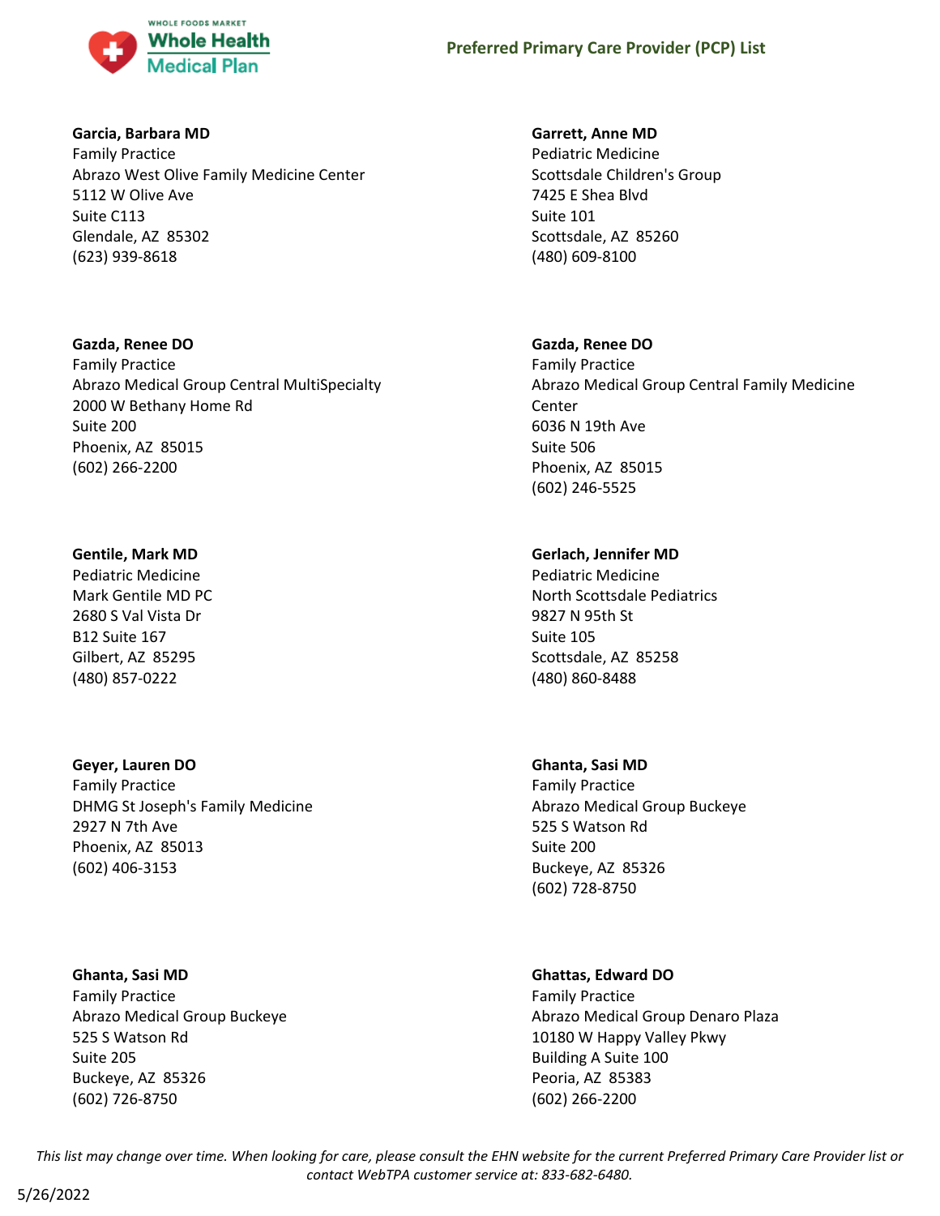**Garcia, Barbara MD**
Family Practice
Abrazo West Olive Family Medicine Center
5112 W Olive Ave
Suite C113
Glendale, AZ 85302
(623) 939-8618

**Garrett, Anne MD**
Pediatric Medicine
Scottsdale Children's Group
7425 E Shea Blvd
Suite 101
Scottsdale, AZ 85260
(480) 609-8100

**Gazda, Renee DO**
Family Practice
Abrazo Medical Group Central MultiSpecialty
2000 W Bethany Home Rd
Suite 200
Phoenix, AZ 85015
(602) 266-2200

**Gazda, Renee DO**
Family Practice
Abrazo Medical Group Central Family Medicine Center
6036 N 19th Ave
Suite 506
Phoenix, AZ 85015
(602) 246-5525

**Gentile, Mark MD**
Pediatric Medicine
Mark Gentile MD PC
2680 S Val Vista Dr
B12 Suite 167
Gilbert, AZ 85295
(480) 857-0222

**Gerlach, Jennifer MD**
Pediatric Medicine
North Scottsdale Pediatrics
9827 N 95th St
Suite 105
Scottsdale, AZ 85258
(480) 860-8488

**Geyer, Lauren DO**
Family Practice
DHMG St Joseph's Family Medicine
2927 N 7th Ave
Phoenix, AZ 85013
(602) 406-3153

**Ghanta, Sasi MD**
Family Practice
Abrazo Medical Group Buckeye
525 S Watson Rd
Suite 200
Buckeye, AZ 85326
(602) 728-8750

**Ghanta, Sasi MD**
Family Practice
Abrazo Medical Group Buckeye
525 S Watson Rd
Suite 205
Buckeye, AZ 85326
(602) 726-8750

**Ghattas, Edward DO**
Family Practice
Abrazo Medical Group Denaro Plaza
10180 W Happy Valley Pkwy
Building A Suite 100
Peoria, AZ 85383
(602) 266-2200

*This list may change over time. When looking for care, please consult the EHN website for the current Preferred Primary Care Provider list or contact WebTPA customer service at: 833-682-6480.*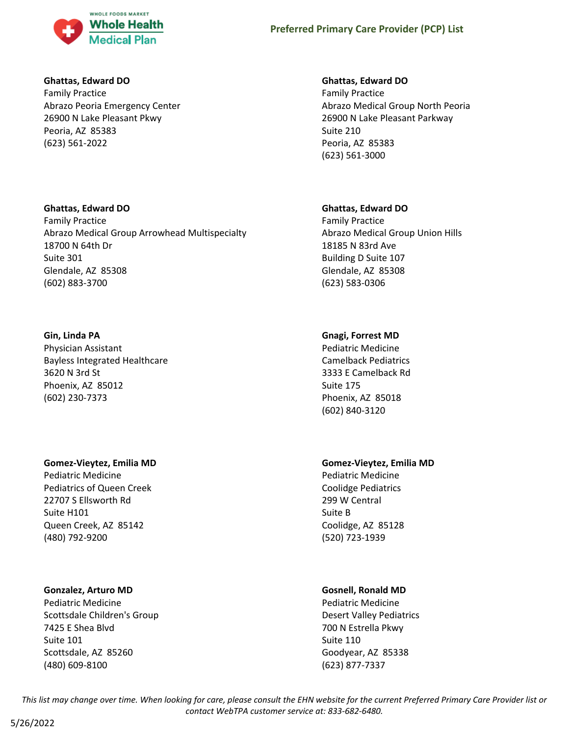**Ghattas, Edward DO**
Family Practice
Abrazo Peoria Emergency Center
26900 N Lake Pleasant Pkwy
Peoria, AZ 85383
(623) 561-2022

**Ghattas, Edward DO**
Family Practice
Abrazo Medical Group North Peoria
26900 N Lake Pleasant Parkway
Suite 210
Peoria, AZ 85383
(623) 561-3000

**Ghattas, Edward DO**
Family Practice
Abrazo Medical Group Arrowhead Multispecialty
18700 N 64th Dr
Suite 301
Glendale, AZ 85308
(602) 883-3700

**Ghattas, Edward DO**
Family Practice
Abrazo Medical Group Union Hills
18185 N 83rd Ave
Building D Suite 107
Glendale, AZ 85308
(623) 583-0306

**Gin, Linda PA**
Physician Assistant
Bayless Integrated Healthcare
3620 N 3rd St
Phoenix, AZ 85012
(602) 230-7373

**Gnagi, Forrest MD**
Pediatric Medicine
Camelback Pediatrics
3333 E Camelback Rd
Suite 175
Phoenix, AZ 85018
(602) 840-3120

**Gomez-Vieytez, Emilia MD**
Pediatric Medicine
Pediatrics of Queen Creek
22707 S Ellsworth Rd
Suite H101
Queen Creek, AZ 85142
(480) 792-9200

**Gomez-Vieytez, Emilia MD**
Pediatric Medicine
Coolidge Pediatrics
299 W Central
Suite B
Coolidge, AZ 85128
(520) 723-1939

**Gonzalez, Arturo MD**
Pediatric Medicine
Scottsdale Children's Group
7425 E Shea Blvd
Suite 101
Scottsdale, AZ 85260
(480) 609-8100

**Gosnell, Ronald MD**
Pediatric Medicine
Desert Valley Pediatrics
700 N Estrella Pkwy
Suite 110
Goodyear, AZ 85338
(623) 877-7337

*This list may change over time. When looking for care, please consult the EHN website for the current Preferred Primary Care Provider list or contact WebTPA customer service at: 833-682-6480.*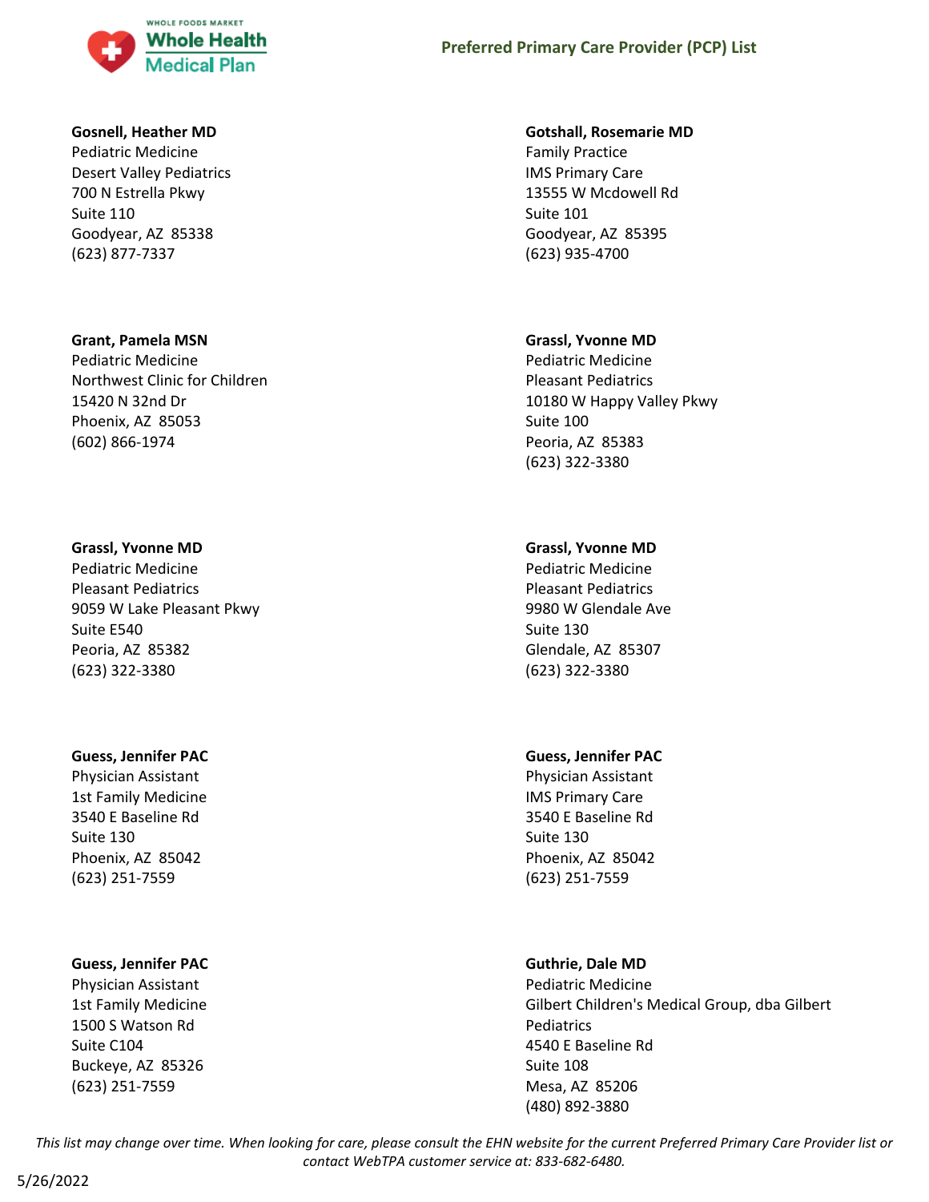**Gosnell, Heather MD**
Pediatric Medicine
Desert Valley Pediatrics
700 N Estrella Pkwy
Suite 110
Goodyear, AZ 85338
(623) 877-7337

**Gotshall, Rosemarie MD**
Family Practice
IMS Primary Care
13555 W Mcdowell Rd
Suite 101
Goodyear, AZ 85395
(623) 935-4700

**Grant, Pamela MSN**
Pediatric Medicine
Northwest Clinic for Children
15420 N 32nd Dr
Phoenix, AZ 85053
(602) 866-1974

**Grassl, Yvonne MD**
Pediatric Medicine
Pleasant Pediatrics
10180 W Happy Valley Pkwy
Suite 100
Peoria, AZ 85383
(623) 322-3380

**Grassl, Yvonne MD**
Pediatric Medicine
Pleasant Pediatrics
9059 W Lake Pleasant Pkwy
Suite E540
Peoria, AZ 85382
(623) 322-3380

**Grassl, Yvonne MD**
Pediatric Medicine
Pleasant Pediatrics
9980 W Glendale Ave
Suite 130
Glendale, AZ 85307
(623) 322-3380

**Guess, Jennifer PAC**
Physician Assistant
1st Family Medicine
3540 E Baseline Rd
Suite 130
Phoenix, AZ 85042
(623) 251-7559

**Guess, Jennifer PAC**
Physician Assistant
IMS Primary Care
3540 E Baseline Rd
Suite 130
Phoenix, AZ 85042
(623) 251-7559

**Guess, Jennifer PAC**
Physician Assistant
1st Family Medicine
1500 S Watson Rd
Suite C104
Buckeye, AZ 85326
(623) 251-7559

**Guthrie, Dale MD**
Pediatric Medicine
Gilbert Children's Medical Group, dba Gilbert Pediatrics
4540 E Baseline Rd
Suite 108
Mesa, AZ 85206
(480) 892-3880

*This list may change over time. When looking for care, please consult the EHN website for the current Preferred Primary Care Provider list or contact WebTPA customer service at: 833-682-6480.*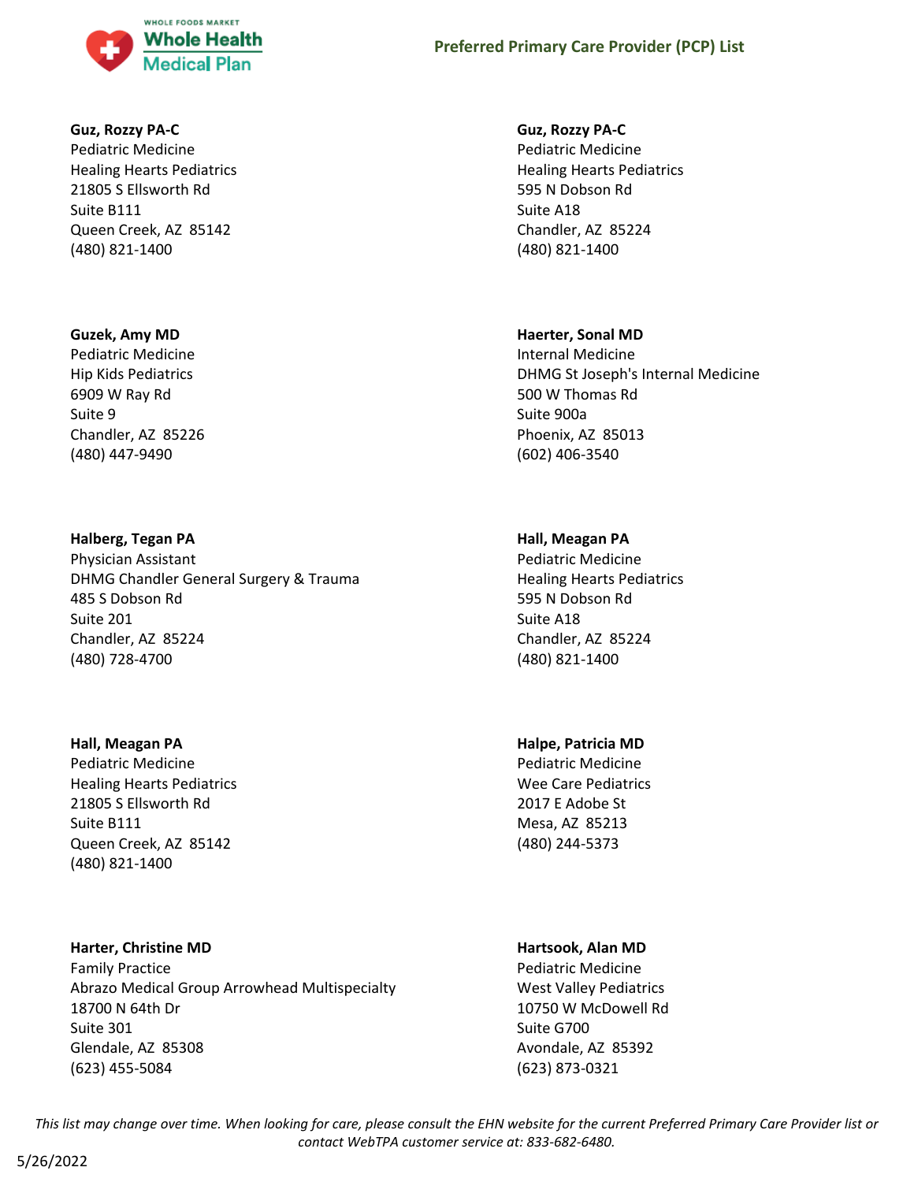**Guz, Rozzy PA-C**
Pediatric Medicine
Healing Hearts Pediatrics
21805 S Ellsworth Rd
Suite B111
Queen Creek, AZ 85142
(480) 821-1400

**Guz, Rozzy PA-C**
Pediatric Medicine
Healing Hearts Pediatrics
595 N Dobson Rd
Suite A18
Chandler, AZ 85224
(480) 821-1400

**Guzek, Amy MD**
Pediatric Medicine
Hip Kids Pediatrics
6909 W Ray Rd
Suite 9
Chandler, AZ 85226
(480) 447-9490

**Haerter, Sonal MD**
Internal Medicine
DHMG St Joseph's Internal Medicine
500 W Thomas Rd
Suite 900a
Phoenix, AZ 85013
(602) 406-3540

**Halberg, Tegan PA**
Physician Assistant
DHMG Chandler General Surgery & Trauma
485 S Dobson Rd
Suite 201
Chandler, AZ 85224
(480) 728-4700

**Hall, Meagan PA**
Pediatric Medicine
Healing Hearts Pediatrics
595 N Dobson Rd
Suite A18
Chandler, AZ 85224
(480) 821-1400

**Hall, Meagan PA**
Pediatric Medicine
Healing Hearts Pediatrics
21805 S Ellsworth Rd
Suite B111
Queen Creek, AZ 85142
(480) 821-1400

**Halpe, Patricia MD**
Pediatric Medicine
Wee Care Pediatrics
2017 E Adobe St
Mesa, AZ 85213
(480) 244-5373

**Harter, Christine MD**
Family Practice
Abrazo Medical Group Arrowhead Multispecialty
18700 N 64th Dr
Suite 301
Glendale, AZ 85308
(623) 455-5084

**Hartsook, Alan MD**
Pediatric Medicine
West Valley Pediatrics
10750 W McDowell Rd
Suite G700
Avondale, AZ 85392
(623) 873-0321

*This list may change over time. When looking for care, please consult the EHN website for the current Preferred Primary Care Provider list or contact WebTPA customer service at: 833-682-6480.*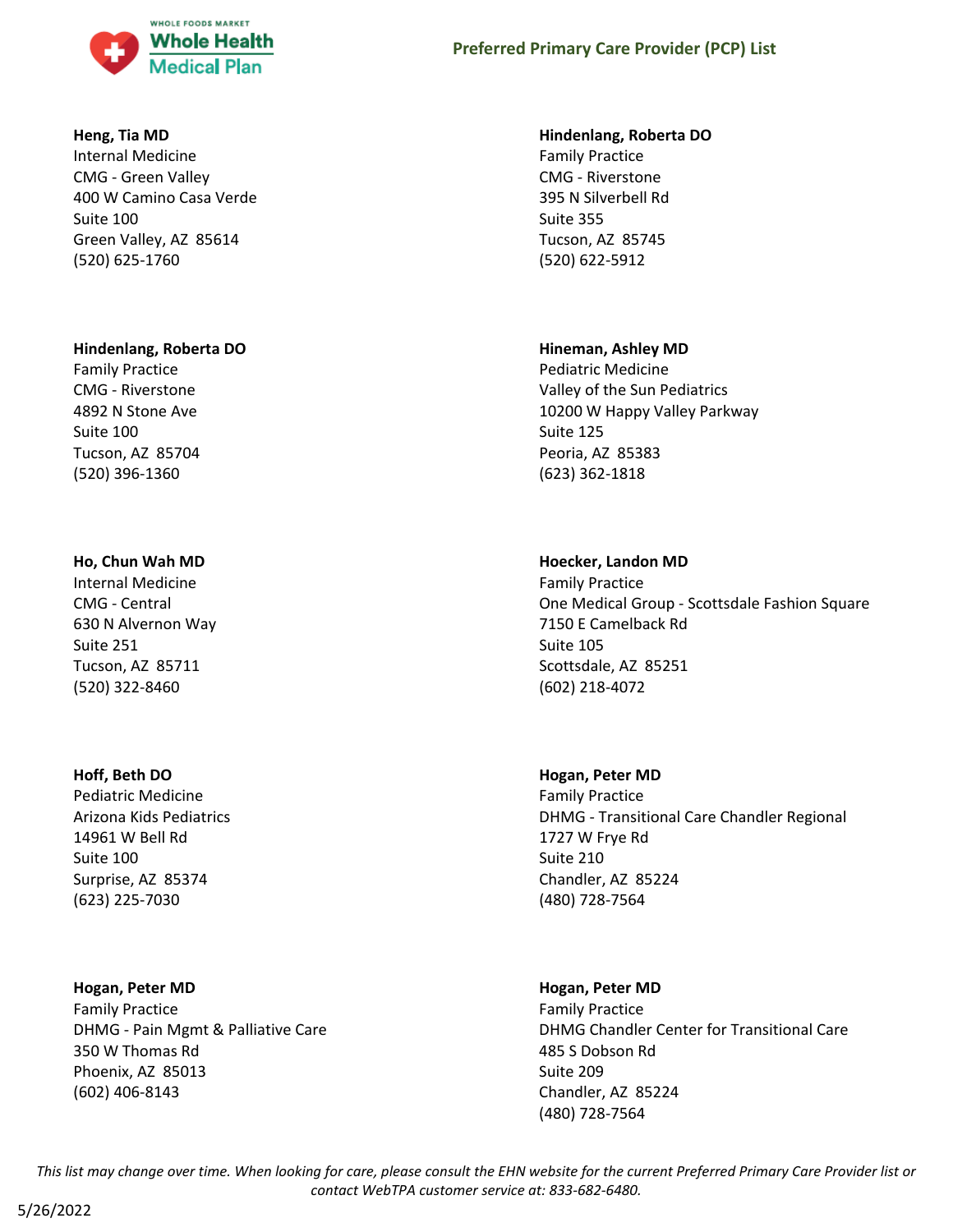**Heng, Tia MD**
Internal Medicine
CMG - Green Valley
400 W Camino Casa Verde
Suite 100
Green Valley, AZ 85614
(520) 625-1760

**Hindenlang, Roberta DO**
Family Practice
CMG - Riverstone
4892 N Stone Ave
Suite 100
Tucson, AZ 85704
(520) 396-1360

**Ho, Chun Wah MD**
Internal Medicine
CMG - Central
630 N Alvernon Way
Suite 251
Tucson, AZ 85711
(520) 322-8460

**Hoff, Beth DO**
Pediatric Medicine
Arizona Kids Pediatrics
14961 W Bell Rd
Suite 100
Surprise, AZ 85374
(623) 225-7030

**Hogan, Peter MD**
Family Practice
DHMG - Pain Mgmt & Palliative Care
350 W Thomas Rd
Phoenix, AZ 85013
(602) 406-8143

**Hindenlang, Roberta DO**
Family Practice
CMG - Riverstone
395 N Silverbell Rd
Suite 355
Tucson, AZ 85745
(520) 622-5912

**Hineman, Ashley MD**
Pediatric Medicine
Valley of the Sun Pediatrics
10200 W Happy Valley Parkway
Suite 125
Peoria, AZ 85383
(623) 362-1818

**Hoecker, Landon MD**
Family Practice
One Medical Group - Scottsdale Fashion Square
7150 E Camelback Rd
Suite 105
Scottsdale, AZ 85251
(602) 218-4072

**Hogan, Peter MD**
Family Practice
DHMG - Transitional Care Chandler Regional
1727 W Frye Rd
Suite 210
Chandler, AZ 85224
(480) 728-7564

**Hogan, Peter MD**
Family Practice
DHMG Chandler Center for Transitional Care
485 S Dobson Rd
Suite 209
Chandler, AZ 85224
(480) 728-7564

*This list may change over time. When looking for care, please consult the EHN website for the current Preferred Primary Care Provider list or contact WebTPA customer service at: 833-682-6480.*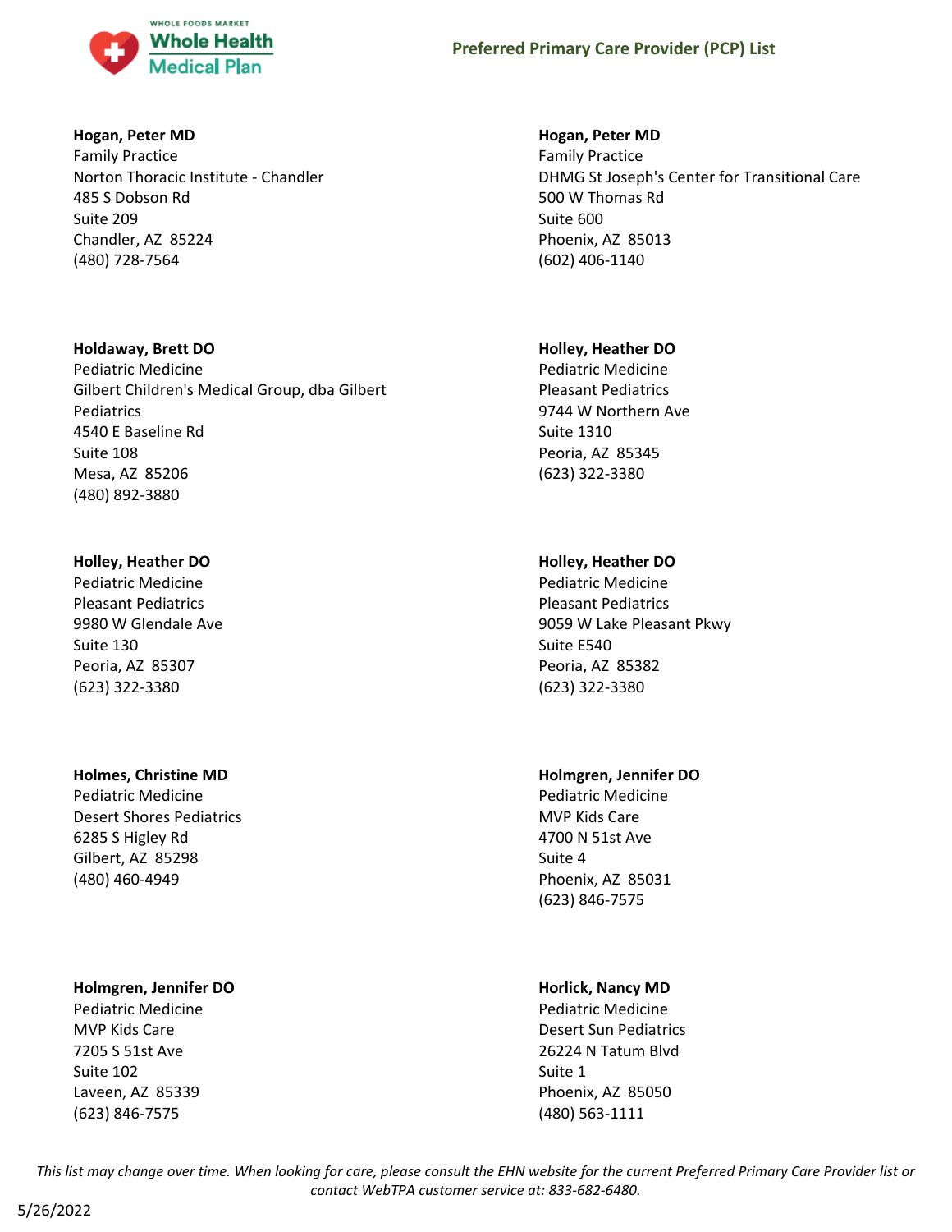**Hogan, Peter MD**
Family Practice
Norton Thoracic Institute - Chandler
485 S Dobson Rd
Suite 209
Chandler, AZ 85224
(480) 728-7564

**Hogan, Peter MD**
Family Practice
DHMG St Joseph's Center for Transitional Care
500 W Thomas Rd
Suite 600
Phoenix, AZ 85013
(602) 406-1140

**Holdaway, Brett DO**
Pediatric Medicine
Gilbert Children's Medical Group, dba Gilbert Pediatrics
4540 E Baseline Rd
Suite 108
Mesa, AZ 85206
(480) 892-3880

**Holley, Heather DO**
Pediatric Medicine
Pleasant Pediatrics
9744 W Northern Ave
Suite 1310
Peoria, AZ 85345
(623) 322-3380

**Holley, Heather DO**
Pediatric Medicine
Pleasant Pediatrics
9980 W Glendale Ave
Suite 130
Peoria, AZ 85307
(623) 322-3380

**Holley, Heather DO**
Pediatric Medicine
Pleasant Pediatrics
9059 W Lake Pleasant Pkwy
Suite E540
Peoria, AZ 85382
(623) 322-3380

**Holmes, Christine MD**
Pediatric Medicine
Desert Shores Pediatrics
6285 S Higley Rd
Gilbert, AZ 85298
(480) 460-4949

**Holmgren, Jennifer DO**
Pediatric Medicine
MVP Kids Care
4700 N 51st Ave
Suite 4
Phoenix, AZ 85031
(623) 846-7575

**Holmgren, Jennifer DO**
Pediatric Medicine
MVP Kids Care
7205 S 51st Ave
Suite 102
Laveen, AZ 85339
(623) 846-7575

**Horlick, Nancy MD**
Pediatric Medicine
Desert Sun Pediatrics
26224 N Tatum Blvd
Suite 1
Phoenix, AZ 85050
(480) 563-1111

*This list may change over time. When looking for care, please consult the EHN website for the current Preferred Primary Care Provider list or contact WebTPA customer service at: 833-682-6480.*

5/26/2022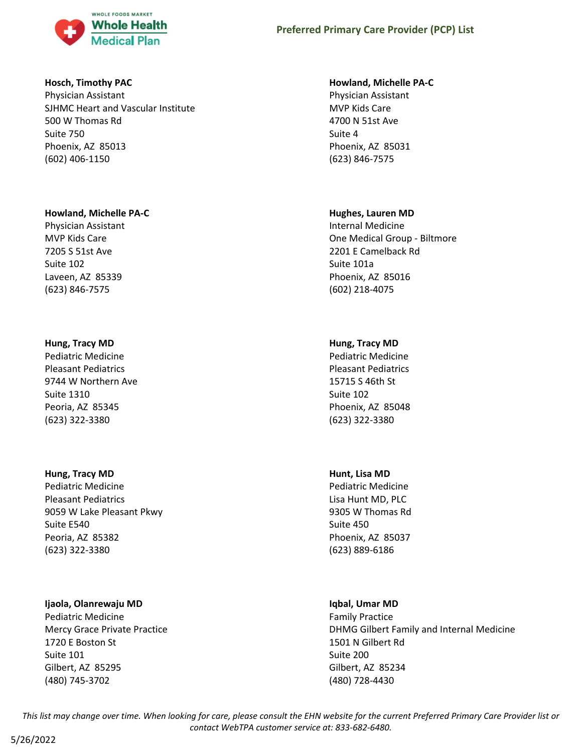**Hosch, Timothy PAC**
Physician Assistant
SJHMC Heart and Vascular Institute
500 W Thomas Rd
Suite 750
Phoenix, AZ 85013
(602) 406-1150

**Howland, Michelle PA-C**
Physician Assistant
MVP Kids Care
7205 S 51st Ave
Suite 102
Laveen, AZ 85339
(623) 846-7575

**Hung, Tracy MD**
Pediatric Medicine
Pleasant Pediatrics
9744 W Northern Ave
Suite 1310
Peoria, AZ 85345
(623) 322-3380

**Hung, Tracy MD**
Pediatric Medicine
Pleasant Pediatrics
9059 W Lake Pleasant Pkwy
Suite E540
Peoria, AZ 85382
(623) 322-3380

**Ijaola, Olanrewaju MD**
Pediatric Medicine
Mercy Grace Private Practice
1720 E Boston St
Suite 101
Gilbert, AZ 85295
(480) 745-3702

**Howland, Michelle PA-C**
Physician Assistant
MVP Kids Care
4700 N 51st Ave
Suite 4
Phoenix, AZ 85031
(623) 846-7575

**Hughes, Lauren MD**
Internal Medicine
One Medical Group - Biltmore
2201 E Camelback Rd
Suite 101a
Phoenix, AZ 85016
(602) 218-4075

**Hung, Tracy MD**
Pediatric Medicine
Pleasant Pediatrics
15715 S 46th St
Suite 102
Phoenix, AZ 85048
(623) 322-3380

**Hunt, Lisa MD**
Pediatric Medicine
Lisa Hunt MD, PLC
9305 W Thomas Rd
Suite 450
Phoenix, AZ 85037
(623) 889-6186

**Iqbal, Umar MD**
Family Practice
DHMG Gilbert Family and Internal Medicine
1501 N Gilbert Rd
Suite 200
Gilbert, AZ 85234
(480) 728-4430

*This list may change over time. When looking for care, please consult the EHN website for the current Preferred Primary Care Provider list or contact WebTPA customer service at: 833-682-6480.*

5/26/2022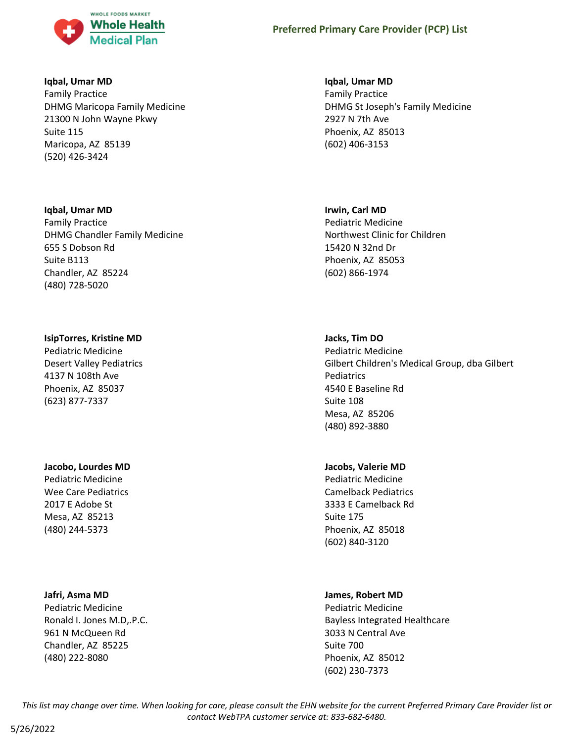**Iqbal, Umar MD**
Family Practice
DHMG Maricopa Family Medicine
21300 N John Wayne Pkwy
Suite 115
Maricopa, AZ 85139
(520) 426-3424

**Iqbal, Umar MD**
Family Practice
DHMG Chandler Family Medicine
655 S Dobson Rd
Suite B113
Chandler, AZ 85224
(480) 728-5020

**IsipTorres, Kristine MD**
Pediatric Medicine
Desert Valley Pediatrics
4137 N 108th Ave
Phoenix, AZ 85037
(623) 877-7337

**Jacobo, Lourdes MD**
Pediatric Medicine
Wee Care Pediatrics
2017 E Adobe St
Mesa, AZ 85213
(480) 244-5373

**Jafri, Asma MD**
Pediatric Medicine
Ronald I. Jones M.D,.P.C.
961 N McQueen Rd
Chandler, AZ 85225
(480) 222-8080

**Iqbal, Umar MD**
Family Practice
DHMG St Joseph's Family Medicine
2927 N 7th Ave
Phoenix, AZ 85013
(602) 406-3153

**Irwin, Carl MD**
Pediatric Medicine
Northwest Clinic for Children
15420 N 32nd Dr
Phoenix, AZ 85053
(602) 866-1974

**Jacks, Tim DO**
Pediatric Medicine
Gilbert Children's Medical Group, dba Gilbert Pediatrics
4540 E Baseline Rd
Suite 108
Mesa, AZ 85206
(480) 892-3880

**Jacobs, Valerie MD**
Pediatric Medicine
Camelback Pediatrics
3333 E Camelback Rd
Suite 175
Phoenix, AZ 85018
(602) 840-3120

**James, Robert MD**
Pediatric Medicine
Bayless Integrated Healthcare
3033 N Central Ave
Suite 700
Phoenix, AZ 85012
(602) 230-7373

*This list may change over time. When looking for care, please consult the EHN website for the current Preferred Primary Care Provider list or contact WebTPA customer service at: 833-682-6480.*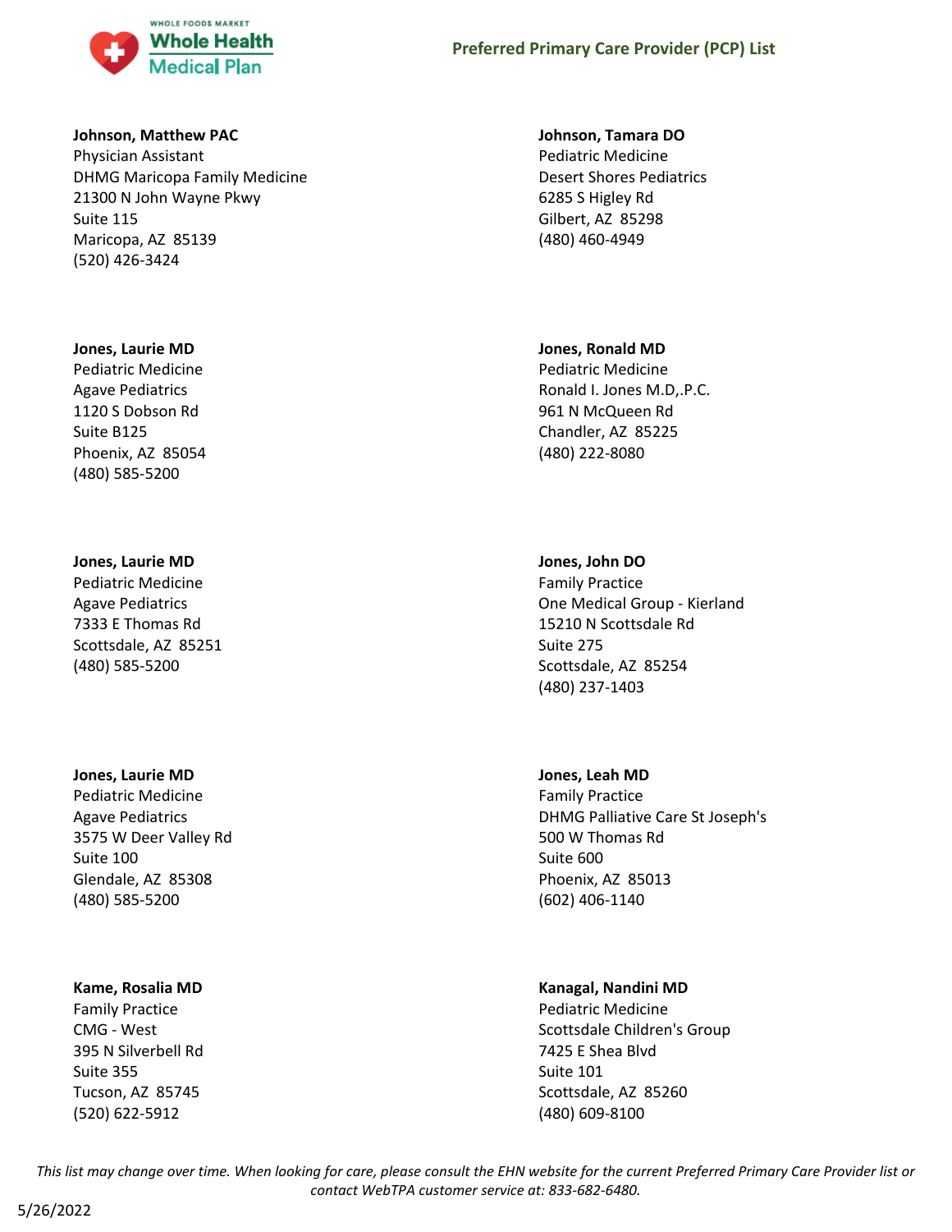**Johnson, Matthew PAC**
Physician Assistant
DHMG Maricopa Family Medicine
21300 N John Wayne Pkwy
Suite 115
Maricopa, AZ 85139
(520) 426-3424

**Johnson, Tamara DO**
Pediatric Medicine
Desert Shores Pediatrics
6285 S Higley Rd
Gilbert, AZ 85298
(480) 460-4949

**Jones, Laurie MD**
Pediatric Medicine
Agave Pediatrics
1120 S Dobson Rd
Suite B125
Phoenix, AZ 85054
(480) 585-5200

**Jones, Ronald MD**
Pediatric Medicine
Ronald I. Jones M.D,.P.C.
961 N McQueen Rd
Chandler, AZ 85225
(480) 222-8080

**Jones, Laurie MD**
Pediatric Medicine
Agave Pediatrics
7333 E Thomas Rd
Scottsdale, AZ 85251
(480) 585-5200

**Jones, John DO**
Family Practice
One Medical Group - Kierland
15210 N Scottsdale Rd
Suite 275
Scottsdale, AZ 85254
(480) 237-1403

**Jones, Laurie MD**
Pediatric Medicine
Agave Pediatrics
3575 W Deer Valley Rd
Suite 100
Glendale, AZ 85308
(480) 585-5200

**Jones, Leah MD**
Family Practice
DHMG Palliative Care St Joseph's
500 W Thomas Rd
Suite 600
Phoenix, AZ 85013
(602) 406-1140

**Kame, Rosalia MD**
Family Practice
CMG - West
395 N Silverbell Rd
Suite 355
Tucson, AZ 85745
(520) 622-5912

**Kanagal, Nandini MD**
Pediatric Medicine
Scottsdale Children's Group
7425 E Shea Blvd
Suite 101
Scottsdale, AZ 85260
(480) 609-8100

*This list may change over time. When looking for care, please consult the EHN website for the current Preferred Primary Care Provider list or contact WebTPA customer service at: 833-682-6480.*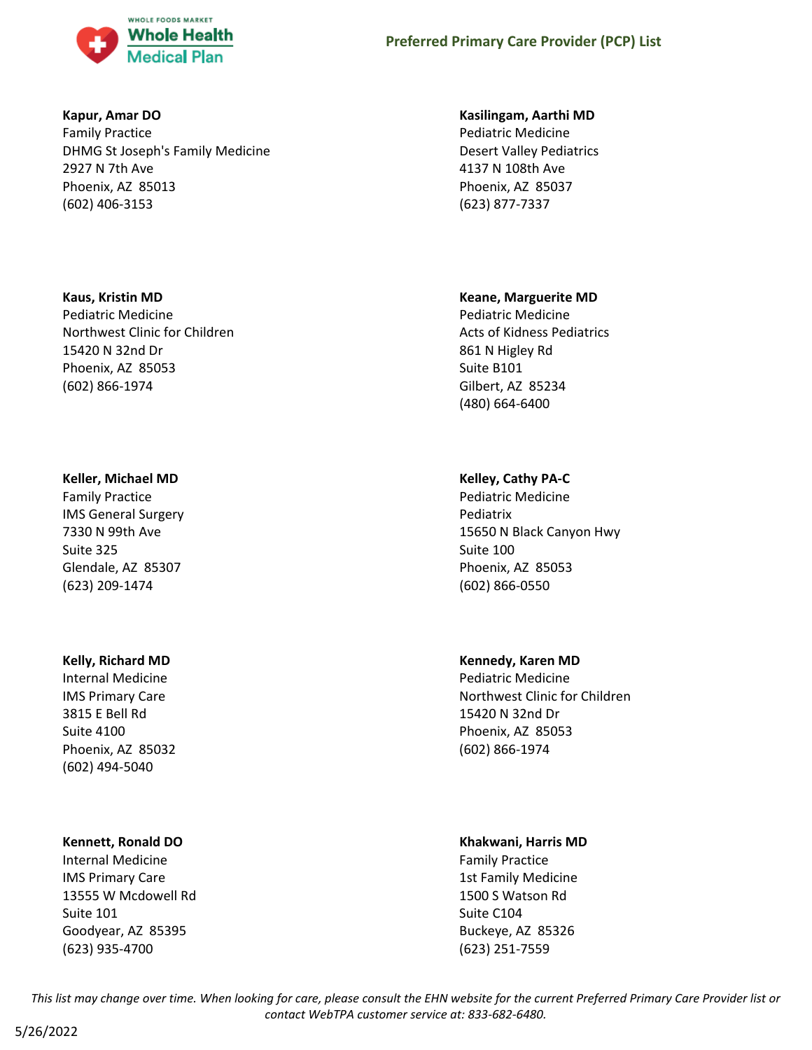**Kapur, Amar DO**
Family Practice
DHMG St Joseph's Family Medicine
2927 N 7th Ave
Phoenix, AZ 85013
(602) 406-3153

**Kasilingam, Aarthi MD**
Pediatric Medicine
Desert Valley Pediatrics
4137 N 108th Ave
Phoenix, AZ 85037
(623) 877-7337

**Kaus, Kristin MD**
Pediatric Medicine
Northwest Clinic for Children
15420 N 32nd Dr
Phoenix, AZ 85053
(602) 866-1974

**Keane, Marguerite MD**
Pediatric Medicine
Acts of Kidness Pediatrics
861 N Higley Rd
Suite B101
Gilbert, AZ 85234
(480) 664-6400

**Keller, Michael MD**
Family Practice
IMS General Surgery
7330 N 99th Ave
Suite 325
Glendale, AZ 85307
(623) 209-1474

**Kelley, Cathy PA-C**
Pediatric Medicine
Pediatrix
15650 N Black Canyon Hwy
Suite 100
Phoenix, AZ 85053
(602) 866-0550

**Kelly, Richard MD**
Internal Medicine
IMS Primary Care
3815 E Bell Rd
Suite 4100
Phoenix, AZ 85032
(602) 494-5040

**Kennedy, Karen MD**
Pediatric Medicine
Northwest Clinic for Children
15420 N 32nd Dr
Phoenix, AZ 85053
(602) 866-1974

**Kennett, Ronald DO**
Internal Medicine
IMS Primary Care
13555 W Mcdowell Rd
Suite 101
Goodyear, AZ 85395
(623) 935-4700

**Khakwani, Harris MD**
Family Practice
1st Family Medicine
1500 S Watson Rd
Suite C104
Buckeye, AZ 85326
(623) 251-7559

*This list may change over time. When looking for care, please consult the EHN website for the current Preferred Primary Care Provider list or contact WebTPA customer service at: 833-682-6480.*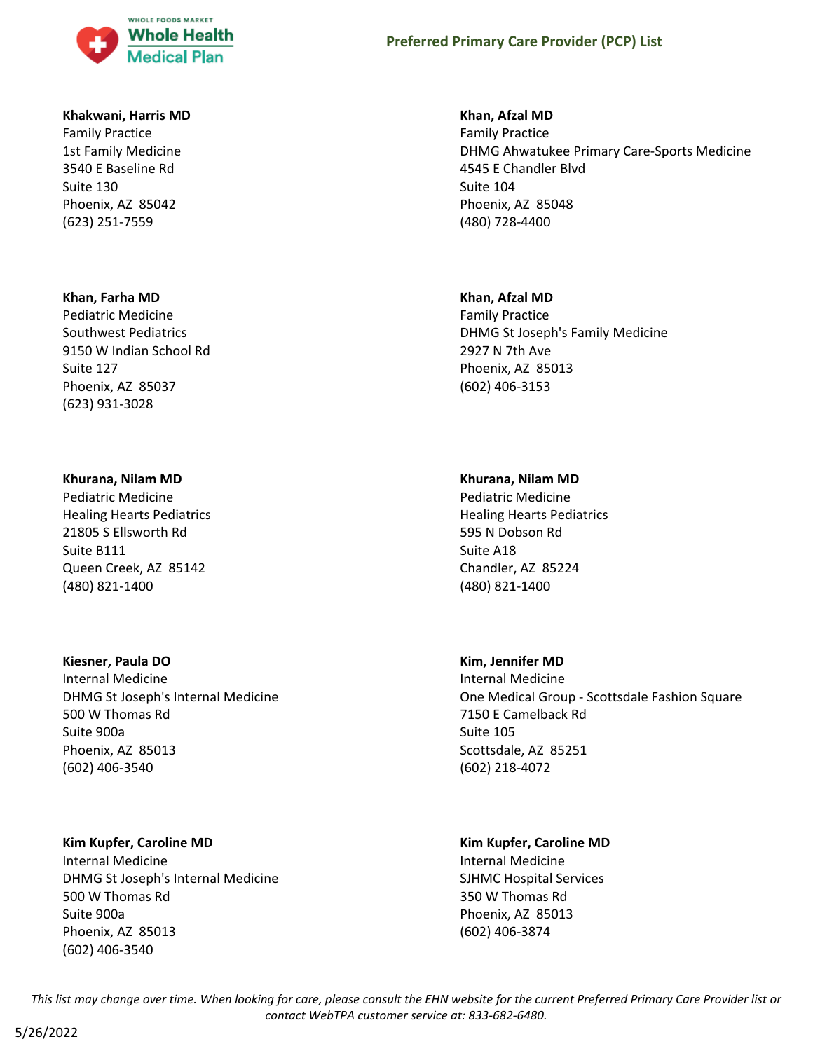**Khakwani, Harris MD**
Family Practice
1st Family Medicine
3540 E Baseline Rd
Suite 130
Phoenix, AZ 85042
(623) 251-7559

**Khan, Afzal MD**
Family Practice
DHMG Ahwatukee Primary Care-Sports Medicine
4545 E Chandler Blvd
Suite 104
Phoenix, AZ 85048
(480) 728-4400

**Khan, Farha MD**
Pediatric Medicine
Southwest Pediatrics
9150 W Indian School Rd
Suite 127
Phoenix, AZ 85037
(623) 931-3028

**Khan, Afzal MD**
Family Practice
DHMG St Joseph's Family Medicine
2927 N 7th Ave
Phoenix, AZ 85013
(602) 406-3153

**Khurana, Nilam MD**
Pediatric Medicine
Healing Hearts Pediatrics
21805 S Ellsworth Rd
Suite B111
Queen Creek, AZ 85142
(480) 821-1400

**Khurana, Nilam MD**
Pediatric Medicine
Healing Hearts Pediatrics
595 N Dobson Rd
Suite A18
Chandler, AZ 85224
(480) 821-1400

**Kiesner, Paula DO**
Internal Medicine
DHMG St Joseph's Internal Medicine
500 W Thomas Rd
Suite 900a
Phoenix, AZ 85013
(602) 406-3540

**Kim, Jennifer MD**
Internal Medicine
One Medical Group - Scottsdale Fashion Square
7150 E Camelback Rd
Suite 105
Scottsdale, AZ 85251
(602) 218-4072

**Kim Kupfer, Caroline MD**
Internal Medicine
DHMG St Joseph's Internal Medicine
500 W Thomas Rd
Suite 900a
Phoenix, AZ 85013
(602) 406-3540

**Kim Kupfer, Caroline MD**
Internal Medicine
SJHMC Hospital Services
350 W Thomas Rd
Phoenix, AZ 85013
(602) 406-3874

*This list may change over time. When looking for care, please consult the EHN website for the current Preferred Primary Care Provider list or contact WebTPA customer service at: 833-682-6480.*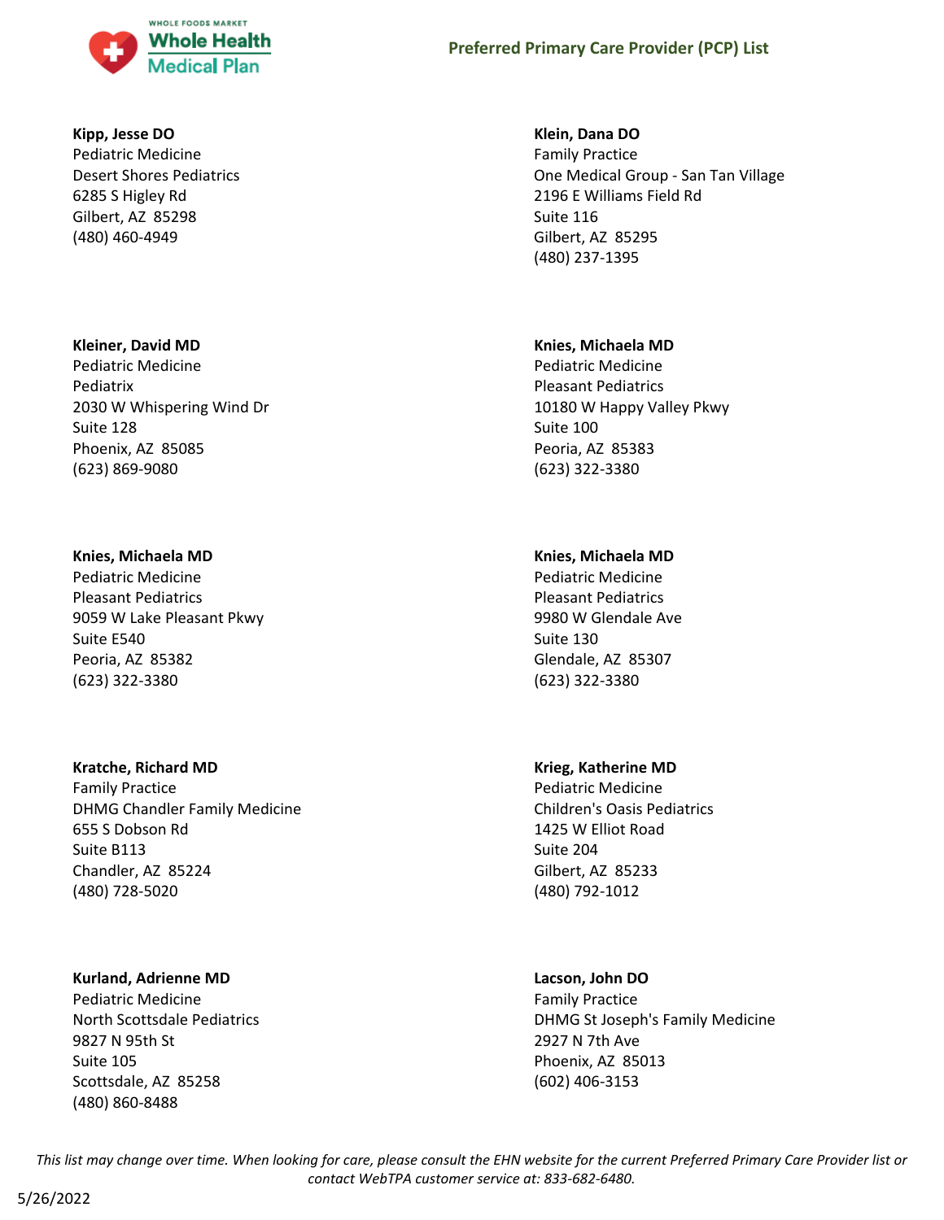**Kipp, Jesse DO**
Pediatric Medicine
Desert Shores Pediatrics
6285 S Higley Rd
Gilbert, AZ 85298
(480) 460-4949

**Klein, Dana DO**
Family Practice
One Medical Group - San Tan Village
2196 E Williams Field Rd
Suite 116
Gilbert, AZ 85295
(480) 237-1395

**Kleiner, David MD**
Pediatric Medicine
Pediatrix
2030 W Whispering Wind Dr
Suite 128
Phoenix, AZ 85085
(623) 869-9080

**Knies, Michaela MD**
Pediatric Medicine
Pleasant Pediatrics
10180 W Happy Valley Pkwy
Suite 100
Peoria, AZ 85383
(623) 322-3380

**Knies, Michaela MD**
Pediatric Medicine
Pleasant Pediatrics
9059 W Lake Pleasant Pkwy
Suite E540
Peoria, AZ 85382
(623) 322-3380

**Knies, Michaela MD**
Pediatric Medicine
Pleasant Pediatrics
9980 W Glendale Ave
Suite 130
Glendale, AZ 85307
(623) 322-3380

**Kratche, Richard MD**
Family Practice
DHMG Chandler Family Medicine
655 S Dobson Rd
Suite B113
Chandler, AZ 85224
(480) 728-5020

**Krieg, Katherine MD**
Pediatric Medicine
Children's Oasis Pediatrics
1425 W Elliot Road
Suite 204
Gilbert, AZ 85233
(480) 792-1012

**Kurland, Adrienne MD**
Pediatric Medicine
North Scottsdale Pediatrics
9827 N 95th St
Suite 105
Scottsdale, AZ 85258
(480) 860-8488

**Lacson, John DO**
Family Practice
DHMG St Joseph's Family Medicine
2927 N 7th Ave
Phoenix, AZ 85013
(602) 406-3153

*This list may change over time. When looking for care, please consult the EHN website for the current Preferred Primary Care Provider list or contact WebTPA customer service at: 833-682-6480.*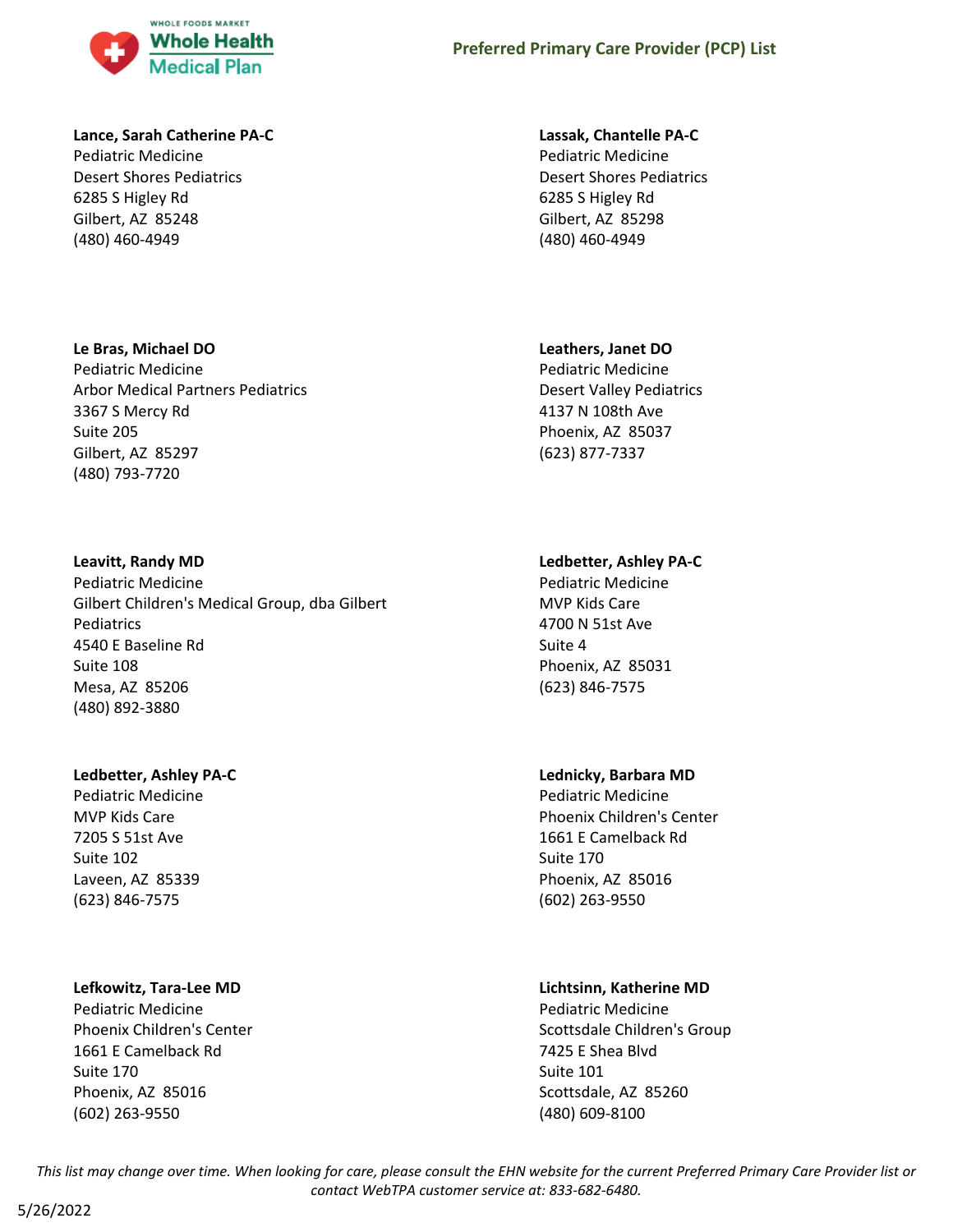**Lance, Sarah Catherine PA-C**
Pediatric Medicine
Desert Shores Pediatrics
6285 S Higley Rd
Gilbert, AZ 85248
(480) 460-4949

**Lassak, Chantelle PA-C**
Pediatric Medicine
Desert Shores Pediatrics
6285 S Higley Rd
Gilbert, AZ 85298
(480) 460-4949

**Le Bras, Michael DO**
Pediatric Medicine
Arbor Medical Partners Pediatrics
3367 S Mercy Rd
Suite 205
Gilbert, AZ 85297
(480) 793-7720

**Leathers, Janet DO**
Pediatric Medicine
Desert Valley Pediatrics
4137 N 108th Ave
Phoenix, AZ 85037
(623) 877-7337

**Leavitt, Randy MD**
Pediatric Medicine
Gilbert Children's Medical Group, dba Gilbert Pediatrics
4540 E Baseline Rd
Suite 108
Mesa, AZ 85206
(480) 892-3880

**Ledbetter, Ashley PA-C**
Pediatric Medicine
MVP Kids Care
4700 N 51st Ave
Suite 4
Phoenix, AZ 85031
(623) 846-7575

**Ledbetter, Ashley PA-C**
Pediatric Medicine
MVP Kids Care
7205 S 51st Ave
Suite 102
Laveen, AZ 85339
(623) 846-7575

**Lednicky, Barbara MD**
Pediatric Medicine
Phoenix Children's Center
1661 E Camelback Rd
Suite 170
Phoenix, AZ 85016
(602) 263-9550

**Lefkowitz, Tara-Lee MD**
Pediatric Medicine
Phoenix Children's Center
1661 E Camelback Rd
Suite 170
Phoenix, AZ 85016
(602) 263-9550

**Lichtsinn, Katherine MD**
Pediatric Medicine
Scottsdale Children's Group
7425 E Shea Blvd
Suite 101
Scottsdale, AZ 85260
(480) 609-8100

*This list may change over time. When looking for care, please consult the EHN website for the current Preferred Primary Care Provider list or contact WebTPA customer service at: 833-682-6480.*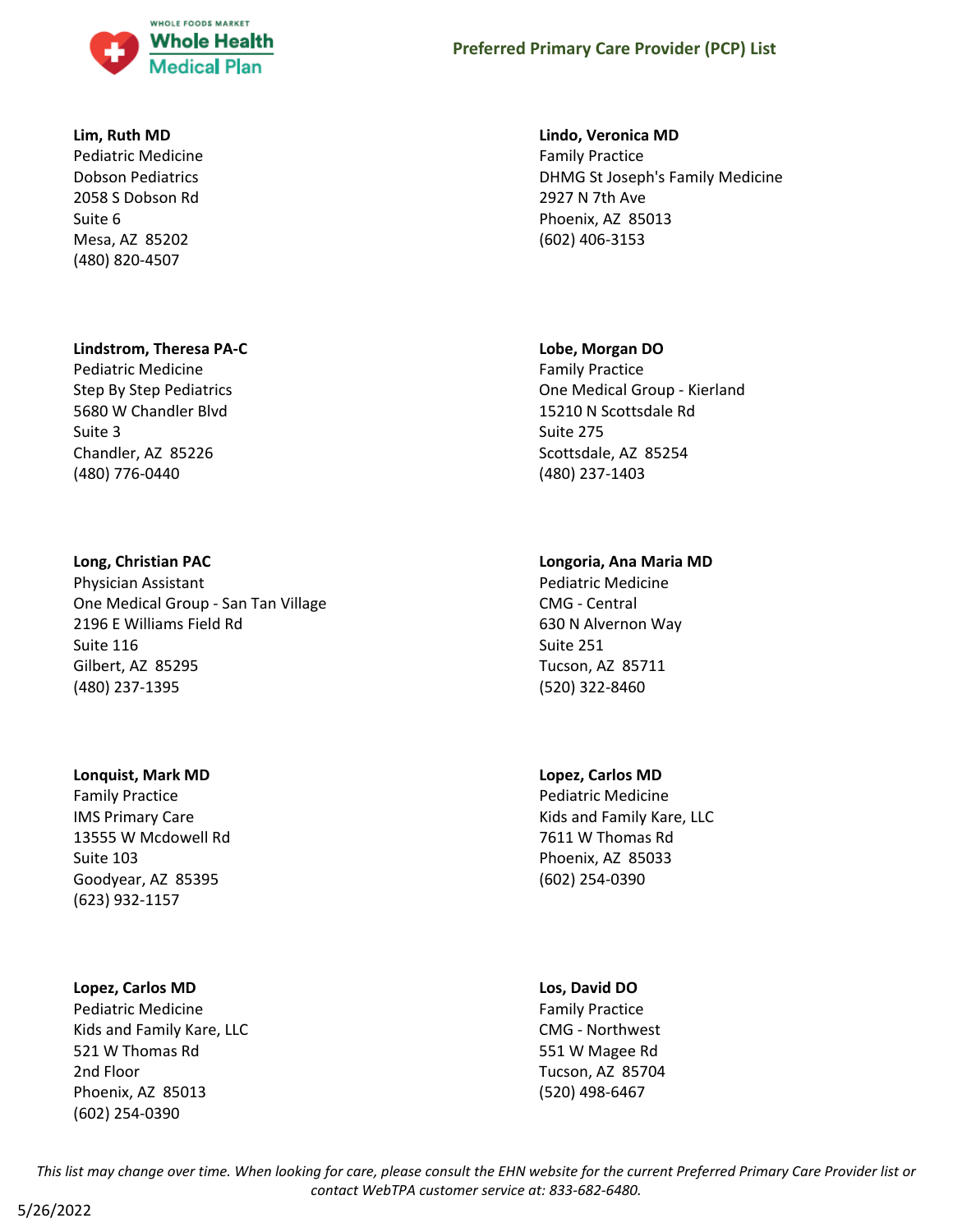**Lim, Ruth MD**
Pediatric Medicine
Dobson Pediatrics
2058 S Dobson Rd
Suite 6
Mesa, AZ 85202
(480) 820-4507

**Lindo, Veronica MD**
Family Practice
DHMG St Joseph's Family Medicine
2927 N 7th Ave
Phoenix, AZ 85013
(602) 406-3153

**Lindstrom, Theresa PA-C**
Pediatric Medicine
Step By Step Pediatrics
5680 W Chandler Blvd
Suite 3
Chandler, AZ 85226
(480) 776-0440

**Lobe, Morgan DO**
Family Practice
One Medical Group - Kierland
15210 N Scottsdale Rd
Suite 275
Scottsdale, AZ 85254
(480) 237-1403

**Long, Christian PAC**
Physician Assistant
One Medical Group - San Tan Village
2196 E Williams Field Rd
Suite 116
Gilbert, AZ 85295
(480) 237-1395

**Longoria, Ana Maria MD**
Pediatric Medicine
CMG - Central
630 N Alvernon Way
Suite 251
Tucson, AZ 85711
(520) 322-8460

**Lonquist, Mark MD**
Family Practice
IMS Primary Care
13555 W Mcdowell Rd
Suite 103
Goodyear, AZ 85395
(623) 932-1157

**Lopez, Carlos MD**
Pediatric Medicine
Kids and Family Kare, LLC
7611 W Thomas Rd
Phoenix, AZ 85033
(602) 254-0390

**Lopez, Carlos MD**
Pediatric Medicine
Kids and Family Kare, LLC
521 W Thomas Rd
2nd Floor
Phoenix, AZ 85013
(602) 254-0390

**Los, David DO**
Family Practice
CMG - Northwest
551 W Magee Rd
Tucson, AZ 85704
(520) 498-6467

*This list may change over time. When looking for care, please consult the EHN website for the current Preferred Primary Care Provider list or contact WebTPA customer service at: 833-682-6480.*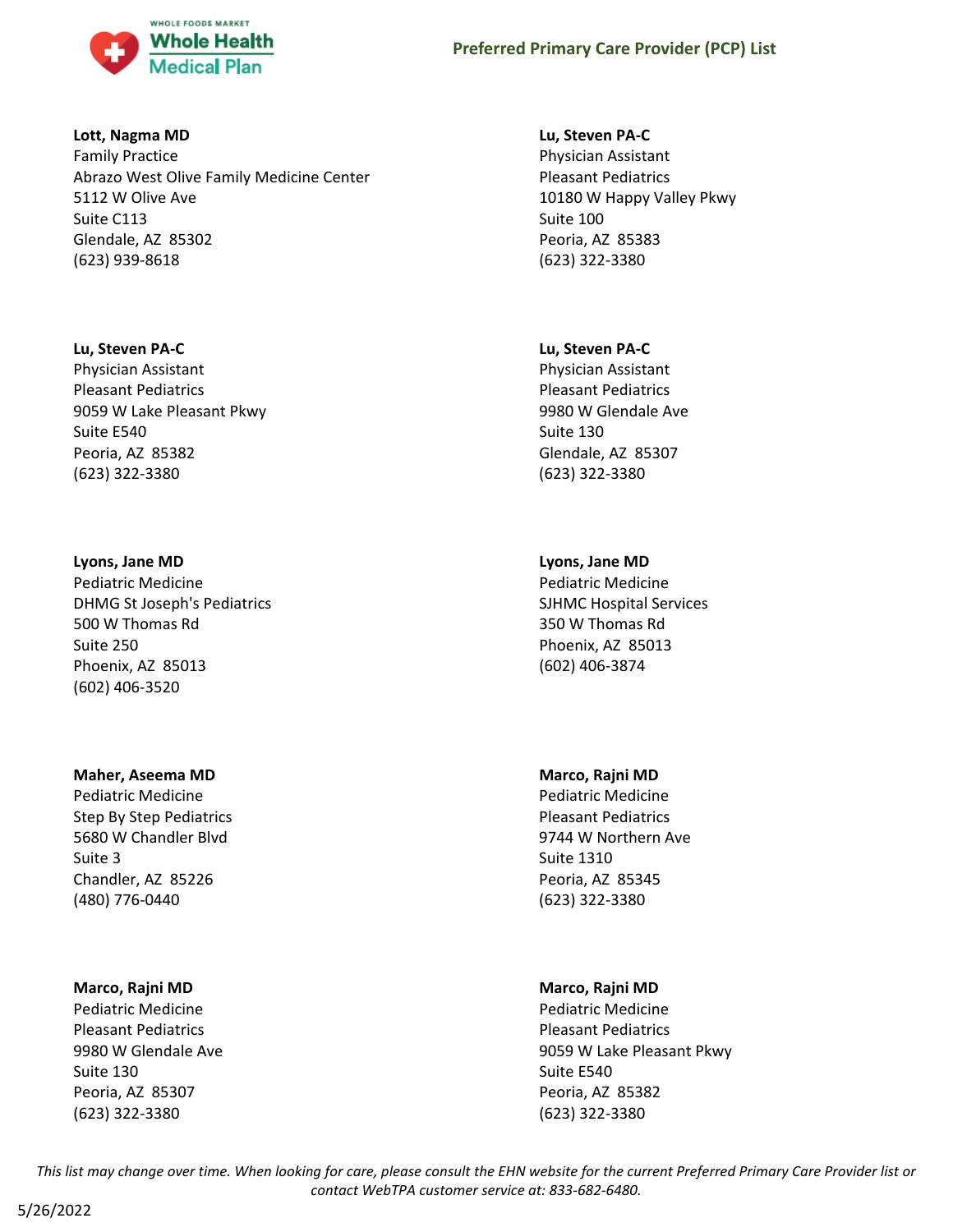## Preferred Primary Care Provider (PCP) List

**Lott, Nagma MD**
Family Practice
Abrazo West Olive Family Medicine Center
5112 W Olive Ave
Suite C113
Glendale, AZ 85302
(623) 939-8618

**Lu, Steven PA-C**
Physician Assistant
Pleasant Pediatrics
10180 W Happy Valley Pkwy
Suite 100
Peoria, AZ 85383
(623) 322-3380

**Lu, Steven PA-C**
Physician Assistant
Pleasant Pediatrics
9059 W Lake Pleasant Pkwy
Suite E540
Peoria, AZ 85382
(623) 322-3380

**Lu, Steven PA-C**
Physician Assistant
Pleasant Pediatrics
9980 W Glendale Ave
Suite 130
Glendale, AZ 85307
(623) 322-3380

**Lyons, Jane MD**
Pediatric Medicine
DHMG St Joseph's Pediatrics
500 W Thomas Rd
Suite 250
Phoenix, AZ 85013
(602) 406-3520

**Lyons, Jane MD**
Pediatric Medicine
SJHMC Hospital Services
350 W Thomas Rd
Phoenix, AZ 85013
(602) 406-3874

**Maher, Aseema MD**
Pediatric Medicine
Step By Step Pediatrics
5680 W Chandler Blvd
Suite 3
Chandler, AZ 85226
(480) 776-0440

**Marco, Rajni MD**
Pediatric Medicine
Pleasant Pediatrics
9744 W Northern Ave
Suite 1310
Peoria, AZ 85345
(623) 322-3380

**Marco, Rajni MD**
Pediatric Medicine
Pleasant Pediatrics
9980 W Glendale Ave
Suite 130
Peoria, AZ 85307
(623) 322-3380

**Marco, Rajni MD**
Pediatric Medicine
Pleasant Pediatrics
9059 W Lake Pleasant Pkwy
Suite E540
Peoria, AZ 85382
(623) 322-3380

*This list may change over time. When looking for care, please consult the EHN website for the current Preferred Primary Care Provider list or contact WebTPA customer service at: 833-682-6480.*

5/26/2022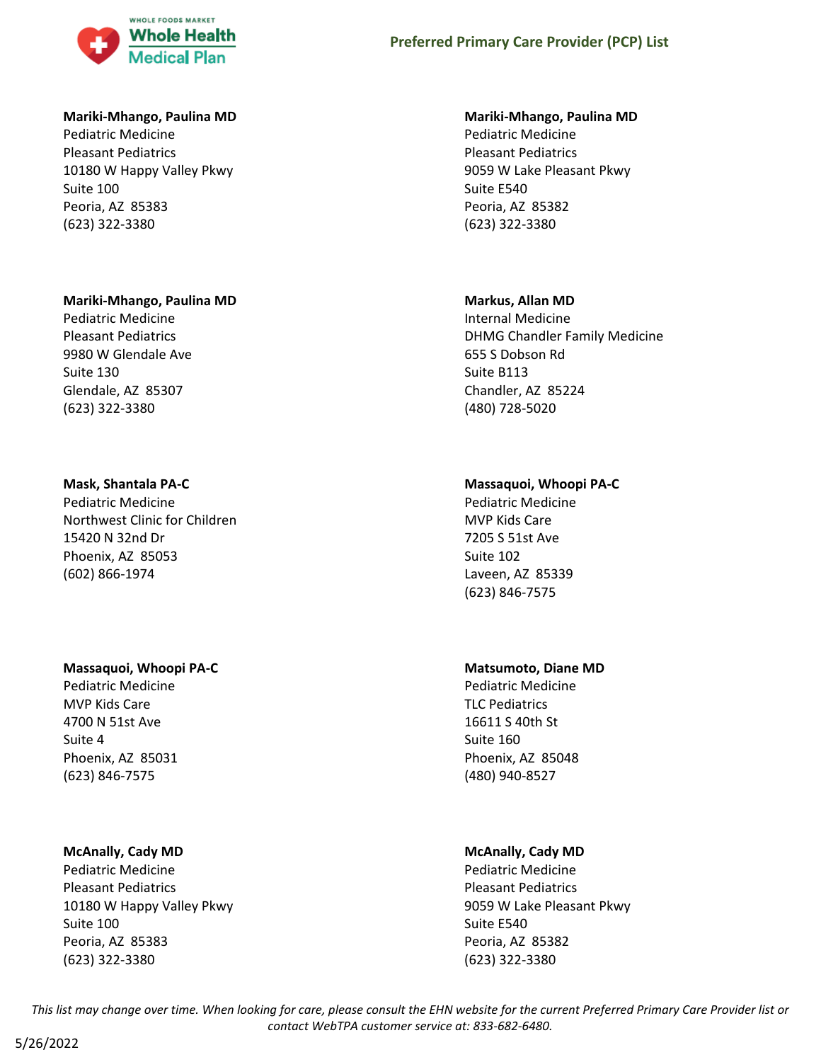**Mariki-Mhango, Paulina MD**
Pediatric Medicine
Pleasant Pediatrics
10180 W Happy Valley Pkwy
Suite 100
Peoria, AZ 85383
(623) 322-3380

**Mariki-Mhango, Paulina MD**
Pediatric Medicine
Pleasant Pediatrics
9980 W Glendale Ave
Suite 130
Glendale, AZ 85307
(623) 322-3380

**Mask, Shantala PA-C**
Pediatric Medicine
Northwest Clinic for Children
15420 N 32nd Dr
Phoenix, AZ 85053
(602) 866-1974

**Massaquoi, Whoopi PA-C**
Pediatric Medicine
MVP Kids Care
4700 N 51st Ave
Suite 4
Phoenix, AZ 85031
(623) 846-7575

**McAnally, Cady MD**
Pediatric Medicine
Pleasant Pediatrics
10180 W Happy Valley Pkwy
Suite 100
Peoria, AZ 85383
(623) 322-3380

**Mariki-Mhango, Paulina MD**
Pediatric Medicine
Pleasant Pediatrics
9059 W Lake Pleasant Pkwy
Suite E540
Peoria, AZ 85382
(623) 322-3380

**Markus, Allan MD**
Internal Medicine
DHMG Chandler Family Medicine
655 S Dobson Rd
Suite B113
Chandler, AZ 85224
(480) 728-5020

**Massaquoi, Whoopi PA-C**
Pediatric Medicine
MVP Kids Care
7205 S 51st Ave
Suite 102
Laveen, AZ 85339
(623) 846-7575

**Matsumoto, Diane MD**
Pediatric Medicine
TLC Pediatrics
16611 S 40th St
Suite 160
Phoenix, AZ 85048
(480) 940-8527

**McAnally, Cady MD**
Pediatric Medicine
Pleasant Pediatrics
9059 W Lake Pleasant Pkwy
Suite E540
Peoria, AZ 85382
(623) 322-3380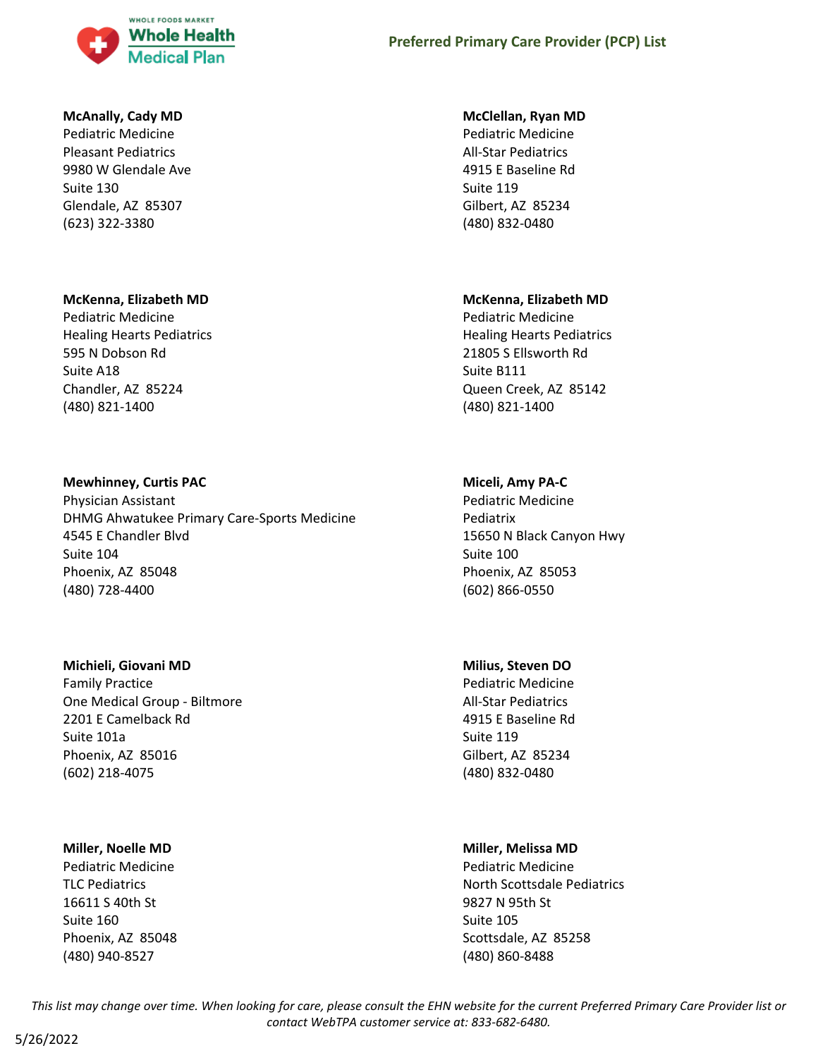**McAnally, Cady MD**
Pediatric Medicine
Pleasant Pediatrics
9980 W Glendale Ave
Suite 130
Glendale, AZ 85307
(623) 322-3380

**McClellan, Ryan MD**
Pediatric Medicine
All-Star Pediatrics
4915 E Baseline Rd
Suite 119
Gilbert, AZ 85234
(480) 832-0480

**McKenna, Elizabeth MD**
Pediatric Medicine
Healing Hearts Pediatrics
595 N Dobson Rd
Suite A18
Chandler, AZ 85224
(480) 821-1400

**McKenna, Elizabeth MD**
Pediatric Medicine
Healing Hearts Pediatrics
21805 S Ellsworth Rd
Suite B111
Queen Creek, AZ 85142
(480) 821-1400

**Mewhinney, Curtis PAC**
Physician Assistant
DHMG Ahwatukee Primary Care-Sports Medicine
4545 E Chandler Blvd
Suite 104
Phoenix, AZ 85048
(480) 728-4400

**Miceli, Amy PA-C**
Pediatric Medicine
Pediatrix
15650 N Black Canyon Hwy
Suite 100
Phoenix, AZ 85053
(602) 866-0550

**Michieli, Giovani MD**
Family Practice
One Medical Group - Biltmore
2201 E Camelback Rd
Suite 101a
Phoenix, AZ 85016
(602) 218-4075

**Milius, Steven DO**
Pediatric Medicine
All-Star Pediatrics
4915 E Baseline Rd
Suite 119
Gilbert, AZ 85234
(480) 832-0480

**Miller, Noelle MD**
Pediatric Medicine
TLC Pediatrics
16611 S 40th St
Suite 160
Phoenix, AZ 85048
(480) 940-8527

**Miller, Melissa MD**
Pediatric Medicine
North Scottsdale Pediatrics
9827 N 95th St
Suite 105
Scottsdale, AZ 85258
(480) 860-8488

*This list may change over time. When looking for care, please consult the EHN website for the current Preferred Primary Care Provider list or contact WebTPA customer service at: 833-682-6480.*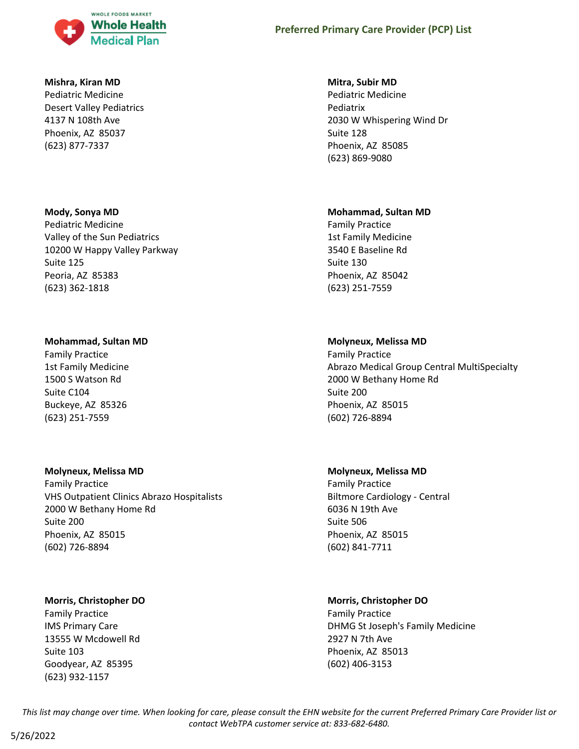**Mishra, Kiran MD**
Pediatric Medicine
Desert Valley Pediatrics
4137 N 108th Ave
Phoenix, AZ 85037
(623) 877-7337

**Mitra, Subir MD**
Pediatric Medicine
Pediatrix
2030 W Whispering Wind Dr
Suite 128
Phoenix, AZ 85085
(623) 869-9080

**Mody, Sonya MD**
Pediatric Medicine
Valley of the Sun Pediatrics
10200 W Happy Valley Parkway
Suite 125
Peoria, AZ 85383
(623) 362-1818

**Mohammad, Sultan MD**
Family Practice
1st Family Medicine
3540 E Baseline Rd
Suite 130
Phoenix, AZ 85042
(623) 251-7559

**Mohammad, Sultan MD**
Family Practice
1st Family Medicine
1500 S Watson Rd
Suite C104
Buckeye, AZ 85326
(623) 251-7559

**Molyneux, Melissa MD**
Family Practice
Abrazo Medical Group Central MultiSpecialty
2000 W Bethany Home Rd
Suite 200
Phoenix, AZ 85015
(602) 726-8894

**Molyneux, Melissa MD**
Family Practice
VHS Outpatient Clinics Abrazo Hospitalists
2000 W Bethany Home Rd
Suite 200
Phoenix, AZ 85015
(602) 726-8894

**Molyneux, Melissa MD**
Family Practice
Biltmore Cardiology - Central
6036 N 19th Ave
Suite 506
Phoenix, AZ 85015
(602) 841-7711

**Morris, Christopher DO**
Family Practice
IMS Primary Care
13555 W Mcdowell Rd
Suite 103
Goodyear, AZ 85395
(623) 932-1157

**Morris, Christopher DO**
Family Practice
DHMG St Joseph's Family Medicine
2927 N 7th Ave
Phoenix, AZ 85013
(602) 406-3153

*This list may change over time. When looking for care, please consult the EHN website for the current Preferred Primary Care Provider list or contact WebTPA customer service at: 833-682-6480.*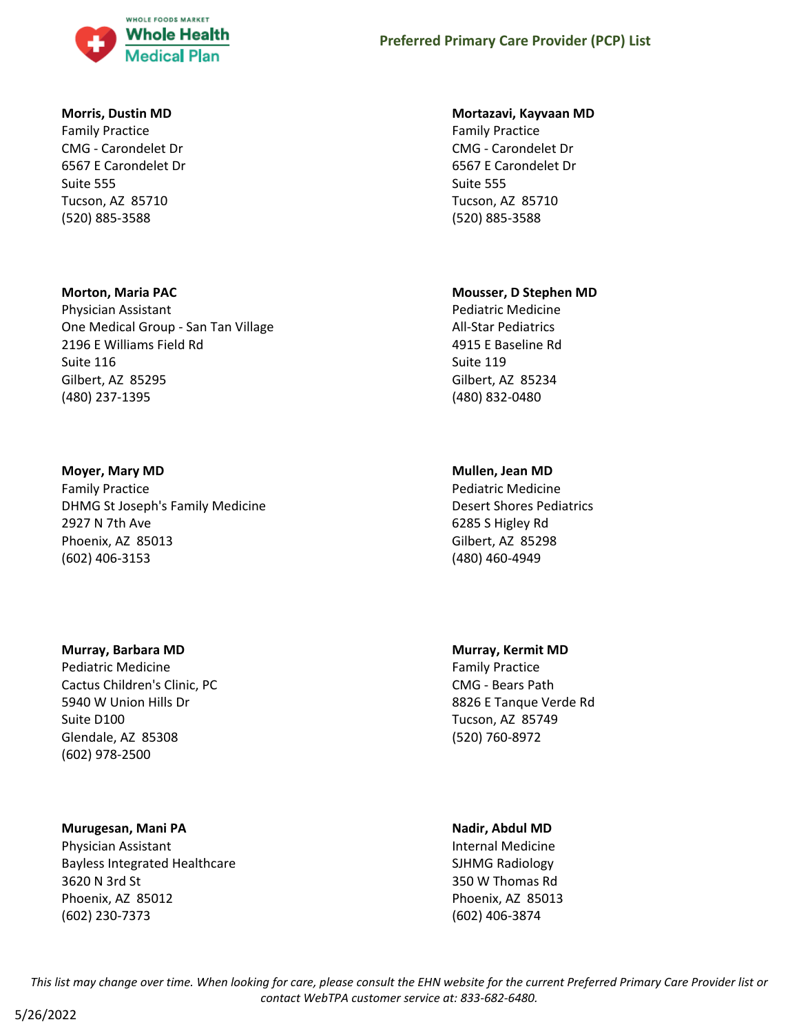**Morris, Dustin MD**
Family Practice
CMG - Carondelet Dr
6567 E Carondelet Dr
Suite 555
Tucson, AZ 85710
(520) 885-3588

**Mortazavi, Kayvaan MD**
Family Practice
CMG - Carondelet Dr
6567 E Carondelet Dr
Suite 555
Tucson, AZ 85710
(520) 885-3588

**Morton, Maria PAC**
Physician Assistant
One Medical Group - San Tan Village
2196 E Williams Field Rd
Suite 116
Gilbert, AZ 85295
(480) 237-1395

**Mousser, D Stephen MD**
Pediatric Medicine
All-Star Pediatrics
4915 E Baseline Rd
Suite 119
Gilbert, AZ 85234
(480) 832-0480

**Moyer, Mary MD**
Family Practice
DHMG St Joseph's Family Medicine
2927 N 7th Ave
Phoenix, AZ 85013
(602) 406-3153

**Mullen, Jean MD**
Pediatric Medicine
Desert Shores Pediatrics
6285 S Higley Rd
Gilbert, AZ 85298
(480) 460-4949

**Murray, Barbara MD**
Pediatric Medicine
Cactus Children's Clinic, PC
5940 W Union Hills Dr
Suite D100
Glendale, AZ 85308
(602) 978-2500

**Murray, Kermit MD**
Family Practice
CMG - Bears Path
8826 E Tanque Verde Rd
Tucson, AZ 85749
(520) 760-8972

**Murugesan, Mani PA**
Physician Assistant
Bayless Integrated Healthcare
3620 N 3rd St
Phoenix, AZ 85012
(602) 230-7373

**Nadir, Abdul MD**
Internal Medicine
SJHMG Radiology
350 W Thomas Rd
Phoenix, AZ 85013
(602) 406-3874

*This list may change over time. When looking for care, please consult the EHN website for the current Preferred Primary Care Provider list or contact WebTPA customer service at: 833-682-6480.*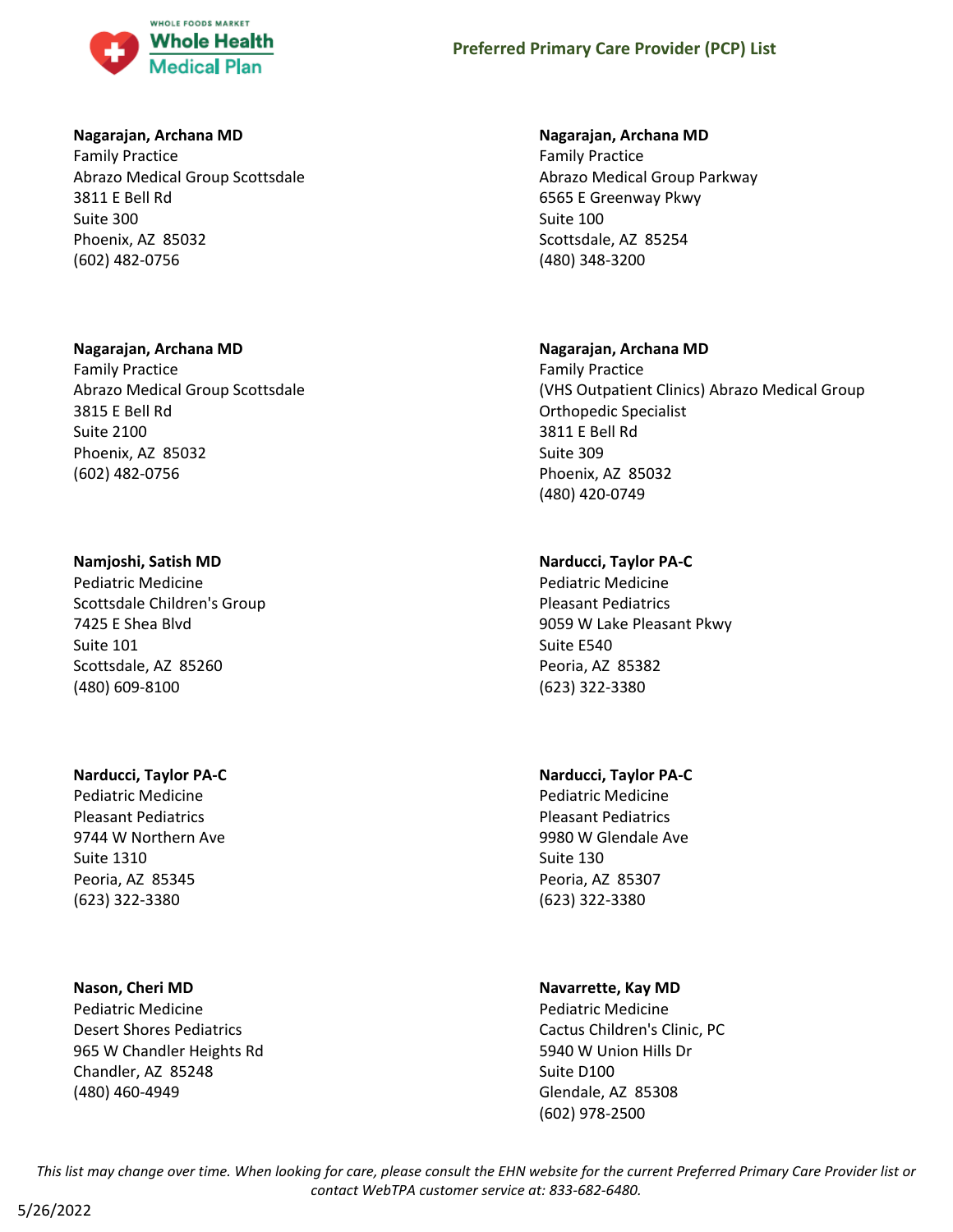**Nagarajan, Archana MD**
Family Practice
Abrazo Medical Group Scottsdale
3811 E Bell Rd
Suite 300
Phoenix, AZ  85032
(602) 482-0756

**Nagarajan, Archana MD**
Family Practice
Abrazo Medical Group Parkway
6565 E Greenway Pkwy
Suite 100
Scottsdale, AZ  85254
(480) 348-3200

**Nagarajan, Archana MD**
Family Practice
Abrazo Medical Group Scottsdale
3815 E Bell Rd
Suite 2100
Phoenix, AZ  85032
(602) 482-0756

**Nagarajan, Archana MD**
Family Practice
(VHS Outpatient Clinics) Abrazo Medical Group Orthopedic Specialist
3811 E Bell Rd
Suite 309
Phoenix, AZ  85032
(480) 420-0749

**Namjoshi, Satish MD**
Pediatric Medicine
Scottsdale Children's Group
7425 E Shea Blvd
Suite 101
Scottsdale, AZ  85260
(480) 609-8100

**Narducci, Taylor PA-C**
Pediatric Medicine
Pleasant Pediatrics
9059 W Lake Pleasant Pkwy
Suite E540
Peoria, AZ  85382
(623) 322-3380

**Narducci, Taylor PA-C**
Pediatric Medicine
Pleasant Pediatrics
9744 W Northern Ave
Suite 1310
Peoria, AZ  85345
(623) 322-3380

**Narducci, Taylor PA-C**
Pediatric Medicine
Pleasant Pediatrics
9980 W Glendale Ave
Suite 130
Peoria, AZ  85307
(623) 322-3380

**Nason, Cheri MD**
Pediatric Medicine
Desert Shores Pediatrics
965 W Chandler Heights Rd
Chandler, AZ  85248
(480) 460-4949

**Navarrette, Kay MD**
Pediatric Medicine
Cactus Children's Clinic, PC
5940 W Union Hills Dr
Suite D100
Glendale, AZ  85308
(602) 978-2500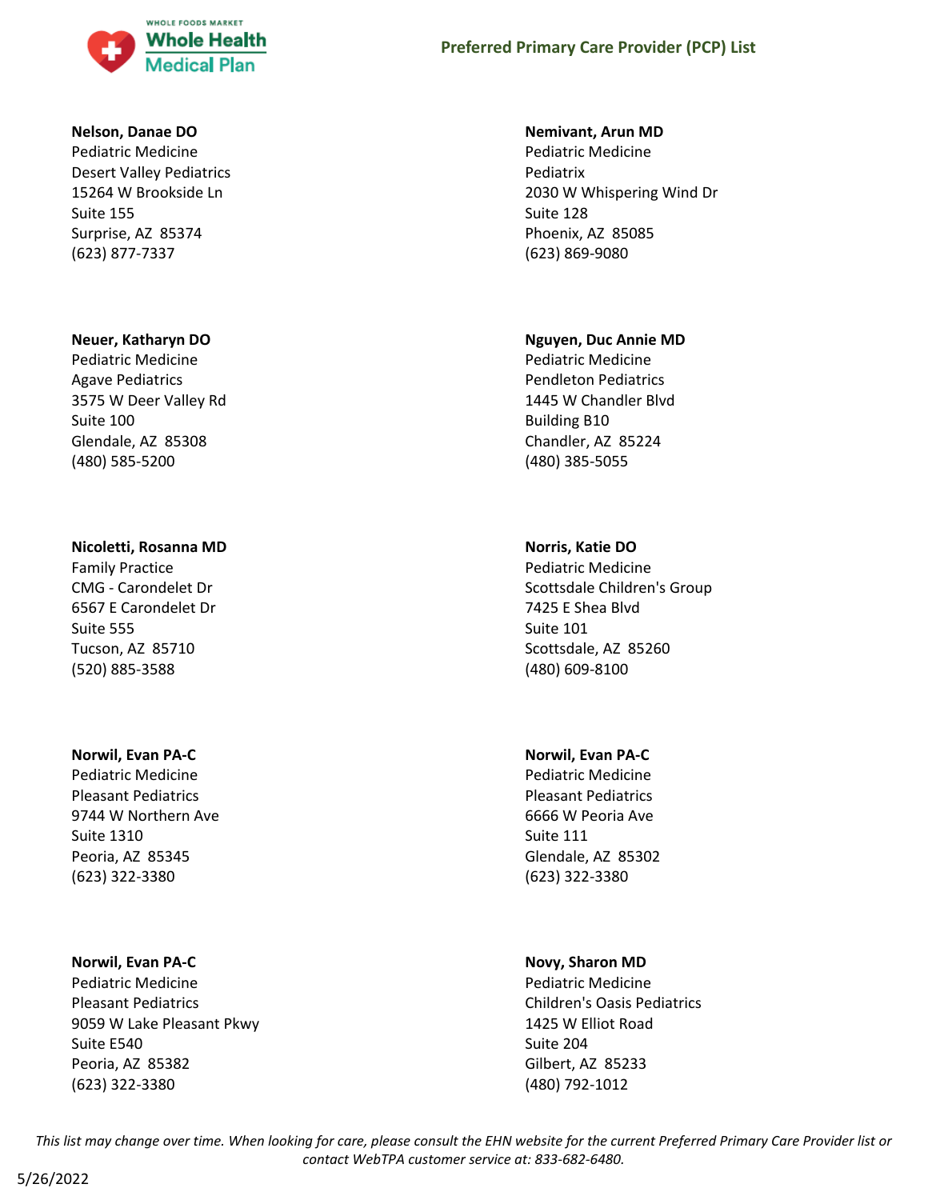**Nelson, Danae DO**
Pediatric Medicine
Desert Valley Pediatrics
15264 W Brookside Ln
Suite 155
Surprise, AZ 85374
(623) 877-7337

**Nemivant, Arun MD**
Pediatric Medicine
Pediatrix
2030 W Whispering Wind Dr
Suite 128
Phoenix, AZ 85085
(623) 869-9080

**Neuer, Katharyn DO**
Pediatric Medicine
Agave Pediatrics
3575 W Deer Valley Rd
Suite 100
Glendale, AZ 85308
(480) 585-5200

**Nguyen, Duc Annie MD**
Pediatric Medicine
Pendleton Pediatrics
1445 W Chandler Blvd
Building B10
Chandler, AZ 85224
(480) 385-5055

**Nicoletti, Rosanna MD**
Family Practice
CMG - Carondelet Dr
6567 E Carondelet Dr
Suite 555
Tucson, AZ 85710
(520) 885-3588

**Norris, Katie DO**
Pediatric Medicine
Scottsdale Children's Group
7425 E Shea Blvd
Suite 101
Scottsdale, AZ 85260
(480) 609-8100

**Norwil, Evan PA-C**
Pediatric Medicine
Pleasant Pediatrics
9744 W Northern Ave
Suite 1310
Peoria, AZ 85345
(623) 322-3380

**Norwil, Evan PA-C**
Pediatric Medicine
Pleasant Pediatrics
6666 W Peoria Ave
Suite 111
Glendale, AZ 85302
(623) 322-3380

**Norwil, Evan PA-C**
Pediatric Medicine
Pleasant Pediatrics
9059 W Lake Pleasant Pkwy
Suite E540
Peoria, AZ 85382
(623) 322-3380

**Novy, Sharon MD**
Pediatric Medicine
Children's Oasis Pediatrics
1425 W Elliot Road
Suite 204
Gilbert, AZ 85233
(480) 792-1012

*This list may change over time. When looking for care, please consult the EHN website for the current Preferred Primary Care Provider list or contact WebTPA customer service at: 833-682-6480.*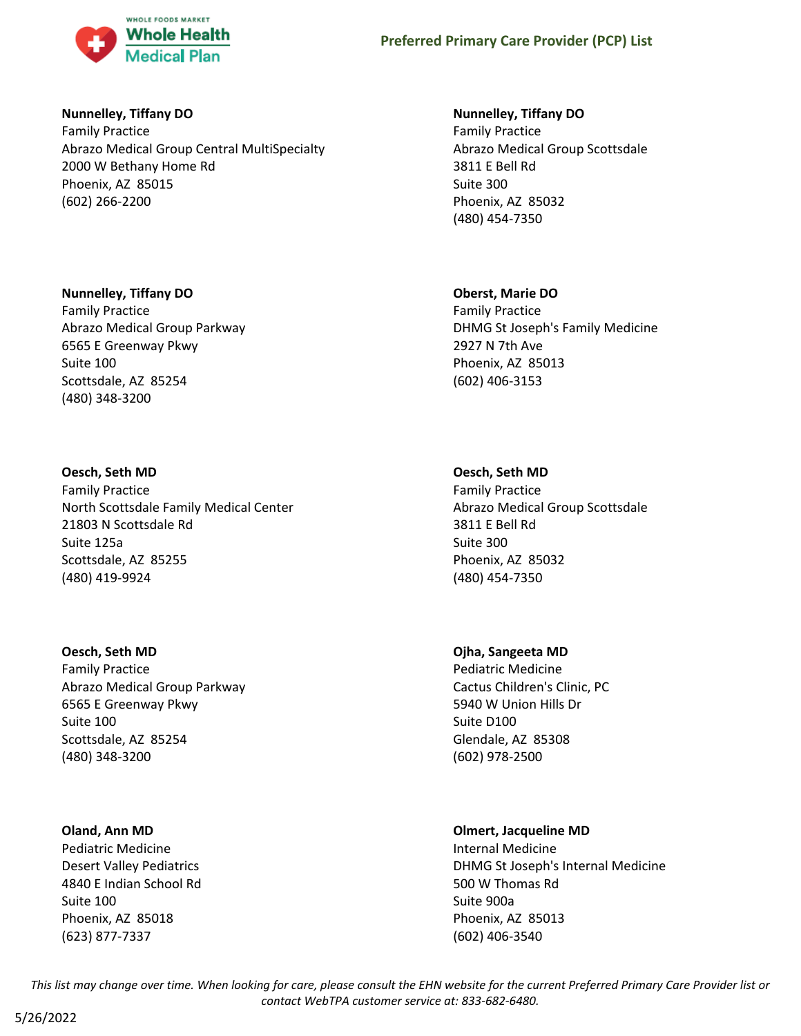**Nunnelley, Tiffany DO**
Family Practice
Abrazo Medical Group Central MultiSpecialty
2000 W Bethany Home Rd
Phoenix, AZ 85015
(602) 266-2200

**Nunnelley, Tiffany DO**
Family Practice
Abrazo Medical Group Scottsdale
3811 E Bell Rd
Suite 300
Phoenix, AZ 85032
(480) 454-7350

**Nunnelley, Tiffany DO**
Family Practice
Abrazo Medical Group Parkway
6565 E Greenway Pkwy
Suite 100
Scottsdale, AZ 85254
(480) 348-3200

**Oberst, Marie DO**
Family Practice
DHMG St Joseph's Family Medicine
2927 N 7th Ave
Phoenix, AZ 85013
(602) 406-3153

**Oesch, Seth MD**
Family Practice
North Scottsdale Family Medical Center
21803 N Scottsdale Rd
Suite 125a
Scottsdale, AZ 85255
(480) 419-9924

**Oesch, Seth MD**
Family Practice
Abrazo Medical Group Scottsdale
3811 E Bell Rd
Suite 300
Phoenix, AZ 85032
(480) 454-7350

**Oesch, Seth MD**
Family Practice
Abrazo Medical Group Parkway
6565 E Greenway Pkwy
Suite 100
Scottsdale, AZ 85254
(480) 348-3200

**Ojha, Sangeeta MD**
Pediatric Medicine
Cactus Children's Clinic, PC
5940 W Union Hills Dr
Suite D100
Glendale, AZ 85308
(602) 978-2500

**Oland, Ann MD**
Pediatric Medicine
Desert Valley Pediatrics
4840 E Indian School Rd
Suite 100
Phoenix, AZ 85018
(623) 877-7337

**Olmert, Jacqueline MD**
Internal Medicine
DHMG St Joseph's Internal Medicine
500 W Thomas Rd
Suite 900a
Phoenix, AZ 85013
(602) 406-3540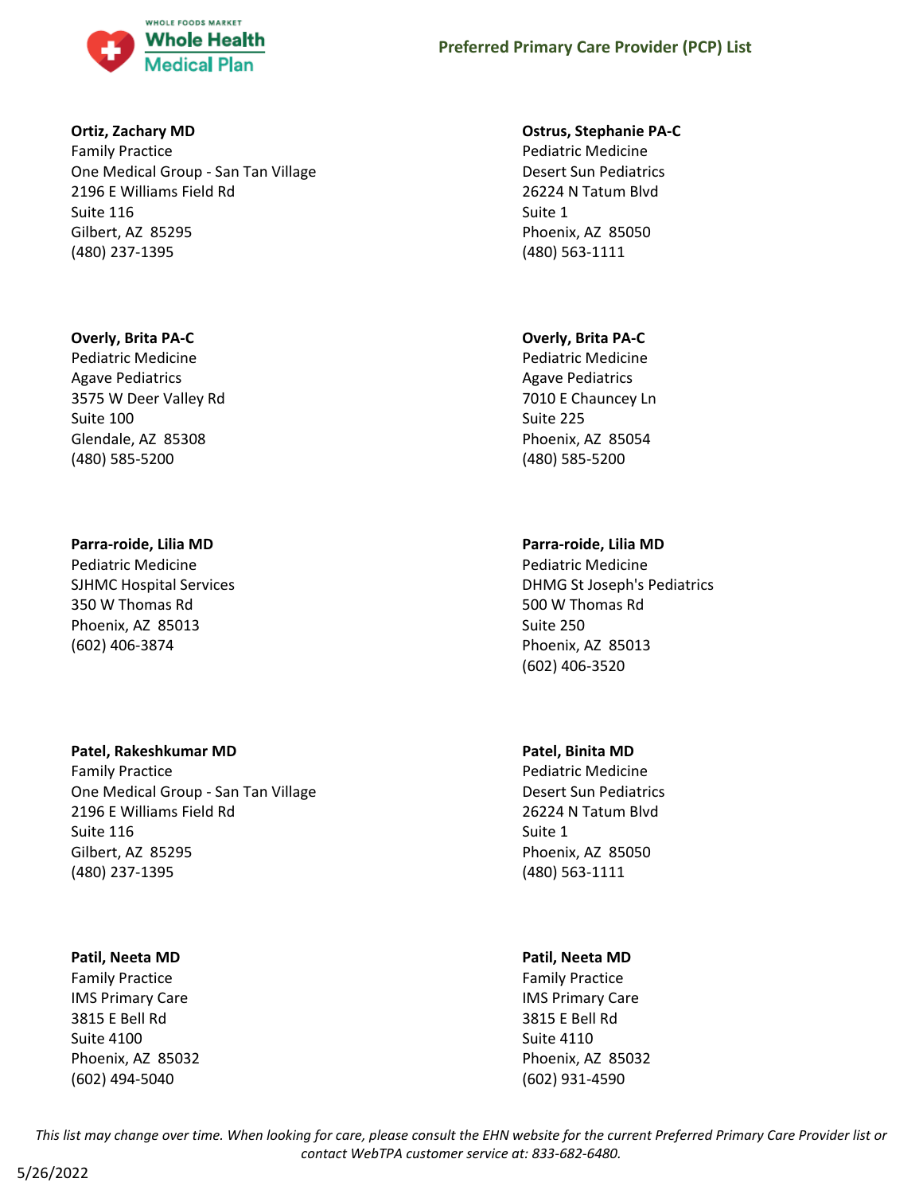**Ortiz, Zachary MD**
Family Practice
One Medical Group - San Tan Village
2196 E Williams Field Rd
Suite 116
Gilbert, AZ 85295
(480) 237-1395

**Ostrus, Stephanie PA-C**
Pediatric Medicine
Desert Sun Pediatrics
26224 N Tatum Blvd
Suite 1
Phoenix, AZ 85050
(480) 563-1111

**Overly, Brita PA-C**
Pediatric Medicine
Agave Pediatrics
3575 W Deer Valley Rd
Suite 100
Glendale, AZ 85308
(480) 585-5200

**Overly, Brita PA-C**
Pediatric Medicine
Agave Pediatrics
7010 E Chauncey Ln
Suite 225
Phoenix, AZ 85054
(480) 585-5200

**Parra-roide, Lilia MD**
Pediatric Medicine
SJHMC Hospital Services
350 W Thomas Rd
Phoenix, AZ 85013
(602) 406-3874

**Parra-roide, Lilia MD**
Pediatric Medicine
DHMG St Joseph's Pediatrics
500 W Thomas Rd
Suite 250
Phoenix, AZ 85013
(602) 406-3520

**Patel, Rakeshkumar MD**
Family Practice
One Medical Group - San Tan Village
2196 E Williams Field Rd
Suite 116
Gilbert, AZ 85295
(480) 237-1395

**Patel, Binita MD**
Pediatric Medicine
Desert Sun Pediatrics
26224 N Tatum Blvd
Suite 1
Phoenix, AZ 85050
(480) 563-1111

**Patil, Neeta MD**
Family Practice
IMS Primary Care
3815 E Bell Rd
Suite 4100
Phoenix, AZ 85032
(602) 494-5040

**Patil, Neeta MD**
Family Practice
IMS Primary Care
3815 E Bell Rd
Suite 4110
Phoenix, AZ 85032
(602) 931-4590

*This list may change over time. When looking for care, please consult the EHN website for the current Preferred Primary Care Provider list or contact WebTPA customer service at: 833-682-6480.*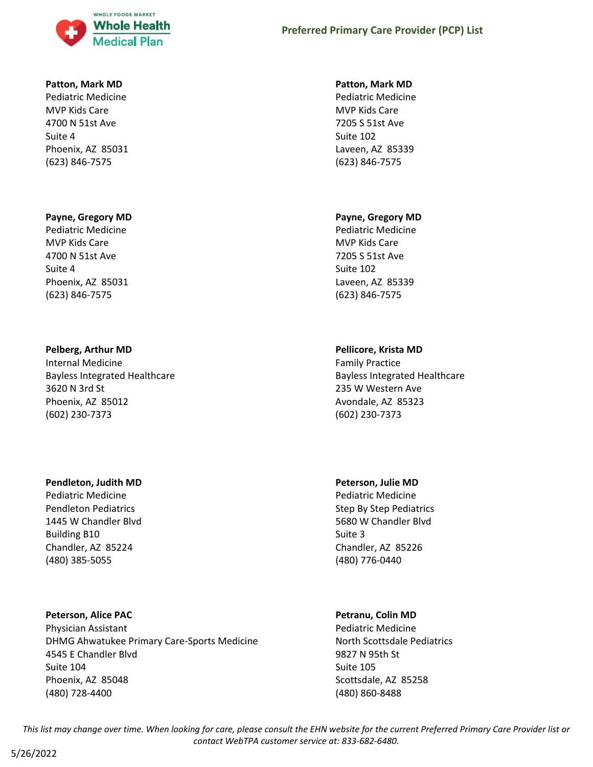**Patton, Mark MD**
Pediatric Medicine
MVP Kids Care
4700 N 51st Ave
Suite 4
Phoenix, AZ 85031
(623) 846-7575

**Patton, Mark MD**
Pediatric Medicine
MVP Kids Care
7205 S 51st Ave
Suite 102
Laveen, AZ 85339
(623) 846-7575

**Payne, Gregory MD**
Pediatric Medicine
MVP Kids Care
4700 N 51st Ave
Suite 4
Phoenix, AZ 85031
(623) 846-7575

**Payne, Gregory MD**
Pediatric Medicine
MVP Kids Care
7205 S 51st Ave
Suite 102
Laveen, AZ 85339
(623) 846-7575

**Pelberg, Arthur MD**
Internal Medicine
Bayless Integrated Healthcare
3620 N 3rd St
Phoenix, AZ 85012
(602) 230-7373

**Pellicore, Krista MD**
Family Practice
Bayless Integrated Healthcare
235 W Western Ave
Avondale, AZ 85323
(602) 230-7373

**Pendleton, Judith MD**
Pediatric Medicine
Pendleton Pediatrics
1445 W Chandler Blvd
Building B10
Chandler, AZ 85224
(480) 385-5055

**Peterson, Julie MD**
Pediatric Medicine
Step By Step Pediatrics
5680 W Chandler Blvd
Suite 3
Chandler, AZ 85226
(480) 776-0440

**Peterson, Alice PAC**
Physician Assistant
DHMG Ahwatukee Primary Care-Sports Medicine
4545 E Chandler Blvd
Suite 104
Phoenix, AZ 85048
(480) 728-4400

**Petranu, Colin MD**
Pediatric Medicine
North Scottsdale Pediatrics
9827 N 95th St
Suite 105
Scottsdale, AZ 85258
(480) 860-8488

*This list may change over time. When looking for care, please consult the EHN website for the current Preferred Primary Care Provider list or contact WebTPA customer service at: 833-682-6480.*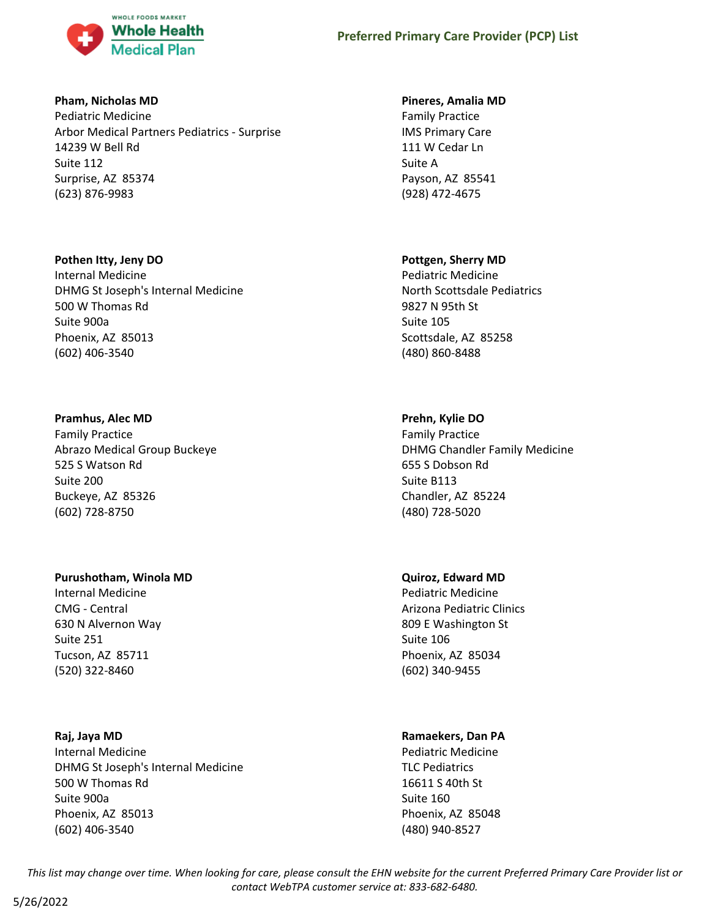**Pham, Nicholas MD**
Pediatric Medicine
Arbor Medical Partners Pediatrics - Surprise
14239 W Bell Rd
Suite 112
Surprise, AZ 85374
(623) 876-9983

**Pineres, Amalia MD**
Family Practice
IMS Primary Care
111 W Cedar Ln
Suite A
Payson, AZ 85541
(928) 472-4675

**Pothen Itty, Jeny DO**
Internal Medicine
DHMG St Joseph's Internal Medicine
500 W Thomas Rd
Suite 900a
Phoenix, AZ 85013
(602) 406-3540

**Pottgen, Sherry MD**
Pediatric Medicine
North Scottsdale Pediatrics
9827 N 95th St
Suite 105
Scottsdale, AZ 85258
(480) 860-8488

**Pramhus, Alec MD**
Family Practice
Abrazo Medical Group Buckeye
525 S Watson Rd
Suite 200
Buckeye, AZ 85326
(602) 728-8750

**Prehn, Kylie DO**
Family Practice
DHMG Chandler Family Medicine
655 S Dobson Rd
Suite B113
Chandler, AZ 85224
(480) 728-5020

**Purushotham, Winola MD**
Internal Medicine
CMG - Central
630 N Alvernon Way
Suite 251
Tucson, AZ 85711
(520) 322-8460

**Quiroz, Edward MD**
Pediatric Medicine
Arizona Pediatric Clinics
809 E Washington St
Suite 106
Phoenix, AZ 85034
(602) 340-9455

**Raj, Jaya MD**
Internal Medicine
DHMG St Joseph's Internal Medicine
500 W Thomas Rd
Suite 900a
Phoenix, AZ 85013
(602) 406-3540

**Ramaekers, Dan PA**
Pediatric Medicine
TLC Pediatrics
16611 S 40th St
Suite 160
Phoenix, AZ 85048
(480) 940-8527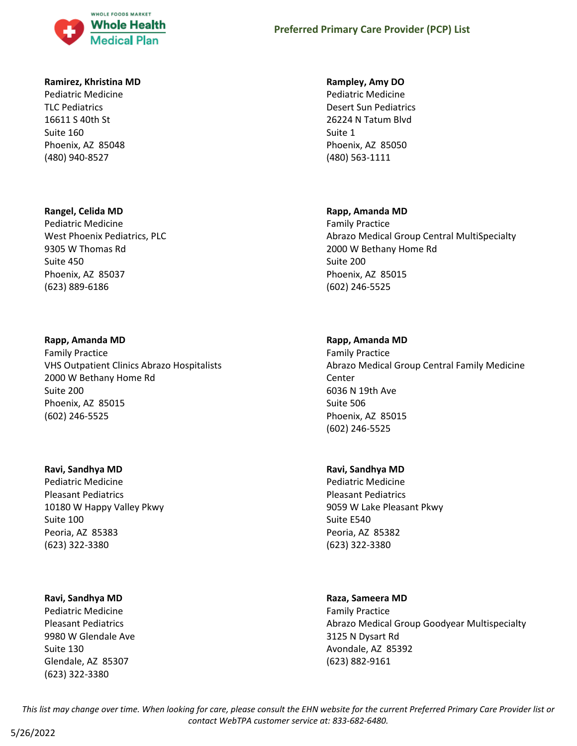**Ramirez, Khristina MD**
Pediatric Medicine
TLC Pediatrics
16611 S 40th St
Suite 160
Phoenix, AZ 85048
(480) 940-8527

**Rampley, Amy DO**
Pediatric Medicine
Desert Sun Pediatrics
26224 N Tatum Blvd
Suite 1
Phoenix, AZ 85050
(480) 563-1111

**Rangel, Celida MD**
Pediatric Medicine
West Phoenix Pediatrics, PLC
9305 W Thomas Rd
Suite 450
Phoenix, AZ 85037
(623) 889-6186

**Rapp, Amanda MD**
Family Practice
Abrazo Medical Group Central MultiSpecialty
2000 W Bethany Home Rd
Suite 200
Phoenix, AZ 85015
(602) 246-5525

**Rapp, Amanda MD**
Family Practice
VHS Outpatient Clinics Abrazo Hospitalists
2000 W Bethany Home Rd
Suite 200
Phoenix, AZ 85015
(602) 246-5525

**Rapp, Amanda MD**
Family Practice
Abrazo Medical Group Central Family Medicine Center
6036 N 19th Ave
Suite 506
Phoenix, AZ 85015
(602) 246-5525

**Ravi, Sandhya MD**
Pediatric Medicine
Pleasant Pediatrics
10180 W Happy Valley Pkwy
Suite 100
Peoria, AZ 85383
(623) 322-3380

**Ravi, Sandhya MD**
Pediatric Medicine
Pleasant Pediatrics
9059 W Lake Pleasant Pkwy
Suite E540
Peoria, AZ 85382
(623) 322-3380

**Ravi, Sandhya MD**
Pediatric Medicine
Pleasant Pediatrics
9980 W Glendale Ave
Suite 130
Glendale, AZ 85307
(623) 322-3380

**Raza, Sameera MD**
Family Practice
Abrazo Medical Group Goodyear Multispecialty
3125 N Dysart Rd
Avondale, AZ 85392
(623) 882-9161

*This list may change over time. When looking for care, please consult the EHN website for the current Preferred Primary Care Provider list or contact WebTPA customer service at: 833-682-6480.*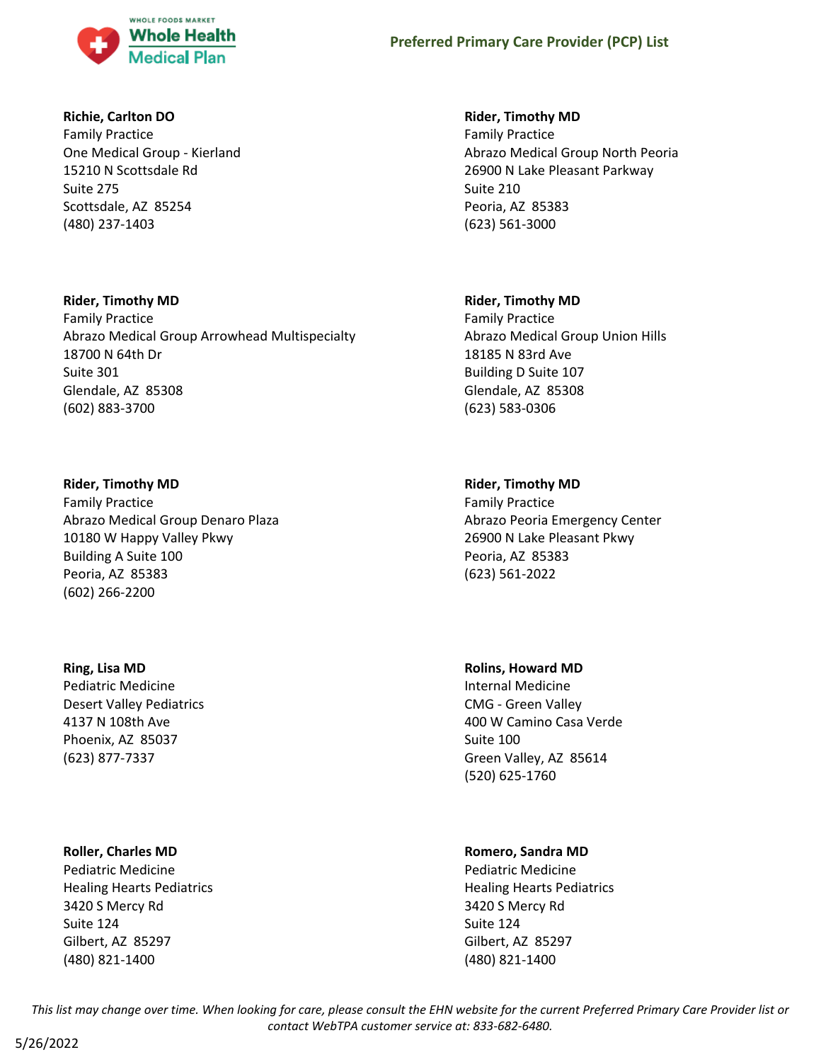**Richie, Carlton DO**
Family Practice
One Medical Group - Kierland
15210 N Scottsdale Rd
Suite 275
Scottsdale, AZ 85254
(480) 237-1403

**Rider, Timothy MD**
Family Practice
Abrazo Medical Group North Peoria
26900 N Lake Pleasant Parkway
Suite 210
Peoria, AZ 85383
(623) 561-3000

**Rider, Timothy MD**
Family Practice
Abrazo Medical Group Arrowhead Multispecialty
18700 N 64th Dr
Suite 301
Glendale, AZ 85308
(602) 883-3700

**Rider, Timothy MD**
Family Practice
Abrazo Medical Group Union Hills
18185 N 83rd Ave
Building D Suite 107
Glendale, AZ 85308
(623) 583-0306

**Rider, Timothy MD**
Family Practice
Abrazo Medical Group Denaro Plaza
10180 W Happy Valley Pkwy
Building A Suite 100
Peoria, AZ 85383
(602) 266-2200

**Rider, Timothy MD**
Family Practice
Abrazo Peoria Emergency Center
26900 N Lake Pleasant Pkwy
Peoria, AZ 85383
(623) 561-2022

**Ring, Lisa MD**
Pediatric Medicine
Desert Valley Pediatrics
4137 N 108th Ave
Phoenix, AZ 85037
(623) 877-7337

**Rolins, Howard MD**
Internal Medicine
CMG - Green Valley
400 W Camino Casa Verde
Suite 100
Green Valley, AZ 85614
(520) 625-1760

**Roller, Charles MD**
Pediatric Medicine
Healing Hearts Pediatrics
3420 S Mercy Rd
Suite 124
Gilbert, AZ 85297
(480) 821-1400

**Romero, Sandra MD**
Pediatric Medicine
Healing Hearts Pediatrics
3420 S Mercy Rd
Suite 124
Gilbert, AZ 85297
(480) 821-1400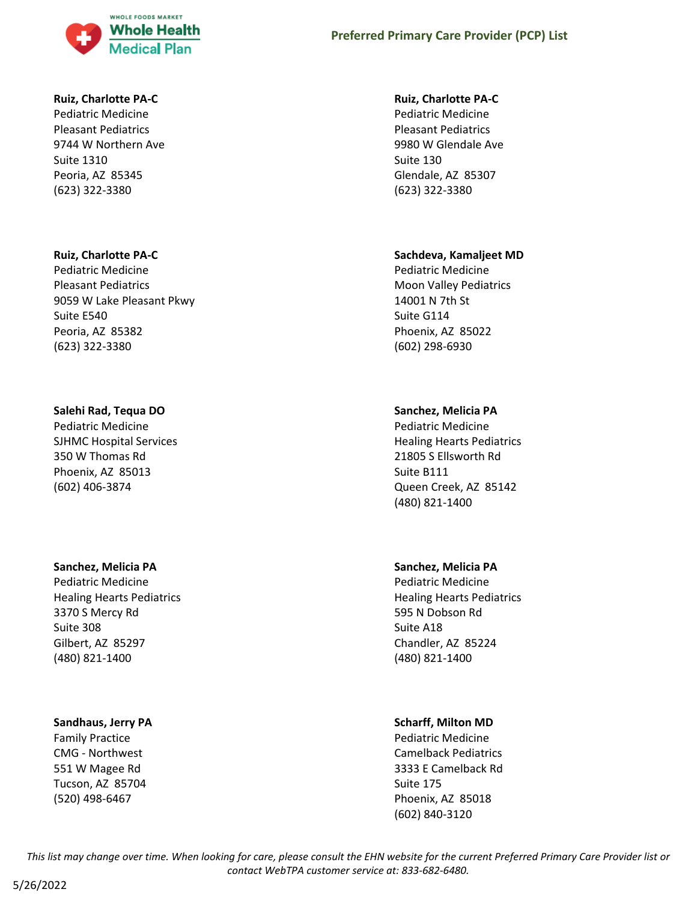**Ruiz, Charlotte PA-C**
Pediatric Medicine
Pleasant Pediatrics
9744 W Northern Ave
Suite 1310
Peoria, AZ 85345
(623) 322-3380

**Ruiz, Charlotte PA-C**
Pediatric Medicine
Pleasant Pediatrics
9980 W Glendale Ave
Suite 130
Glendale, AZ 85307
(623) 322-3380

**Ruiz, Charlotte PA-C**
Pediatric Medicine
Pleasant Pediatrics
9059 W Lake Pleasant Pkwy
Suite E540
Peoria, AZ 85382
(623) 322-3380

**Sachdeva, Kamaljeet MD**
Pediatric Medicine
Moon Valley Pediatrics
14001 N 7th St
Suite G114
Phoenix, AZ 85022
(602) 298-6930

**Salehi Rad, Tequa DO**
Pediatric Medicine
SJHMC Hospital Services
350 W Thomas Rd
Phoenix, AZ 85013
(602) 406-3874

**Sanchez, Melicia PA**
Pediatric Medicine
Healing Hearts Pediatrics
21805 S Ellsworth Rd
Suite B111
Queen Creek, AZ 85142
(480) 821-1400

**Sanchez, Melicia PA**
Pediatric Medicine
Healing Hearts Pediatrics
3370 S Mercy Rd
Suite 308
Gilbert, AZ 85297
(480) 821-1400

**Sanchez, Melicia PA**
Pediatric Medicine
Healing Hearts Pediatrics
595 N Dobson Rd
Suite A18
Chandler, AZ 85224
(480) 821-1400

**Sandhaus, Jerry PA**
Family Practice
CMG - Northwest
551 W Magee Rd
Tucson, AZ 85704
(520) 498-6467

**Scharff, Milton MD**
Pediatric Medicine
Camelback Pediatrics
3333 E Camelback Rd
Suite 175
Phoenix, AZ 85018
(602) 840-3120

*This list may change over time. When looking for care, please consult the EHN website for the current Preferred Primary Care Provider list or contact WebTPA customer service at: 833-682-6480.*

5/26/2022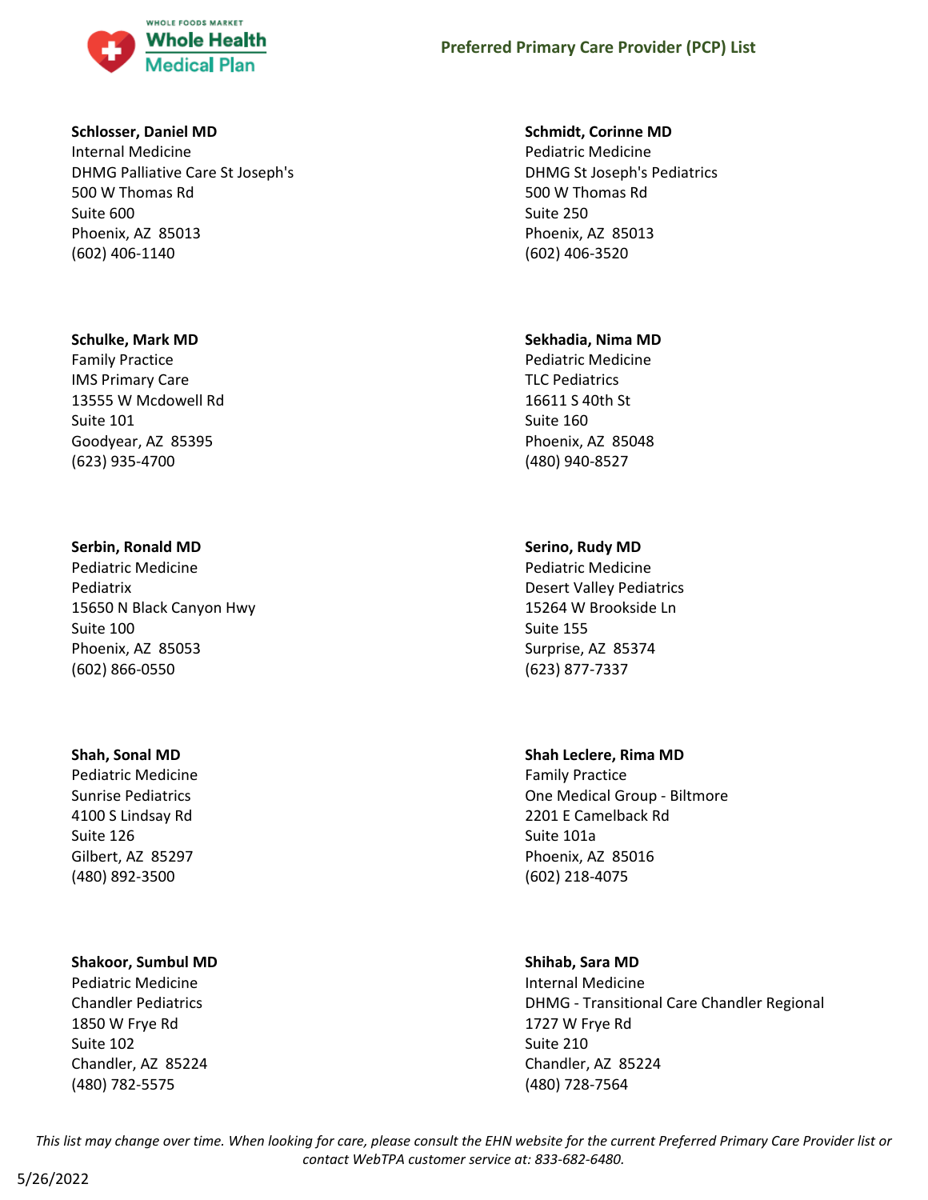**Schlosser, Daniel MD**
Internal Medicine
DHMG Palliative Care St Joseph's
500 W Thomas Rd
Suite 600
Phoenix, AZ 85013
(602) 406-1140

**Schmidt, Corinne MD**
Pediatric Medicine
DHMG St Joseph's Pediatrics
500 W Thomas Rd
Suite 250
Phoenix, AZ 85013
(602) 406-3520

**Schulke, Mark MD**
Family Practice
IMS Primary Care
13555 W Mcdowell Rd
Suite 101
Goodyear, AZ 85395
(623) 935-4700

**Sekhadia, Nima MD**
Pediatric Medicine
TLC Pediatrics
16611 S 40th St
Suite 160
Phoenix, AZ 85048
(480) 940-8527

**Serbin, Ronald MD**
Pediatric Medicine
Pediatrix
15650 N Black Canyon Hwy
Suite 100
Phoenix, AZ 85053
(602) 866-0550

**Serino, Rudy MD**
Pediatric Medicine
Desert Valley Pediatrics
15264 W Brookside Ln
Suite 155
Surprise, AZ 85374
(623) 877-7337

**Shah, Sonal MD**
Pediatric Medicine
Sunrise Pediatrics
4100 S Lindsay Rd
Suite 126
Gilbert, AZ 85297
(480) 892-3500

**Shah Leclere, Rima MD**
Family Practice
One Medical Group - Biltmore
2201 E Camelback Rd
Suite 101a
Phoenix, AZ 85016
(602) 218-4075

**Shakoor, Sumbul MD**
Pediatric Medicine
Chandler Pediatrics
1850 W Frye Rd
Suite 102
Chandler, AZ 85224
(480) 782-5575

**Shihab, Sara MD**
Internal Medicine
DHMG - Transitional Care Chandler Regional
1727 W Frye Rd
Suite 210
Chandler, AZ 85224
(480) 728-7564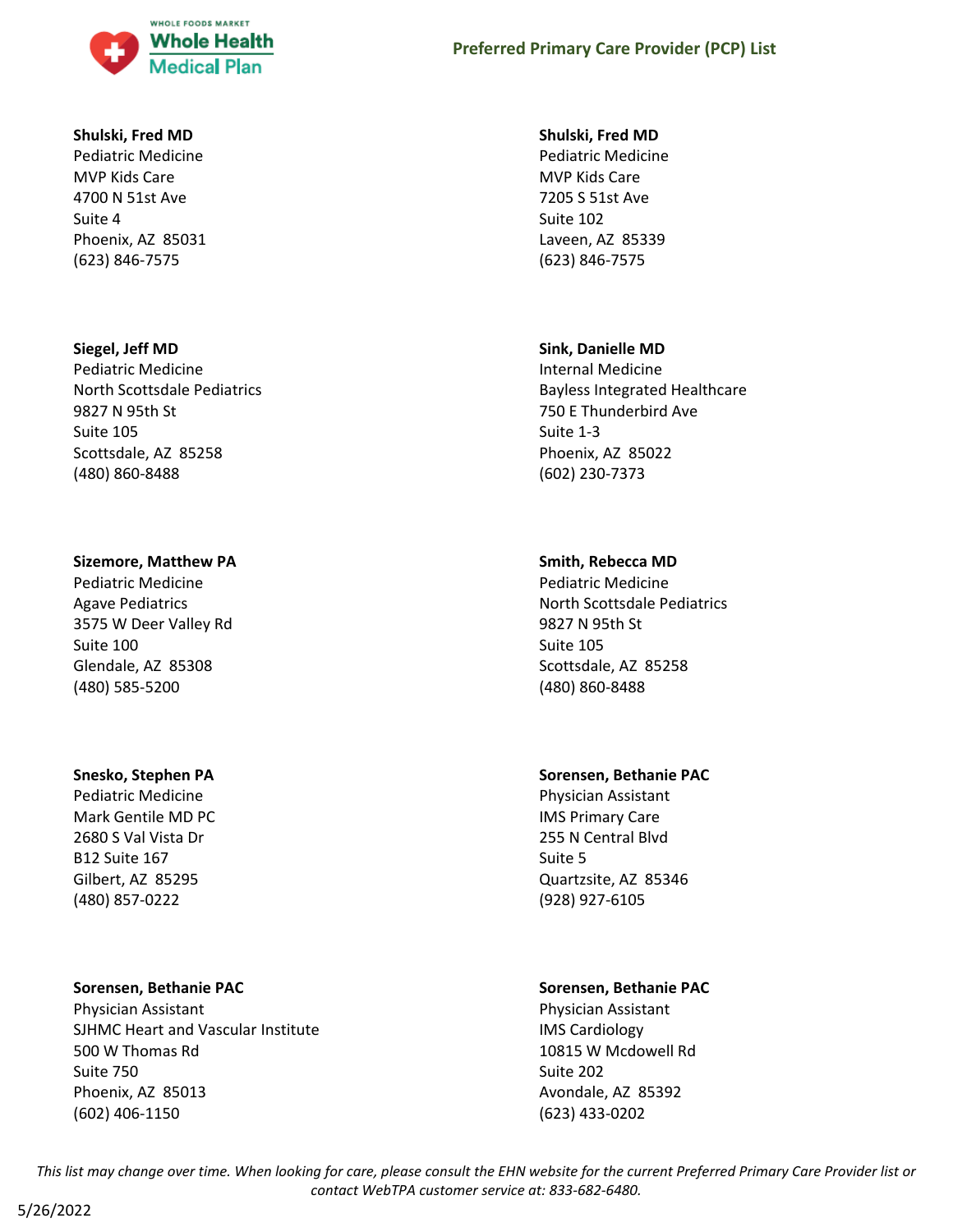**Shulski, Fred MD**
Pediatric Medicine
MVP Kids Care
4700 N 51st Ave
Suite 4
Phoenix, AZ 85031
(623) 846-7575

**Shulski, Fred MD**
Pediatric Medicine
MVP Kids Care
7205 S 51st Ave
Suite 102
Laveen, AZ 85339
(623) 846-7575

**Siegel, Jeff MD**
Pediatric Medicine
North Scottsdale Pediatrics
9827 N 95th St
Suite 105
Scottsdale, AZ 85258
(480) 860-8488

**Sink, Danielle MD**
Internal Medicine
Bayless Integrated Healthcare
750 E Thunderbird Ave
Suite 1-3
Phoenix, AZ 85022
(602) 230-7373

**Sizemore, Matthew PA**
Pediatric Medicine
Agave Pediatrics
3575 W Deer Valley Rd
Suite 100
Glendale, AZ 85308
(480) 585-5200

**Smith, Rebecca MD**
Pediatric Medicine
North Scottsdale Pediatrics
9827 N 95th St
Suite 105
Scottsdale, AZ 85258
(480) 860-8488

**Snesko, Stephen PA**
Pediatric Medicine
Mark Gentile MD PC
2680 S Val Vista Dr
B12 Suite 167
Gilbert, AZ 85295
(480) 857-0222

**Sorensen, Bethanie PAC**
Physician Assistant
IMS Primary Care
255 N Central Blvd
Suite 5
Quartzsite, AZ 85346
(928) 927-6105

**Sorensen, Bethanie PAC**
Physician Assistant
SJHMC Heart and Vascular Institute
500 W Thomas Rd
Suite 750
Phoenix, AZ 85013
(602) 406-1150

**Sorensen, Bethanie PAC**
Physician Assistant
IMS Cardiology
10815 W Mcdowell Rd
Suite 202
Avondale, AZ 85392
(623) 433-0202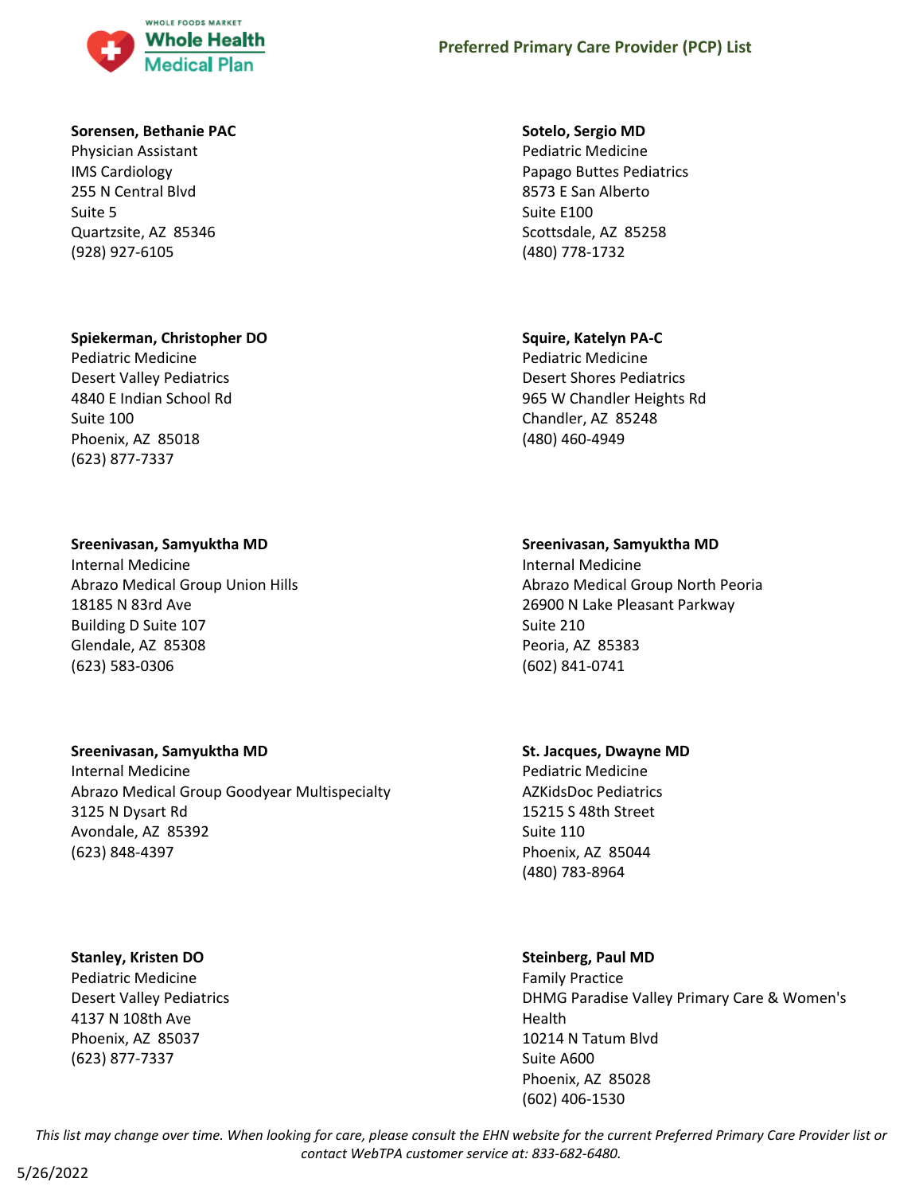## Preferred Primary Care Provider (PCP) List

**Sorensen, Bethanie PAC**
Physician Assistant
IMS Cardiology
255 N Central Blvd
Suite 5
Quartzsite, AZ 85346
(928) 927-6105

**Spiekerman, Christopher DO**
Pediatric Medicine
Desert Valley Pediatrics
4840 E Indian School Rd
Suite 100
Phoenix, AZ 85018
(623) 877-7337

**Sreenivasan, Samyuktha MD**
Internal Medicine
Abrazo Medical Group Union Hills
18185 N 83rd Ave
Building D Suite 107
Glendale, AZ 85308
(623) 583-0306

**Sreenivasan, Samyuktha MD**
Internal Medicine
Abrazo Medical Group Goodyear Multispecialty
3125 N Dysart Rd
Avondale, AZ 85392
(623) 848-4397

**Stanley, Kristen DO**
Pediatric Medicine
Desert Valley Pediatrics
4137 N 108th Ave
Phoenix, AZ 85037
(623) 877-7337

**Sotelo, Sergio MD**
Pediatric Medicine
Papago Buttes Pediatrics
8573 E San Alberto
Suite E100
Scottsdale, AZ 85258
(480) 778-1732

**Squire, Katelyn PA-C**
Pediatric Medicine
Desert Shores Pediatrics
965 W Chandler Heights Rd
Chandler, AZ 85248
(480) 460-4949

**Sreenivasan, Samyuktha MD**
Internal Medicine
Abrazo Medical Group North Peoria
26900 N Lake Pleasant Parkway
Suite 210
Peoria, AZ 85383
(602) 841-0741

**St. Jacques, Dwayne MD**
Pediatric Medicine
AZKidsDoc Pediatrics
15215 S 48th Street
Suite 110
Phoenix, AZ 85044
(480) 783-8964

**Steinberg, Paul MD**
Family Practice
DHMG Paradise Valley Primary Care & Women's Health
10214 N Tatum Blvd
Suite A600
Phoenix, AZ 85028
(602) 406-1530

*This list may change over time. When looking for care, please consult the EHN website for the current Preferred Primary Care Provider list or contact WebTPA customer service at: 833-682-6480.*

5/26/2022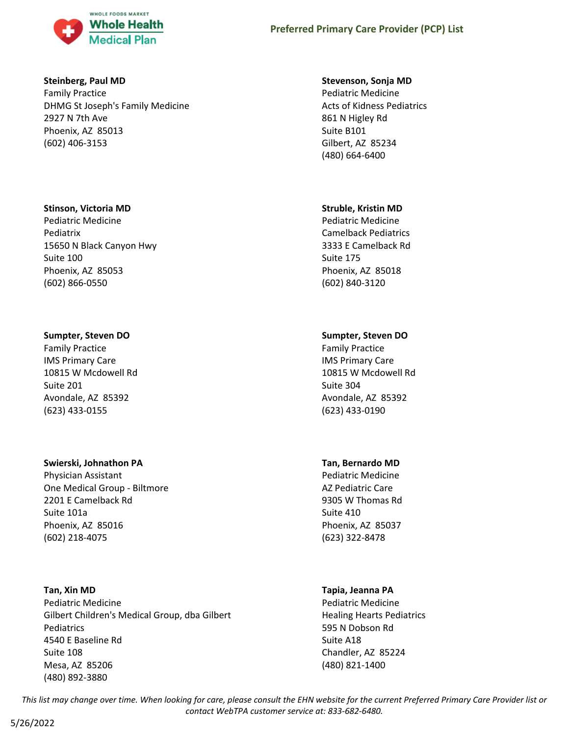**Steinberg, Paul MD**
Family Practice
DHMG St Joseph's Family Medicine
2927 N 7th Ave
Phoenix, AZ 85013
(602) 406-3153

**Stevenson, Sonja MD**
Pediatric Medicine
Acts of Kidness Pediatrics
861 N Higley Rd
Suite B101
Gilbert, AZ 85234
(480) 664-6400

**Stinson, Victoria MD**
Pediatric Medicine
Pediatrix
15650 N Black Canyon Hwy
Suite 100
Phoenix, AZ 85053
(602) 866-0550

**Struble, Kristin MD**
Pediatric Medicine
Camelback Pediatrics
3333 E Camelback Rd
Suite 175
Phoenix, AZ 85018
(602) 840-3120

**Sumpter, Steven DO**
Family Practice
IMS Primary Care
10815 W Mcdowell Rd
Suite 201
Avondale, AZ 85392
(623) 433-0155

**Sumpter, Steven DO**
Family Practice
IMS Primary Care
10815 W Mcdowell Rd
Suite 304
Avondale, AZ 85392
(623) 433-0190

**Swierski, Johnathon PA**
Physician Assistant
One Medical Group - Biltmore
2201 E Camelback Rd
Suite 101a
Phoenix, AZ 85016
(602) 218-4075

**Tan, Bernardo MD**
Pediatric Medicine
AZ Pediatric Care
9305 W Thomas Rd
Suite 410
Phoenix, AZ 85037
(623) 322-8478

**Tan, Xin MD**
Pediatric Medicine
Gilbert Children's Medical Group, dba Gilbert Pediatrics
4540 E Baseline Rd
Suite 108
Mesa, AZ 85206
(480) 892-3880

**Tapia, Jeanna PA**
Pediatric Medicine
Healing Hearts Pediatrics
595 N Dobson Rd
Suite A18
Chandler, AZ 85224
(480) 821-1400

*This list may change over time. When looking for care, please consult the EHN website for the current Preferred Primary Care Provider list or contact WebTPA customer service at: 833-682-6480.*

5/26/2022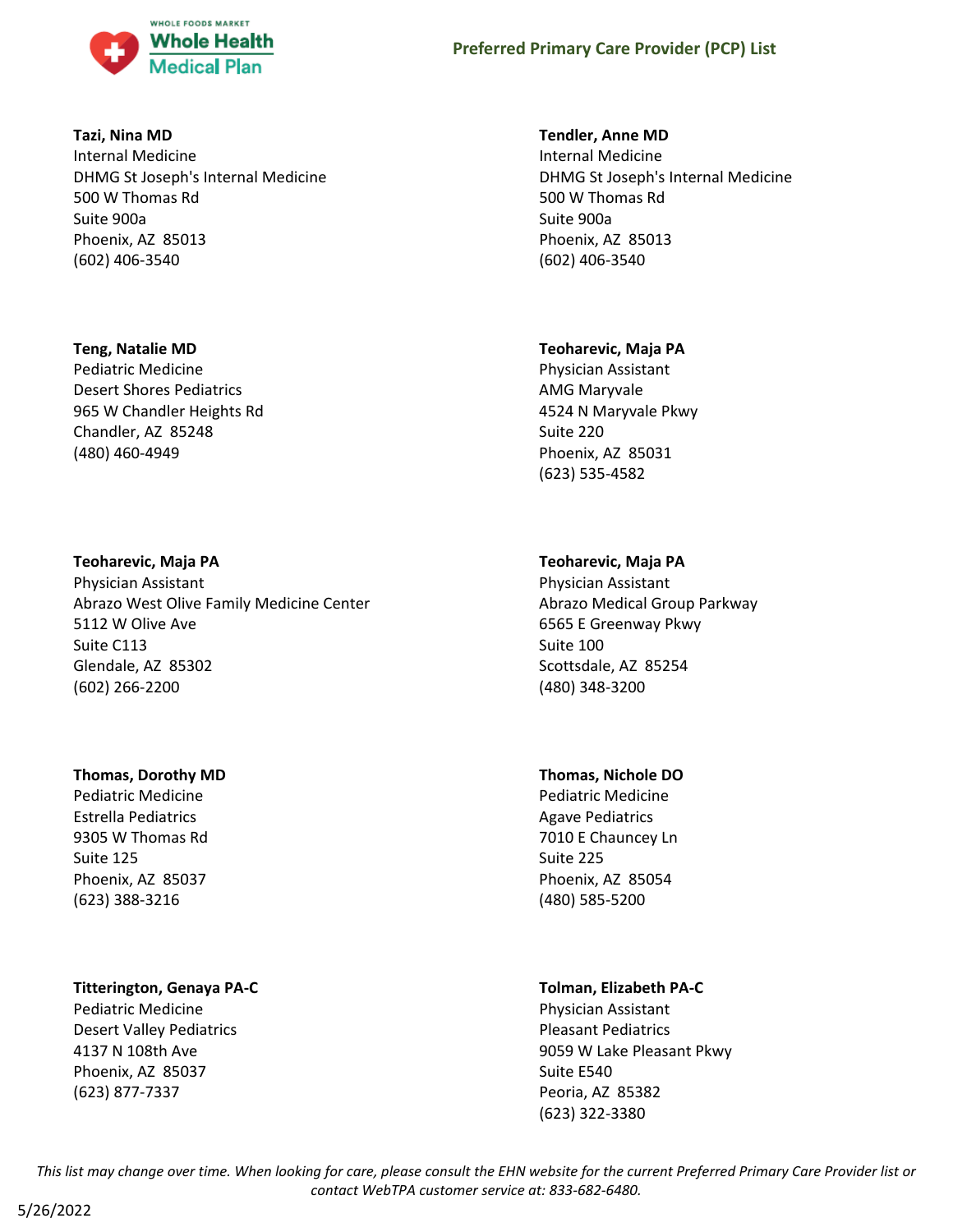**Tazi, Nina MD**
Internal Medicine
DHMG St Joseph's Internal Medicine
500 W Thomas Rd
Suite 900a
Phoenix, AZ 85013
(602) 406-3540

**Tendler, Anne MD**
Internal Medicine
DHMG St Joseph's Internal Medicine
500 W Thomas Rd
Suite 900a
Phoenix, AZ 85013
(602) 406-3540

**Teng, Natalie MD**
Pediatric Medicine
Desert Shores Pediatrics
965 W Chandler Heights Rd
Chandler, AZ 85248
(480) 460-4949

**Teoharevic, Maja PA**
Physician Assistant
AMG Maryvale
4524 N Maryvale Pkwy
Suite 220
Phoenix, AZ 85031
(623) 535-4582

**Teoharevic, Maja PA**
Physician Assistant
Abrazo West Olive Family Medicine Center
5112 W Olive Ave
Suite C113
Glendale, AZ 85302
(602) 266-2200

**Teoharevic, Maja PA**
Physician Assistant
Abrazo Medical Group Parkway
6565 E Greenway Pkwy
Suite 100
Scottsdale, AZ 85254
(480) 348-3200

**Thomas, Dorothy MD**
Pediatric Medicine
Estrella Pediatrics
9305 W Thomas Rd
Suite 125
Phoenix, AZ 85037
(623) 388-3216

**Thomas, Nichole DO**
Pediatric Medicine
Agave Pediatrics
7010 E Chauncey Ln
Suite 225
Phoenix, AZ 85054
(480) 585-5200

**Titterington, Genaya PA-C**
Pediatric Medicine
Desert Valley Pediatrics
4137 N 108th Ave
Phoenix, AZ 85037
(623) 877-7337

**Tolman, Elizabeth PA-C**
Physician Assistant
Pleasant Pediatrics
9059 W Lake Pleasant Pkwy
Suite E540
Peoria, AZ 85382
(623) 322-3380

*This list may change over time. When looking for care, please consult the EHN website for the current Preferred Primary Care Provider list or contact WebTPA customer service at: 833-682-6480.*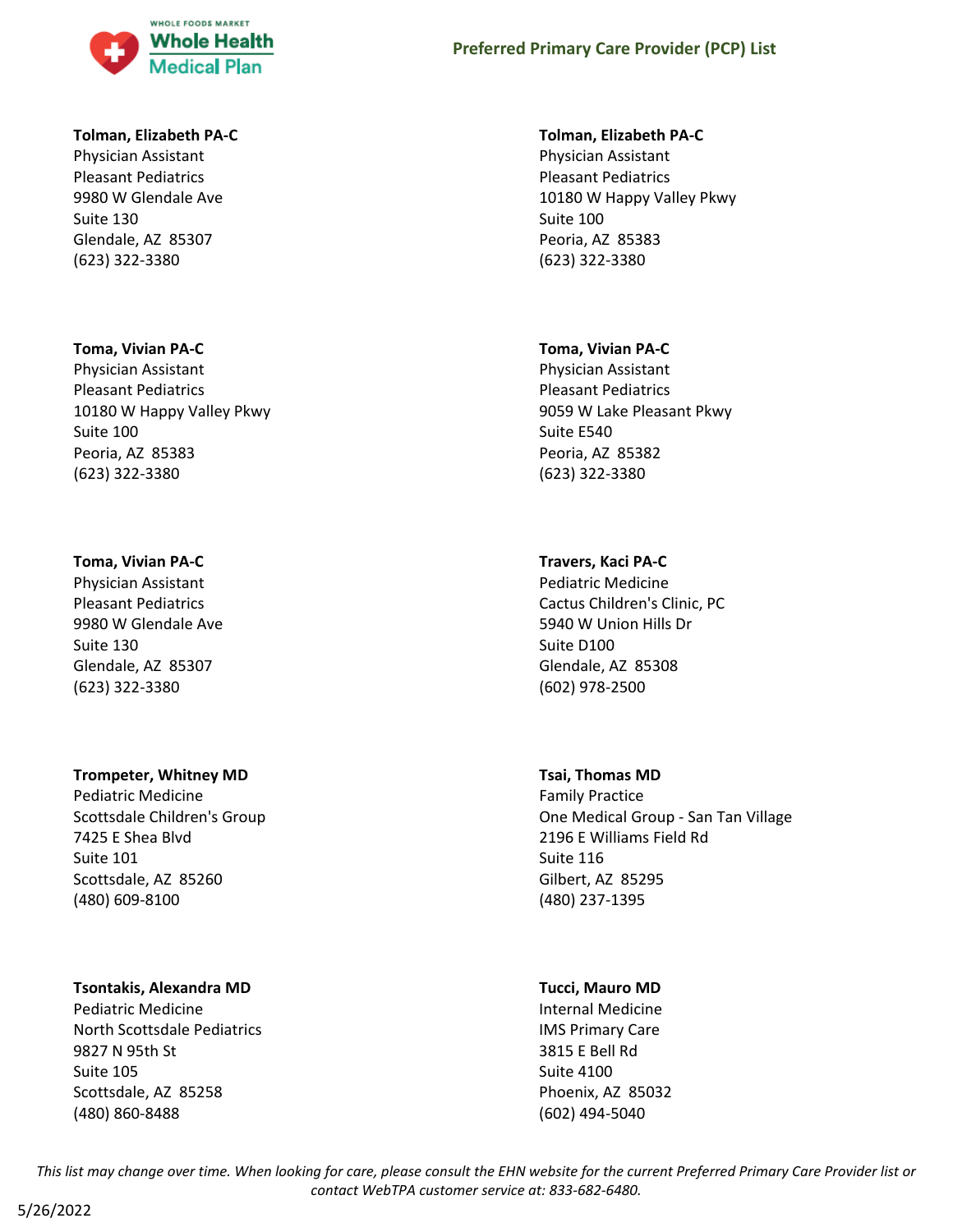**Tolman, Elizabeth PA-C**
Physician Assistant
Pleasant Pediatrics
9980 W Glendale Ave
Suite 130
Glendale, AZ 85307
(623) 322-3380

**Tolman, Elizabeth PA-C**
Physician Assistant
Pleasant Pediatrics
10180 W Happy Valley Pkwy
Suite 100
Peoria, AZ 85383
(623) 322-3380

**Toma, Vivian PA-C**
Physician Assistant
Pleasant Pediatrics
10180 W Happy Valley Pkwy
Suite 100
Peoria, AZ 85383
(623) 322-3380

**Toma, Vivian PA-C**
Physician Assistant
Pleasant Pediatrics
9059 W Lake Pleasant Pkwy
Suite E540
Peoria, AZ 85382
(623) 322-3380

**Toma, Vivian PA-C**
Physician Assistant
Pleasant Pediatrics
9980 W Glendale Ave
Suite 130
Glendale, AZ 85307
(623) 322-3380

**Travers, Kaci PA-C**
Pediatric Medicine
Cactus Children's Clinic, PC
5940 W Union Hills Dr
Suite D100
Glendale, AZ 85308
(602) 978-2500

**Trompeter, Whitney MD**
Pediatric Medicine
Scottsdale Children's Group
7425 E Shea Blvd
Suite 101
Scottsdale, AZ 85260
(480) 609-8100

**Tsai, Thomas MD**
Family Practice
One Medical Group - San Tan Village
2196 E Williams Field Rd
Suite 116
Gilbert, AZ 85295
(480) 237-1395

**Tsontakis, Alexandra MD**
Pediatric Medicine
North Scottsdale Pediatrics
9827 N 95th St
Suite 105
Scottsdale, AZ 85258
(480) 860-8488

**Tucci, Mauro MD**
Internal Medicine
IMS Primary Care
3815 E Bell Rd
Suite 4100
Phoenix, AZ 85032
(602) 494-5040

*This list may change over time. When looking for care, please consult the EHN website for the current Preferred Primary Care Provider list or contact WebTPA customer service at: 833-682-6480.*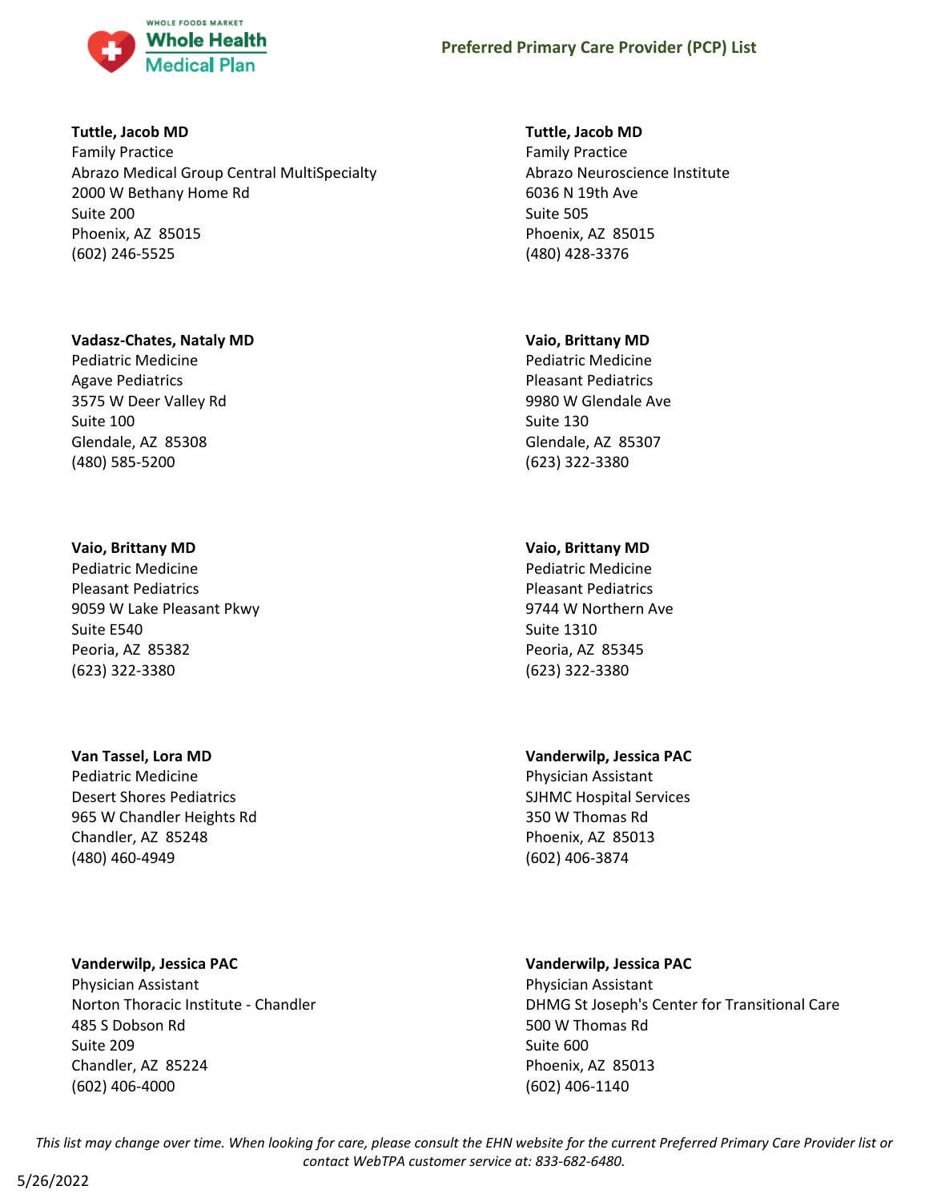**Tuttle, Jacob MD**
Family Practice
Abrazo Medical Group Central MultiSpecialty
2000 W Bethany Home Rd
Suite 200
Phoenix, AZ 85015
(602) 246-5525

**Tuttle, Jacob MD**
Family Practice
Abrazo Neuroscience Institute
6036 N 19th Ave
Suite 505
Phoenix, AZ 85015
(480) 428-3376

**Vadasz-Chates, Nataly MD**
Pediatric Medicine
Agave Pediatrics
3575 W Deer Valley Rd
Suite 100
Glendale, AZ 85308
(480) 585-5200

**Vaio, Brittany MD**
Pediatric Medicine
Pleasant Pediatrics
9980 W Glendale Ave
Suite 130
Glendale, AZ 85307
(623) 322-3380

**Vaio, Brittany MD**
Pediatric Medicine
Pleasant Pediatrics
9059 W Lake Pleasant Pkwy
Suite E540
Peoria, AZ 85382
(623) 322-3380

**Vaio, Brittany MD**
Pediatric Medicine
Pleasant Pediatrics
9744 W Northern Ave
Suite 1310
Peoria, AZ 85345
(623) 322-3380

**Van Tassel, Lora MD**
Pediatric Medicine
Desert Shores Pediatrics
965 W Chandler Heights Rd
Chandler, AZ 85248
(480) 460-4949

**Vanderwilp, Jessica PAC**
Physician Assistant
SJHMC Hospital Services
350 W Thomas Rd
Phoenix, AZ 85013
(602) 406-3874

**Vanderwilp, Jessica PAC**
Physician Assistant
Norton Thoracic Institute - Chandler
485 S Dobson Rd
Suite 209
Chandler, AZ 85224
(602) 406-4000

**Vanderwilp, Jessica PAC**
Physician Assistant
DHMG St Joseph's Center for Transitional Care
500 W Thomas Rd
Suite 600
Phoenix, AZ 85013
(602) 406-1140

*This list may change over time. When looking for care, please consult the EHN website for the current Preferred Primary Care Provider list or contact WebTPA customer service at: 833-682-6480.*

5/26/2022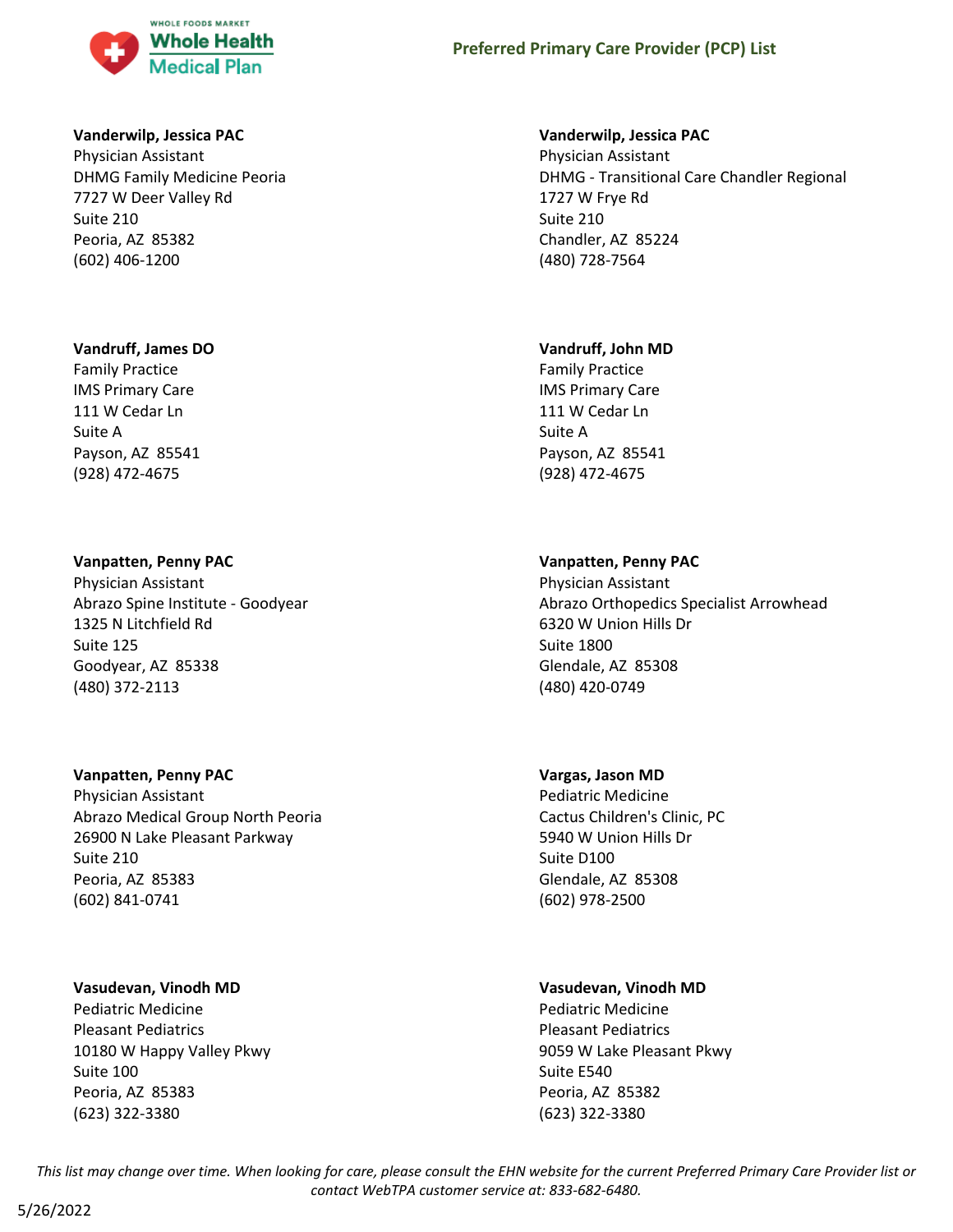**Vanderwilp, Jessica PAC**
Physician Assistant
DHMG Family Medicine Peoria
7727 W Deer Valley Rd
Suite 210
Peoria, AZ 85382
(602) 406-1200

**Vanderwilp, Jessica PAC**
Physician Assistant
DHMG - Transitional Care Chandler Regional
1727 W Frye Rd
Suite 210
Chandler, AZ 85224
(480) 728-7564

**Vandruff, James DO**
Family Practice
IMS Primary Care
111 W Cedar Ln
Suite A
Payson, AZ 85541
(928) 472-4675

**Vandruff, John MD**
Family Practice
IMS Primary Care
111 W Cedar Ln
Suite A
Payson, AZ 85541
(928) 472-4675

**Vanpatten, Penny PAC**
Physician Assistant
Abrazo Spine Institute - Goodyear
1325 N Litchfield Rd
Suite 125
Goodyear, AZ 85338
(480) 372-2113

**Vanpatten, Penny PAC**
Physician Assistant
Abrazo Orthopedics Specialist Arrowhead
6320 W Union Hills Dr
Suite 1800
Glendale, AZ 85308
(480) 420-0749

**Vanpatten, Penny PAC**
Physician Assistant
Abrazo Medical Group North Peoria
26900 N Lake Pleasant Parkway
Suite 210
Peoria, AZ 85383
(602) 841-0741

**Vargas, Jason MD**
Pediatric Medicine
Cactus Children's Clinic, PC
5940 W Union Hills Dr
Suite D100
Glendale, AZ 85308
(602) 978-2500

**Vasudevan, Vinodh MD**
Pediatric Medicine
Pleasant Pediatrics
10180 W Happy Valley Pkwy
Suite 100
Peoria, AZ 85383
(623) 322-3380

**Vasudevan, Vinodh MD**
Pediatric Medicine
Pleasant Pediatrics
9059 W Lake Pleasant Pkwy
Suite E540
Peoria, AZ 85382
(623) 322-3380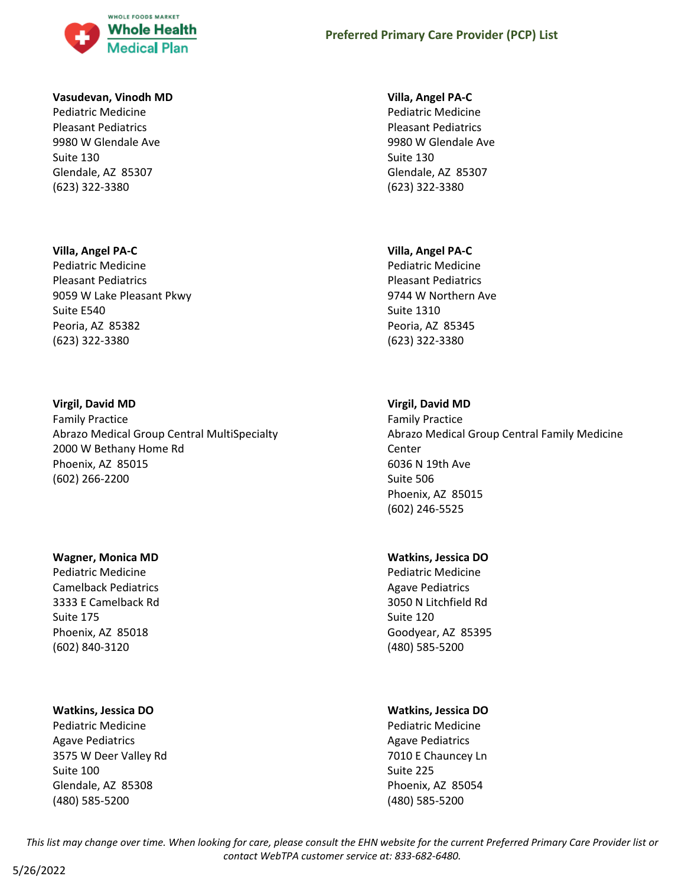**Vasudevan, Vinodh MD**
Pediatric Medicine
Pleasant Pediatrics
9980 W Glendale Ave
Suite 130
Glendale, AZ 85307
(623) 322-3380

**Villa, Angel PA-C**
Pediatric Medicine
Pleasant Pediatrics
9980 W Glendale Ave
Suite 130
Glendale, AZ 85307
(623) 322-3380

**Villa, Angel PA-C**
Pediatric Medicine
Pleasant Pediatrics
9059 W Lake Pleasant Pkwy
Suite E540
Peoria, AZ 85382
(623) 322-3380

**Villa, Angel PA-C**
Pediatric Medicine
Pleasant Pediatrics
9744 W Northern Ave
Suite 1310
Peoria, AZ 85345
(623) 322-3380

**Virgil, David MD**
Family Practice
Abrazo Medical Group Central MultiSpecialty
2000 W Bethany Home Rd
Phoenix, AZ 85015
(602) 266-2200

**Virgil, David MD**
Family Practice
Abrazo Medical Group Central Family Medicine Center
6036 N 19th Ave
Suite 506
Phoenix, AZ 85015
(602) 246-5525

**Wagner, Monica MD**
Pediatric Medicine
Camelback Pediatrics
3333 E Camelback Rd
Suite 175
Phoenix, AZ 85018
(602) 840-3120

**Watkins, Jessica DO**
Pediatric Medicine
Agave Pediatrics
3050 N Litchfield Rd
Suite 120
Goodyear, AZ 85395
(480) 585-5200

**Watkins, Jessica DO**
Pediatric Medicine
Agave Pediatrics
3575 W Deer Valley Rd
Suite 100
Glendale, AZ 85308
(480) 585-5200

**Watkins, Jessica DO**
Pediatric Medicine
Agave Pediatrics
7010 E Chauncey Ln
Suite 225
Phoenix, AZ 85054
(480) 585-5200

*This list may change over time. When looking for care, please consult the EHN website for the current Preferred Primary Care Provider list or contact WebTPA customer service at: 833-682-6480.*

5/26/2022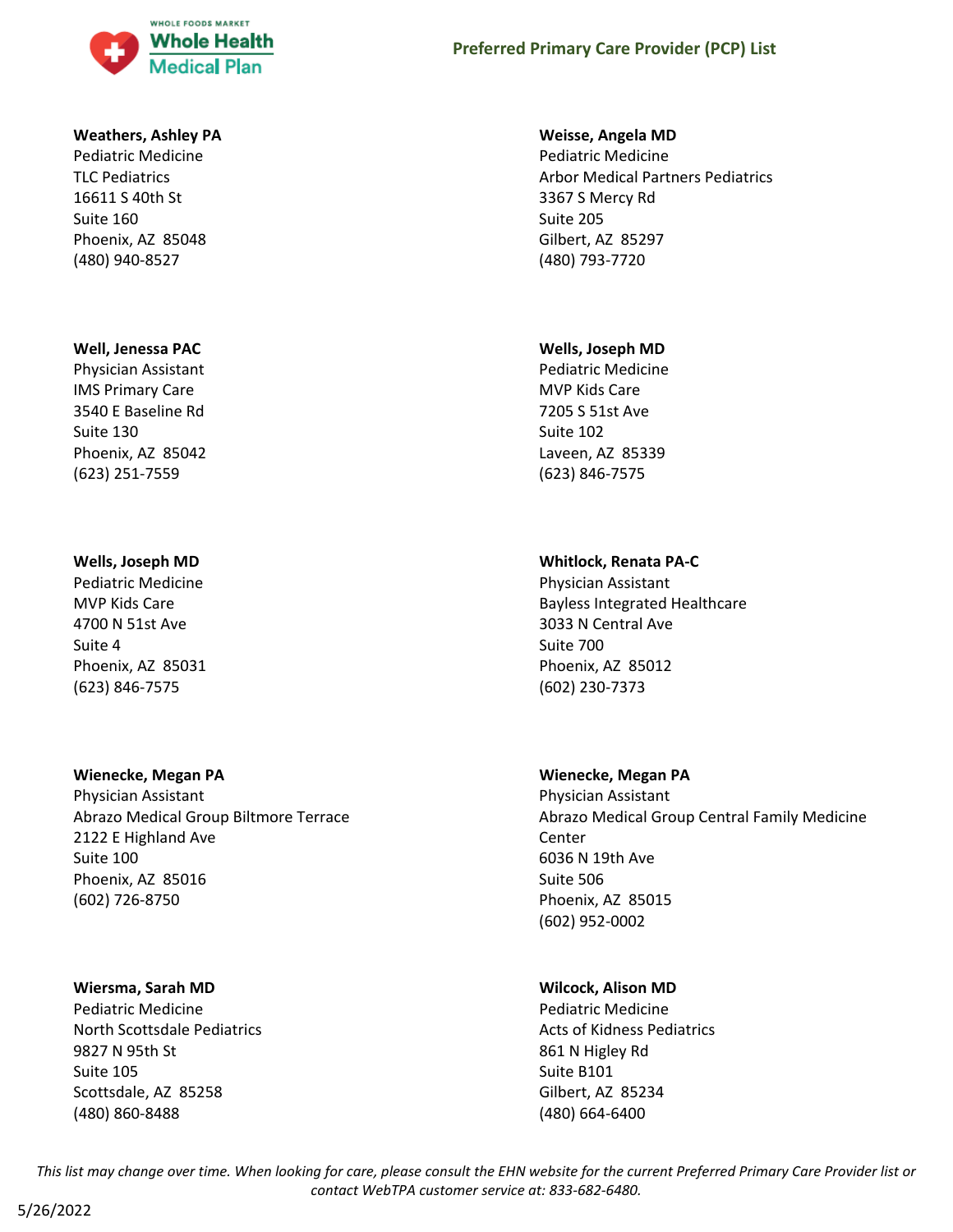**Weathers, Ashley PA**
Pediatric Medicine
TLC Pediatrics
16611 S 40th St
Suite 160
Phoenix, AZ 85048
(480) 940-8527

**Weisse, Angela MD**
Pediatric Medicine
Arbor Medical Partners Pediatrics
3367 S Mercy Rd
Suite 205
Gilbert, AZ 85297
(480) 793-7720

**Well, Jenessa PAC**
Physician Assistant
IMS Primary Care
3540 E Baseline Rd
Suite 130
Phoenix, AZ 85042
(623) 251-7559

**Wells, Joseph MD**
Pediatric Medicine
MVP Kids Care
7205 S 51st Ave
Suite 102
Laveen, AZ 85339
(623) 846-7575

**Wells, Joseph MD**
Pediatric Medicine
MVP Kids Care
4700 N 51st Ave
Suite 4
Phoenix, AZ 85031
(623) 846-7575

**Whitlock, Renata PA-C**
Physician Assistant
Bayless Integrated Healthcare
3033 N Central Ave
Suite 700
Phoenix, AZ 85012
(602) 230-7373

**Wienecke, Megan PA**
Physician Assistant
Abrazo Medical Group Biltmore Terrace
2122 E Highland Ave
Suite 100
Phoenix, AZ 85016
(602) 726-8750

**Wienecke, Megan PA**
Physician Assistant
Abrazo Medical Group Central Family Medicine Center
6036 N 19th Ave
Suite 506
Phoenix, AZ 85015
(602) 952-0002

**Wiersma, Sarah MD**
Pediatric Medicine
North Scottsdale Pediatrics
9827 N 95th St
Suite 105
Scottsdale, AZ 85258
(480) 860-8488

**Wilcock, Alison MD**
Pediatric Medicine
Acts of Kidness Pediatrics
861 N Higley Rd
Suite B101
Gilbert, AZ 85234
(480) 664-6400

*This list may change over time. When looking for care, please consult the EHN website for the current Preferred Primary Care Provider list or contact WebTPA customer service at: 833-682-6480.*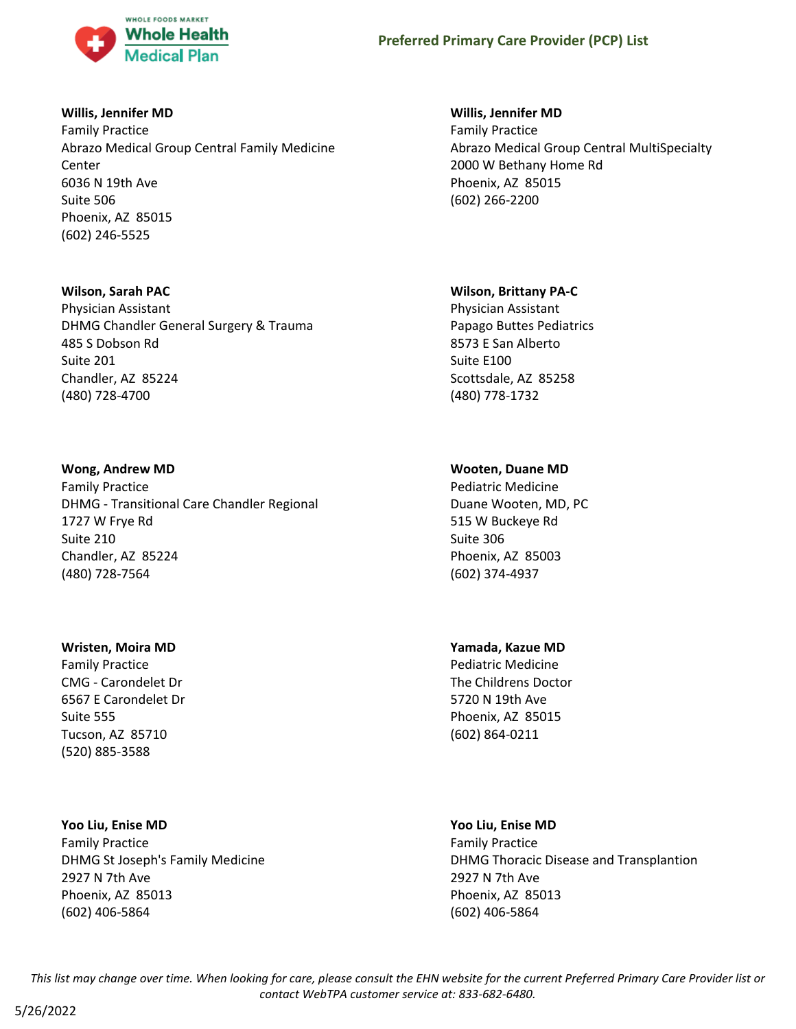**Willis, Jennifer MD**
Family Practice
Abrazo Medical Group Central Family Medicine Center
6036 N 19th Ave
Suite 506
Phoenix, AZ 85015
(602) 246-5525

**Willis, Jennifer MD**
Family Practice
Abrazo Medical Group Central MultiSpecialty
2000 W Bethany Home Rd
Phoenix, AZ 85015
(602) 266-2200

**Wilson, Sarah PAC**
Physician Assistant
DHMG Chandler General Surgery & Trauma
485 S Dobson Rd
Suite 201
Chandler, AZ 85224
(480) 728-4700

**Wilson, Brittany PA-C**
Physician Assistant
Papago Buttes Pediatrics
8573 E San Alberto
Suite E100
Scottsdale, AZ 85258
(480) 778-1732

**Wong, Andrew MD**
Family Practice
DHMG - Transitional Care Chandler Regional
1727 W Frye Rd
Suite 210
Chandler, AZ 85224
(480) 728-7564

**Wooten, Duane MD**
Pediatric Medicine
Duane Wooten, MD, PC
515 W Buckeye Rd
Suite 306
Phoenix, AZ 85003
(602) 374-4937

**Wristen, Moira MD**
Family Practice
CMG - Carondelet Dr
6567 E Carondelet Dr
Suite 555
Tucson, AZ 85710
(520) 885-3588

**Yamada, Kazue MD**
Pediatric Medicine
The Childrens Doctor
5720 N 19th Ave
Phoenix, AZ 85015
(602) 864-0211

**Yoo Liu, Enise MD**
Family Practice
DHMG St Joseph's Family Medicine
2927 N 7th Ave
Phoenix, AZ 85013
(602) 406-5864

**Yoo Liu, Enise MD**
Family Practice
DHMG Thoracic Disease and Transplantion
2927 N 7th Ave
Phoenix, AZ 85013
(602) 406-5864

*This list may change over time. When looking for care, please consult the EHN website for the current Preferred Primary Care Provider list or contact WebTPA customer service at: 833-682-6480.*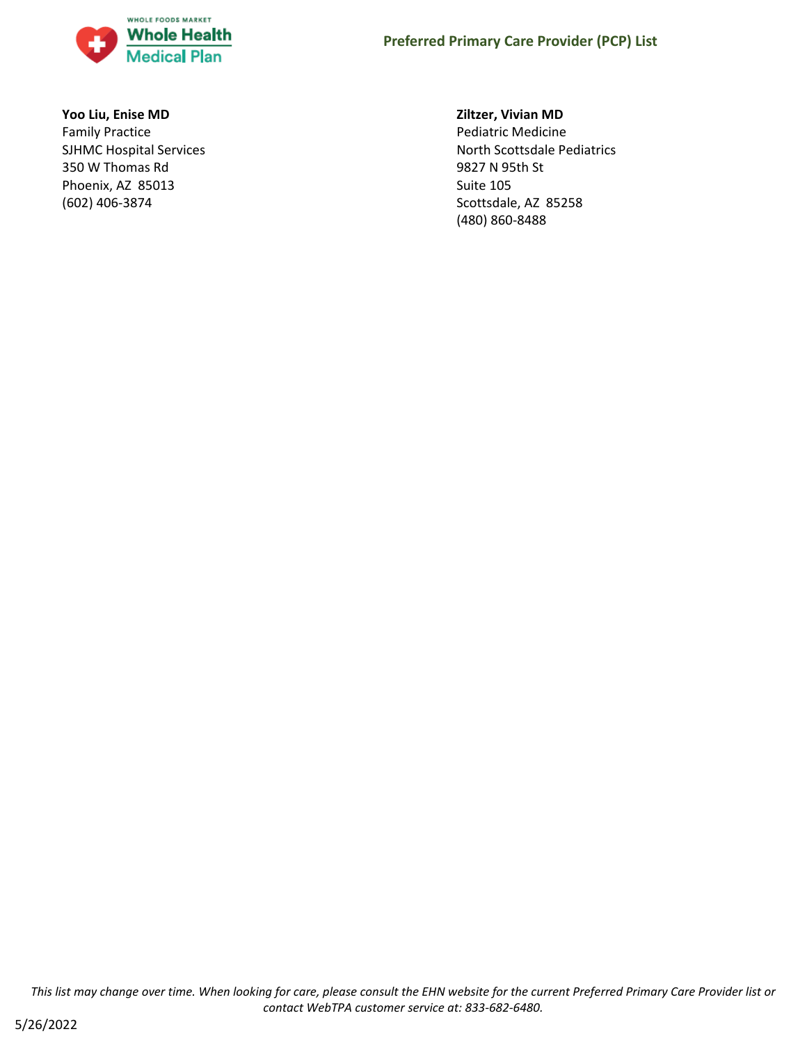**Yoo Liu, Enise MD**
Family Practice
SJHMC Hospital Services
350 W Thomas Rd
Phoenix, AZ 85013
(602) 406-3874

**Ziltzer, Vivian MD**
Pediatric Medicine
North Scottsdale Pediatrics
9827 N 95th St
Suite 105
Scottsdale, AZ 85258
(480) 860-8488

*This list may change over time. When looking for care, please consult the EHN website for the current Preferred Primary Care Provider list or contact WebTPA customer service at: 833-682-6480.*

5/26/2022